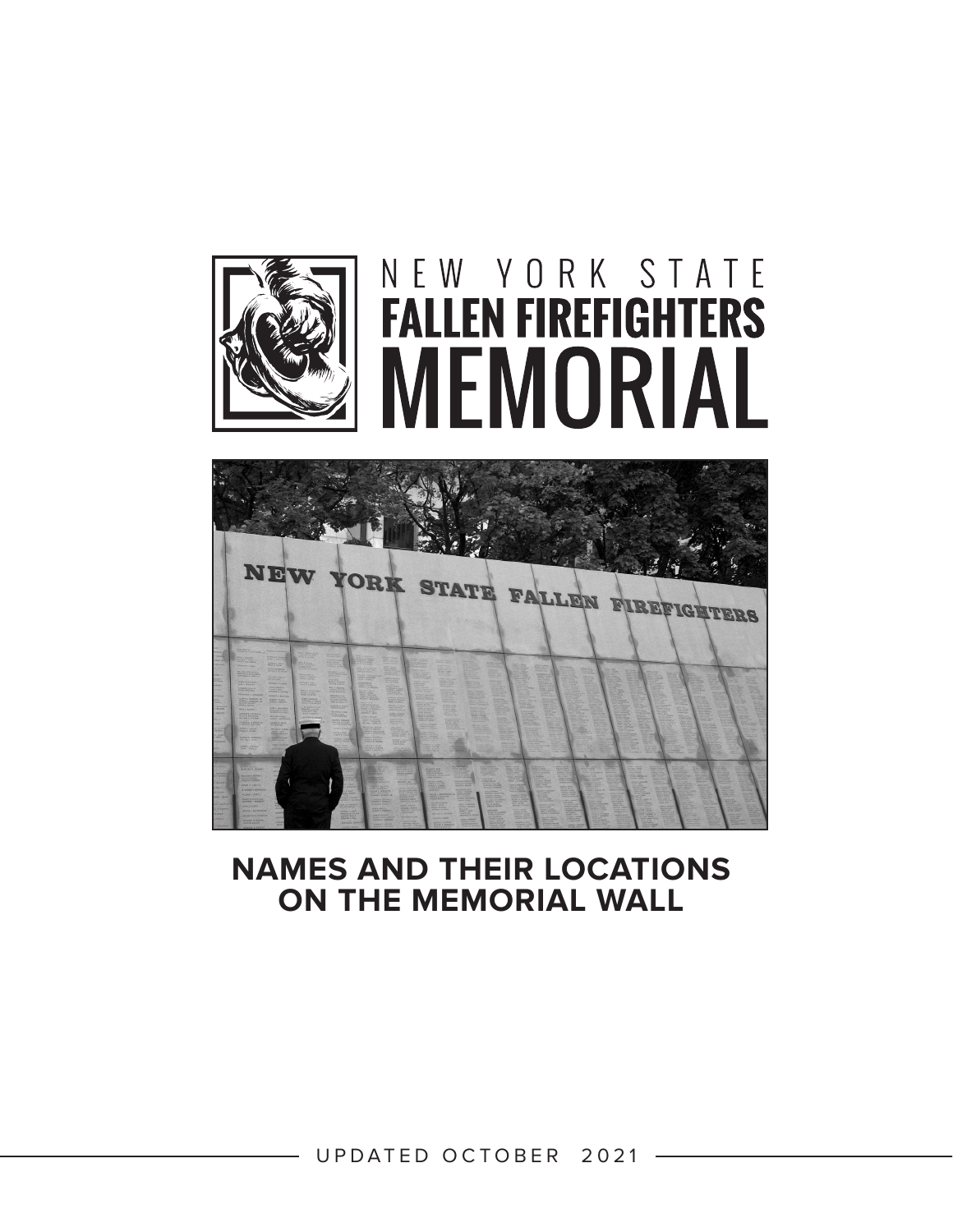# NEW YORK STATE FALLEN FIREFIGHTERS MEMORIAL

## NAMES AND THEIR LOCATIONS ON THE MEMORIAL WALL

UPDATED OCTOBER 2021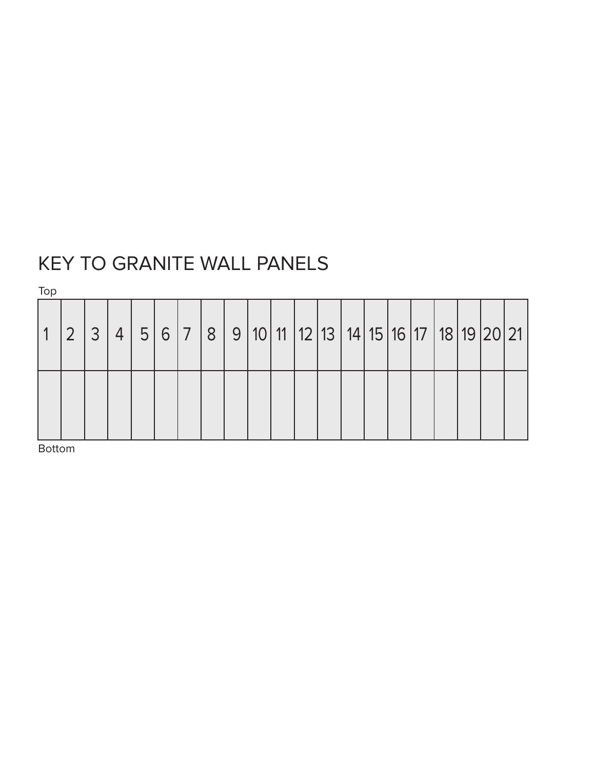# KEY TO GRANITE WALL PANELS

Top

| 1 | 2 | 3 | 4 | 5 | 6 | 7 | 8 | 9 | 10 | 11 | 12 | 13 | 14 | 15 | 16 | 17 | 18 | 19 | 20 | 21 |
|---|---|---|---|---|---|---|---|---|---|---|---|---|---|---|---|---|---|---|---|---|
| | | | | | | | | | | | | | | | | | | | | |

Bottom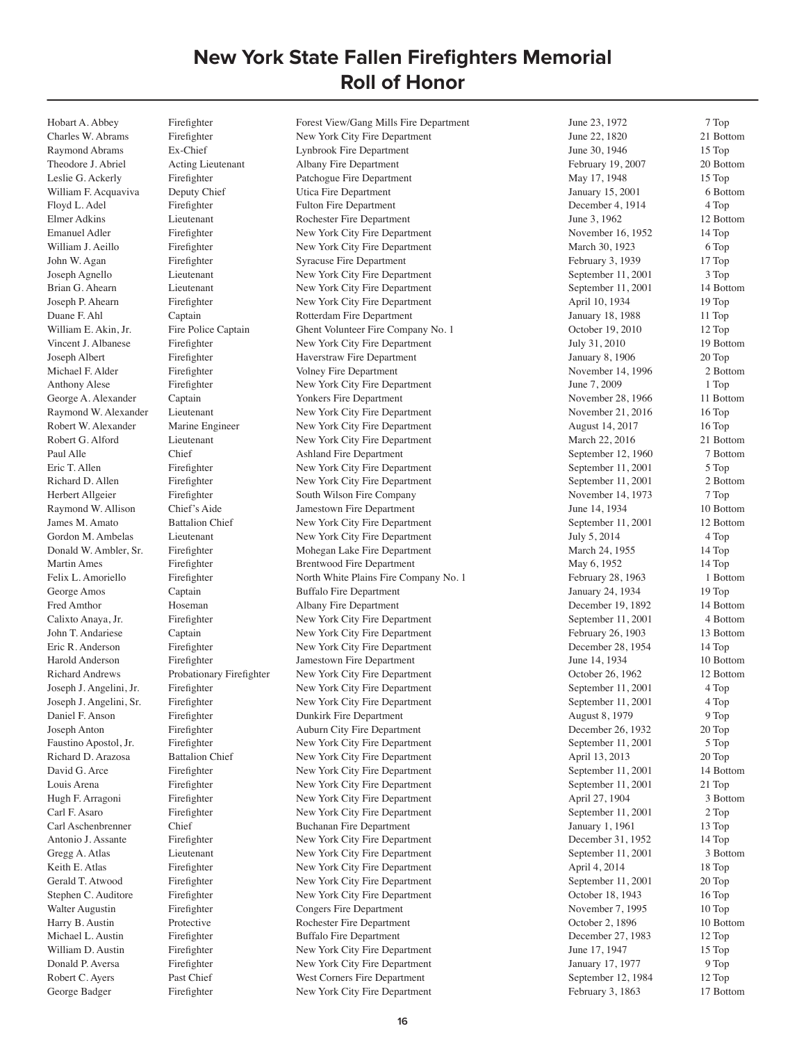# New York State Fallen Firefighters Memorial
# Roll of Honor

| Name | Rank | Department | Date | Location |
|---|---|---|---|---|
| Hobart A. Abbey | Firefighter | Forest View/Gang Mills Fire Department | June 23, 1972 | 7 Top |
| Charles W. Abrams | Firefighter | New York City Fire Department | June 22, 1820 | 21 Bottom |
| Raymond Abrams | Ex-Chief | Lynbrook Fire Department | June 30, 1946 | 15 Top |
| Theodore J. Abriel | Acting Lieutenant | Albany Fire Department | February 19, 2007 | 20 Bottom |
| Leslie G. Ackerly | Firefighter | Patchogue Fire Department | May 17, 1948 | 15 Top |
| William F. Acquaviva | Deputy Chief | Utica Fire Department | January 15, 2001 | 6 Bottom |
| Floyd L. Adel | Firefighter | Fulton Fire Department | December 4, 1914 | 4 Top |
| Elmer Adkins | Lieutenant | Rochester Fire Department | June 3, 1962 | 12 Bottom |
| Emanuel Adler | Firefighter | New York City Fire Department | November 16, 1952 | 14 Top |
| William J. Aeillo | Firefighter | New York City Fire Department | March 30, 1923 | 6 Top |
| John W. Agan | Firefighter | Syracuse Fire Department | February 3, 1939 | 17 Top |
| Joseph Agnello | Lieutenant | New York City Fire Department | September 11, 2001 | 3 Top |
| Brian G. Ahearn | Lieutenant | New York City Fire Department | September 11, 2001 | 14 Bottom |
| Joseph P. Ahearn | Firefighter | New York City Fire Department | April 10, 1934 | 19 Top |
| Duane F. Ahl | Captain | Rotterdam Fire Department | January 18, 1988 | 11 Top |
| William E. Akin, Jr. | Fire Police Captain | Ghent Volunteer Fire Company No. 1 | October 19, 2010 | 12 Top |
| Vincent J. Albanese | Firefighter | New York City Fire Department | July 31, 2010 | 19 Bottom |
| Joseph Albert | Firefighter | Haverstraw Fire Department | January 8, 1906 | 20 Top |
| Michael F. Alder | Firefighter | Volney Fire Department | November 14, 1996 | 2 Bottom |
| Anthony Alese | Firefighter | New York City Fire Department | June 7, 2009 | 1 Top |
| George A. Alexander | Captain | Yonkers Fire Department | November 28, 1966 | 11 Bottom |
| Raymond W. Alexander | Lieutenant | New York City Fire Department | November 21, 2016 | 16 Top |
| Robert W. Alexander | Marine Engineer | New York City Fire Department | August 14, 2017 | 16 Top |
| Robert G. Alford | Lieutenant | New York City Fire Department | March 22, 2016 | 21 Bottom |
| Paul Alle | Chief | Ashland Fire Department | September 12, 1960 | 7 Bottom |
| Eric T. Allen | Firefighter | New York City Fire Department | September 11, 2001 | 5 Top |
| Richard D. Allen | Firefighter | New York City Fire Department | September 11, 2001 | 2 Bottom |
| Herbert Allgeier | Firefighter | South Wilson Fire Company | November 14, 1973 | 7 Top |
| Raymond W. Allison | Chief's Aide | Jamestown Fire Department | June 14, 1934 | 10 Bottom |
| James M. Amato | Battalion Chief | New York City Fire Department | September 11, 2001 | 12 Bottom |
| Gordon M. Ambelas | Lieutenant | New York City Fire Department | July 5, 2014 | 4 Top |
| Donald W. Ambler, Sr. | Firefighter | Mohegan Lake Fire Department | March 24, 1955 | 14 Top |
| Martin Ames | Firefighter | Brentwood Fire Department | May 6, 1952 | 14 Top |
| Felix L. Amoriello | Firefighter | North White Plains Fire Company No. 1 | February 28, 1963 | 1 Bottom |
| George Amos | Captain | Buffalo Fire Department | January 24, 1934 | 19 Top |
| Fred Amthor | Hoseman | Albany Fire Department | December 19, 1892 | 14 Bottom |
| Calixto Anaya, Jr. | Firefighter | New York City Fire Department | September 11, 2001 | 4 Bottom |
| John T. Andariese | Captain | New York City Fire Department | February 26, 1903 | 13 Bottom |
| Eric R. Anderson | Firefighter | New York City Fire Department | December 28, 1954 | 14 Top |
| Harold Anderson | Firefighter | Jamestown Fire Department | June 14, 1934 | 10 Bottom |
| Richard Andrews | Probationary Firefighter | New York City Fire Department | October 26, 1962 | 12 Bottom |
| Joseph J. Angelini, Jr. | Firefighter | New York City Fire Department | September 11, 2001 | 4 Top |
| Joseph J. Angelini, Sr. | Firefighter | New York City Fire Department | September 11, 2001 | 4 Top |
| Daniel F. Anson | Firefighter | Dunkirk Fire Department | August 8, 1979 | 9 Top |
| Joseph Anton | Firefighter | Auburn City Fire Department | December 26, 1932 | 20 Top |
| Faustino Apostol, Jr. | Firefighter | New York City Fire Department | September 11, 2001 | 5 Top |
| Richard D. Arazosa | Battalion Chief | New York City Fire Department | April 13, 2013 | 20 Top |
| David G. Arce | Firefighter | New York City Fire Department | September 11, 2001 | 14 Bottom |
| Louis Arena | Firefighter | New York City Fire Department | September 11, 2001 | 21 Top |
| Hugh F. Arragoni | Firefighter | New York City Fire Department | April 27, 1904 | 3 Bottom |
| Carl F. Asaro | Firefighter | New York City Fire Department | September 11, 2001 | 2 Top |
| Carl Aschenbrenner | Chief | Buchanan Fire Department | January 1, 1961 | 13 Top |
| Antonio J. Assante | Firefighter | New York City Fire Department | December 31, 1952 | 14 Top |
| Gregg A. Atlas | Lieutenant | New York City Fire Department | September 11, 2001 | 3 Bottom |
| Keith E. Atlas | Firefighter | New York City Fire Department | April 4, 2014 | 18 Top |
| Gerald T. Atwood | Firefighter | New York City Fire Department | September 11, 2001 | 20 Top |
| Stephen C. Auditore | Firefighter | New York City Fire Department | October 18, 1943 | 16 Top |
| Walter Augustin | Firefighter | Congers Fire Department | November 7, 1995 | 10 Top |
| Harry B. Austin | Protective | Rochester Fire Department | October 2, 1896 | 10 Bottom |
| Michael L. Austin | Firefighter | Buffalo Fire Department | December 27, 1983 | 12 Top |
| William D. Austin | Firefighter | New York City Fire Department | June 17, 1947 | 15 Top |
| Donald P. Aversa | Firefighter | New York City Fire Department | January 17, 1977 | 9 Top |
| Robert C. Ayers | Past Chief | West Corners Fire Department | September 12, 1984 | 12 Top |
| George Badger | Firefighter | New York City Fire Department | February 3, 1863 | 17 Bottom |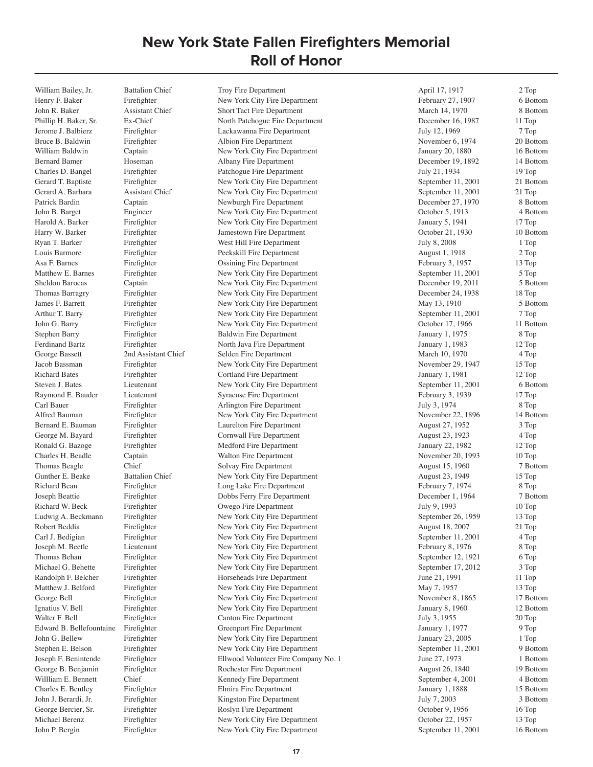# New York State Fallen Firefighters Memorial
## Roll of Honor

| | | | | |
|---|---|---|---|---|
| William Bailey, Jr. | Battalion Chief | Troy Fire Department | April 17, 1917 | 2 Top |
| Henry F. Baker | Firefighter | New York City Fire Department | February 27, 1907 | 6 Bottom |
| John R. Baker | Assistant Chief | Short Tact Fire Department | March 14, 1970 | 8 Bottom |
| Phillip H. Baker, Sr. | Ex-Chief | North Patchogue Fire Department | December 16, 1987 | 11 Top |
| Jerome J. Balbierz | Firefighter | Lackawanna Fire Department | July 12, 1969 | 7 Top |
| Bruce B. Baldwin | Firefighter | Albion Fire Department | November 6, 1974 | 20 Bottom |
| William Baldwin | Captain | New York City Fire Department | January 20, 1880 | 16 Bottom |
| Bernard Bamer | Hoseman | Albany Fire Department | December 19, 1892 | 14 Bottom |
| Charles D. Bangel | Firefighter | Patchogue Fire Department | July 21, 1934 | 19 Top |
| Gerard T. Baptiste | Firefighter | New York City Fire Department | September 11, 2001 | 21 Bottom |
| Gerard A. Barbara | Assistant Chief | New York City Fire Department | September 11, 2001 | 21 Top |
| Patrick Bardin | Captain | Newburgh Fire Department | December 27, 1970 | 8 Bottom |
| John B. Barget | Engineer | New York City Fire Department | October 5, 1913 | 4 Bottom |
| Harold A. Barker | Firefighter | New York City Fire Department | January 5, 1941 | 17 Top |
| Harry W. Barker | Firefighter | Jamestown Fire Department | October 21, 1930 | 10 Bottom |
| Ryan T. Barker | Firefighter | West Hill Fire Department | July 8, 2008 | 1 Top |
| Louis Barmore | Firefighter | Peekskill Fire Department | August 1, 1918 | 2 Top |
| Asa F. Barnes | Firefighter | Ossining Fire Department | February 3, 1957 | 13 Top |
| Matthew E. Barnes | Firefighter | New York City Fire Department | September 11, 2001 | 5 Top |
| Sheldon Barocas | Captain | New York City Fire Department | December 19, 2011 | 5 Bottom |
| Thomas Barragry | Firefighter | New York City Fire Department | December 24, 1938 | 18 Top |
| James F. Barrett | Firefighter | New York City Fire Department | May 13, 1910 | 5 Bottom |
| Arthur T. Barry | Firefighter | New York City Fire Department | September 11, 2001 | 7 Top |
| John G. Barry | Firefighter | New York City Fire Department | October 17, 1966 | 11 Bottom |
| Stephen Barry | Firefighter | Baldwin Fire Department | January 1, 1975 | 8 Top |
| Ferdinand Bartz | Firefighter | North Java Fire Department | January 1, 1983 | 12 Top |
| George Bassett | 2nd Assistant Chief | Selden Fire Department | March 10, 1970 | 4 Top |
| Jacob Bassman | Firefighter | New York City Fire Department | November 29, 1947 | 15 Top |
| Richard Bates | Firefighter | Cortland Fire Department | January 1, 1981 | 12 Top |
| Steven J. Bates | Lieutenant | New York City Fire Department | September 11, 2001 | 6 Bottom |
| Raymond E. Bauder | Lieutenant | Syracuse Fire Department | February 3, 1939 | 17 Top |
| Carl Bauer | Firefighter | Arlington Fire Department | July 3, 1974 | 8 Top |
| Alfred Bauman | Firefighter | New York City Fire Department | November 22, 1896 | 14 Bottom |
| Bernard E. Bauman | Firefighter | Laurelton Fire Department | August 27, 1952 | 3 Top |
| George M. Bayard | Firefighter | Cornwall Fire Department | August 23, 1923 | 4 Top |
| Ronald G. Bazoge | Firefighter | Medford Fire Department | January 22, 1982 | 12 Top |
| Charles H. Beadle | Captain | Walton Fire Department | November 20, 1993 | 10 Top |
| Thomas Beagle | Chief | Solvay Fire Department | August 15, 1960 | 7 Bottom |
| Gunther E. Beake | Battalion Chief | New York City Fire Department | August 23, 1949 | 15 Top |
| Richard Bean | Firefighter | Long Lake Fire Department | February 7, 1974 | 8 Top |
| Joseph Beattie | Firefighter | Dobbs Ferry Fire Department | December 1, 1964 | 7 Bottom |
| Richard W. Beck | Firefighter | Owego Fire Department | July 9, 1993 | 10 Top |
| Ludwig A. Beckmann | Firefighter | New York City Fire Department | September 26, 1959 | 13 Top |
| Robert Beddia | Firefighter | New York City Fire Department | August 18, 2007 | 21 Top |
| Carl J. Bedigian | Firefighter | New York City Fire Department | September 11, 2001 | 4 Top |
| Joseph M. Beetle | Lieutenant | New York City Fire Department | February 8, 1976 | 8 Top |
| Thomas Behan | Firefighter | New York City Fire Department | September 12, 1921 | 6 Top |
| Michael G. Behette | Firefighter | New York City Fire Department | September 17, 2012 | 3 Top |
| Randolph F. Belcher | Firefighter | Horseheads Fire Department | June 21, 1991 | 11 Top |
| Matthew J. Belford | Firefighter | New York City Fire Department | May 7, 1957 | 13 Top |
| George Bell | Firefighter | New York City Fire Department | November 8, 1865 | 17 Bottom |
| Ignatius V. Bell | Firefighter | New York City Fire Department | January 8, 1960 | 12 Bottom |
| Walter F. Bell | Firefighter | Canton Fire Department | July 3, 1955 | 20 Top |
| Edward B. Bellefountaine | Firefighter | Greenport Fire Department | January 1, 1977 | 9 Top |
| John G. Bellew | Firefighter | New York City Fire Department | January 23, 2005 | 1 Top |
| Stephen E. Belson | Firefighter | New York City Fire Department | September 11, 2001 | 9 Bottom |
| Joseph F. Benintende | Firefighter | Ellwood Volunteer Fire Company No. 1 | June 27, 1973 | 1 Bottom |
| George B. Benjamin | Firefighter | Rochester Fire Department | August 26, 1840 | 19 Bottom |
| Willliam E. Bennett | Chief | Kennedy Fire Department | September 4, 2001 | 4 Bottom |
| Charles E. Bentley | Firefighter | Elmira Fire Department | January 1, 1888 | 15 Bottom |
| John J. Berardi, Jr. | Firefighter | Kingston Fire Department | July 7, 2003 | 3 Bottom |
| George Bercier, Sr. | Firefighter | Roslyn Fire Department | October 9, 1956 | 16 Top |
| Michael Berenz | Firefighter | New York City Fire Department | October 22, 1957 | 13 Top |
| John P. Bergin | Firefighter | New York City Fire Department | September 11, 2001 | 16 Bottom |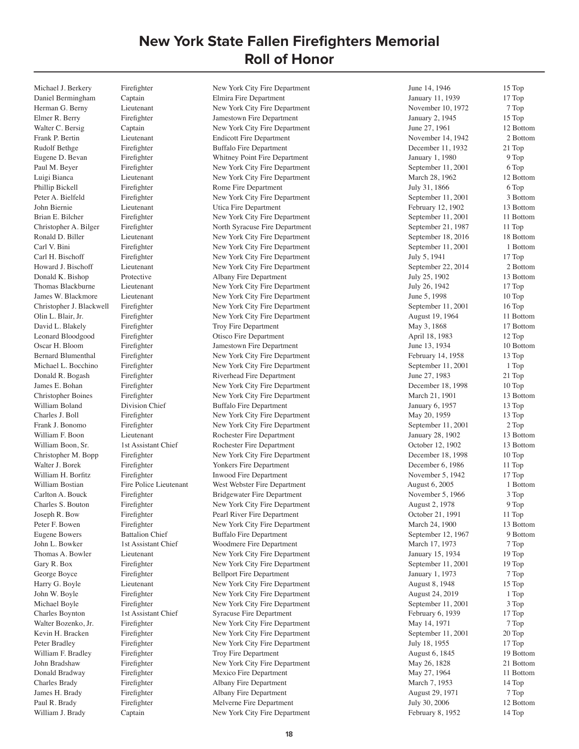# New York State Fallen Firefighters Memorial
## Roll of Honor

| | | | | |
|---|---|---|---|---|
| Michael J. Berkery | Firefighter | New York City Fire Department | June 14, 1946 | 15 Top |
| Daniel Bermingham | Captain | Elmira Fire Department | January 11, 1939 | 17 Top |
| Herman G. Berny | Lieutenant | New York City Fire Department | November 10, 1972 | 7 Top |
| Elmer R. Berry | Firefighter | Jamestown Fire Department | January 2, 1945 | 15 Top |
| Walter C. Bersig | Captain | New York City Fire Department | June 27, 1961 | 12 Bottom |
| Frank P. Bertin | Lieutenant | Endicott Fire Department | November 14, 1942 | 2 Bottom |
| Rudolf Bethge | Firefighter | Buffalo Fire Department | December 11, 1932 | 21 Top |
| Eugene D. Bevan | Firefighter | Whitney Point Fire Department | January 1, 1980 | 9 Top |
| Paul M. Beyer | Firefighter | New York City Fire Department | September 11, 2001 | 6 Top |
| Luigi Bianca | Lieutenant | New York City Fire Department | March 28, 1962 | 12 Bottom |
| Phillip Bickell | Firefighter | Rome Fire Department | July 31, 1866 | 6 Top |
| Peter A. Bielfeld | Firefighter | New York City Fire Department | September 11, 2001 | 3 Bottom |
| John Biernie | Lieutenant | Utica Fire Department | February 12, 1902 | 13 Bottom |
| Brian E. Bilcher | Firefighter | New York City Fire Department | September 11, 2001 | 11 Bottom |
| Christopher A. Bilger | Firefighter | North Syracuse Fire Department | September 21, 1987 | 11 Top |
| Ronald D. Biller | Lieutenant | New York City Fire Department | September 18, 2016 | 18 Bottom |
| Carl V. Bini | Firefighter | New York City Fire Department | September 11, 2001 | 1 Bottom |
| Carl H. Bischoff | Firefighter | New York City Fire Department | July 5, 1941 | 17 Top |
| Howard J. Bischoff | Lieutenant | New York City Fire Department | September 22, 2014 | 2 Bottom |
| Donald K. Bishop | Protective | Albany Fire Department | July 25, 1902 | 13 Bottom |
| Thomas Blackburne | Lieutenant | New York City Fire Department | July 26, 1942 | 17 Top |
| James W. Blackmore | Lieutenant | New York City Fire Department | June 5, 1998 | 10 Top |
| Christopher J. Blackwell | Firefighter | New York City Fire Department | September 11, 2001 | 16 Top |
| Olin L. Blair, Jr. | Firefighter | New York City Fire Department | August 19, 1964 | 11 Bottom |
| David L. Blakely | Firefighter | Troy Fire Department | May 3, 1868 | 17 Bottom |
| Leonard Bloodgood | Firefighter | Otisco Fire Department | April 18, 1983 | 12 Top |
| Oscar H. Bloom | Firefighter | Jamestown Fire Department | June 13, 1934 | 10 Bottom |
| Bernard Blumenthal | Firefighter | New York City Fire Department | February 14, 1958 | 13 Top |
| Michael L. Bocchino | Firefighter | New York City Fire Department | September 11, 2001 | 1 Top |
| Donald R. Bogash | Firefighter | Riverhead Fire Department | June 27, 1983 | 21 Top |
| James E. Bohan | Firefighter | New York City Fire Department | December 18, 1998 | 10 Top |
| Christopher Boines | Firefighter | New York City Fire Department | March 21, 1901 | 13 Bottom |
| William Boland | Division Chief | Buffalo Fire Department | January 6, 1957 | 13 Top |
| Charles J. Boll | Firefighter | New York City Fire Department | May 20, 1959 | 13 Top |
| Frank J. Bonomo | Firefighter | New York City Fire Department | September 11, 2001 | 2 Top |
| William F. Boon | Lieutenant | Rochester Fire Department | January 28, 1902 | 13 Bottom |
| William Boon, Sr. | 1st Assistant Chief | Rochester Fire Department | October 12, 1902 | 13 Bottom |
| Christopher M. Bopp | Firefighter | New York City Fire Department | December 18, 1998 | 10 Top |
| Walter J. Borek | Firefighter | Yonkers Fire Department | December 6, 1986 | 11 Top |
| William H. Borfitz | Firefighter | Inwood Fire Department | November 5, 1942 | 17 Top |
| William Bostian | Fire Police Lieutenant | West Webster Fire Department | August 6, 2005 | 1 Bottom |
| Carlton A. Bouck | Firefighter | Bridgewater Fire Department | November 5, 1966 | 3 Top |
| Charles S. Bouton | Firefighter | New York City Fire Department | August 2, 1978 | 9 Top |
| Joseph R. Bow | Firefighter | Pearl River Fire Department | October 21, 1991 | 11 Top |
| Peter F. Bowen | Firefighter | New York City Fire Department | March 24, 1900 | 13 Bottom |
| Eugene Bowers | Battalion Chief | Buffalo Fire Department | September 12, 1967 | 9 Bottom |
| John L. Bowker | 1st Assistant Chief | Woodmere Fire Department | March 17, 1973 | 7 Top |
| Thomas A. Bowler | Lieutenant | New York City Fire Department | January 15, 1934 | 19 Top |
| Gary R. Box | Firefighter | New York City Fire Department | September 11, 2001 | 19 Top |
| George Boyce | Firefighter | Bellport Fire Department | January 1, 1973 | 7 Top |
| Harry G. Boyle | Lieutenant | New York City Fire Department | August 8, 1948 | 15 Top |
| John W. Boyle | Firefighter | New York City Fire Department | August 24, 2019 | 1 Top |
| Michael Boyle | Firefighter | New York City Fire Department | September 11, 2001 | 3 Top |
| Charles Boynton | 1st Assistant Chief | Syracuse Fire Department | February 6, 1939 | 17 Top |
| Walter Bozenko, Jr. | Firefighter | New York City Fire Department | May 14, 1971 | 7 Top |
| Kevin H. Bracken | Firefighter | New York City Fire Department | September 11, 2001 | 20 Top |
| Peter Bradley | Firefighter | New York City Fire Department | July 18, 1955 | 17 Top |
| William F. Bradley | Firefighter | Troy Fire Department | August 6, 1845 | 19 Bottom |
| John Bradshaw | Firefighter | New York City Fire Department | May 26, 1828 | 21 Bottom |
| Donald Bradway | Firefighter | Mexico Fire Department | May 27, 1964 | 11 Bottom |
| Charles Brady | Firefighter | Albany Fire Department | March 7, 1953 | 14 Top |
| James H. Brady | Firefighter | Albany Fire Department | August 29, 1971 | 7 Top |
| Paul R. Brady | Firefighter | Melverne Fire Department | July 30, 2006 | 12 Bottom |
| William J. Brady | Captain | New York City Fire Department | February 8, 1952 | 14 Top |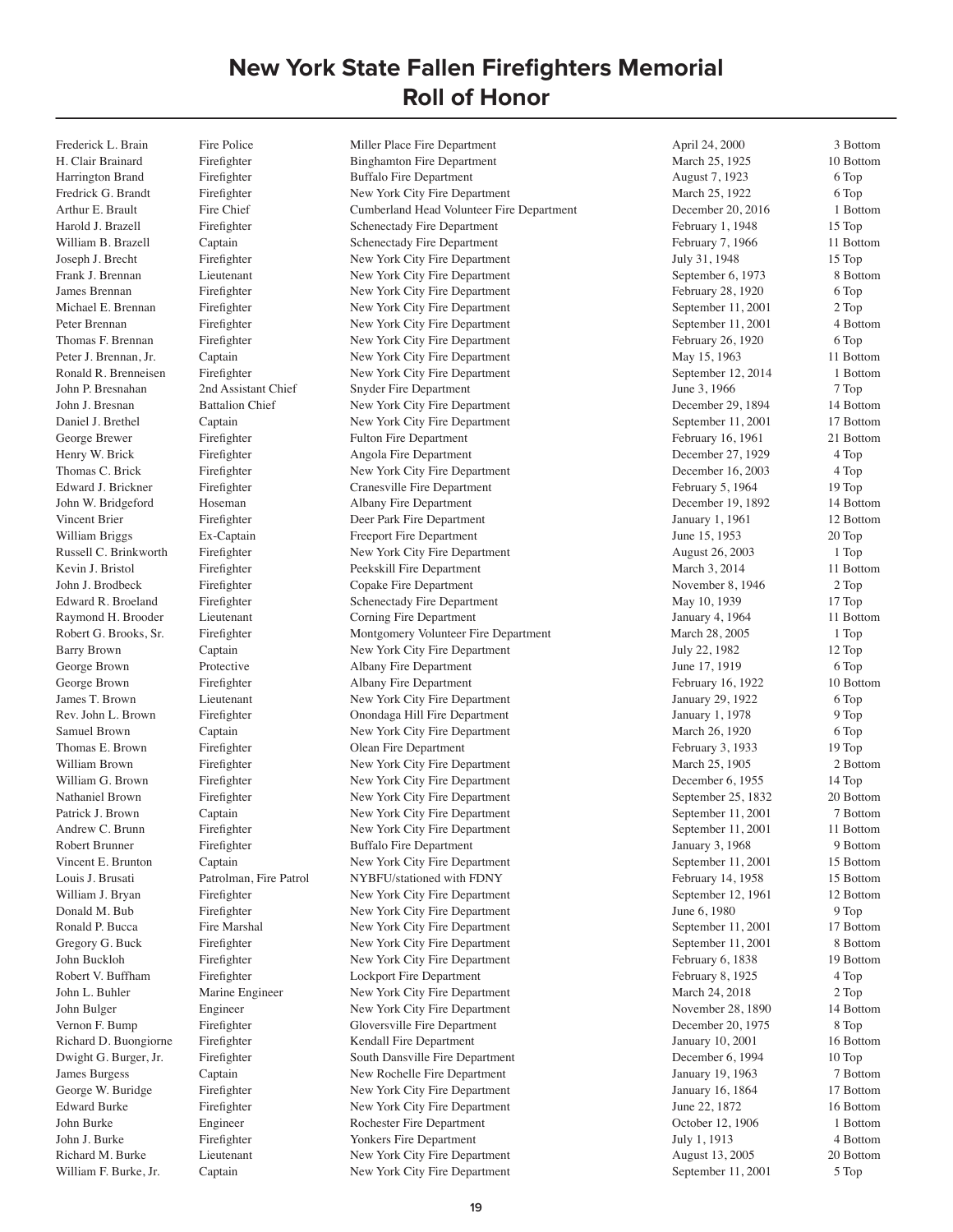# New York State Fallen Firefighters Memorial
## Roll of Honor

| Name | Rank | Department | Date | Location |
|---|---|---|---|---|
| Frederick L. Brain | Fire Police | Miller Place Fire Department | April 24, 2000 | 3 Bottom |
| H. Clair Brainard | Firefighter | Binghamton Fire Department | March 25, 1925 | 10 Bottom |
| Harrington Brand | Firefighter | Buffalo Fire Department | August 7, 1923 | 6 Top |
| Fredrick G. Brandt | Firefighter | New York City Fire Department | March 25, 1922 | 6 Top |
| Arthur E. Brault | Fire Chief | Cumberland Head Volunteer Fire Department | December 20, 2016 | 1 Bottom |
| Harold J. Brazell | Firefighter | Schenectady Fire Department | February 1, 1948 | 15 Top |
| William B. Brazell | Captain | Schenectady Fire Department | February 7, 1966 | 11 Bottom |
| Joseph J. Brecht | Firefighter | New York City Fire Department | July 31, 1948 | 15 Top |
| Frank J. Brennan | Lieutenant | New York City Fire Department | September 6, 1973 | 8 Bottom |
| James Brennan | Firefighter | New York City Fire Department | February 28, 1920 | 6 Top |
| Michael E. Brennan | Firefighter | New York City Fire Department | September 11, 2001 | 2 Top |
| Peter Brennan | Firefighter | New York City Fire Department | September 11, 2001 | 4 Bottom |
| Thomas F. Brennan | Firefighter | New York City Fire Department | February 26, 1920 | 6 Top |
| Peter J. Brennan, Jr. | Captain | New York City Fire Department | May 15, 1963 | 11 Bottom |
| Ronald R. Brenneisen | Firefighter | New York City Fire Department | September 12, 2014 | 1 Bottom |
| John P. Bresnahan | 2nd Assistant Chief | Snyder Fire Department | June 3, 1966 | 7 Top |
| John J. Bresnan | Battalion Chief | New York City Fire Department | December 29, 1894 | 14 Bottom |
| Daniel J. Brethel | Captain | New York City Fire Department | September 11, 2001 | 17 Bottom |
| George Brewer | Firefighter | Fulton Fire Department | February 16, 1961 | 21 Bottom |
| Henry W. Brick | Firefighter | Angola Fire Department | December 27, 1929 | 4 Top |
| Thomas C. Brick | Firefighter | New York City Fire Department | December 16, 2003 | 4 Top |
| Edward J. Brickner | Firefighter | Cranesville Fire Department | February 5, 1964 | 19 Top |
| John W. Bridgeford | Hoseman | Albany Fire Department | December 19, 1892 | 14 Bottom |
| Vincent Brier | Firefighter | Deer Park Fire Department | January 1, 1961 | 12 Bottom |
| William Briggs | Ex-Captain | Freeport Fire Department | June 15, 1953 | 20 Top |
| Russell C. Brinkworth | Firefighter | New York City Fire Department | August 26, 2003 | 1 Top |
| Kevin J. Bristol | Firefighter | Peekskill Fire Department | March 3, 2014 | 11 Bottom |
| John J. Brodbeck | Firefighter | Copake Fire Department | November 8, 1946 | 2 Top |
| Edward R. Broeland | Firefighter | Schenectady Fire Department | May 10, 1939 | 17 Top |
| Raymond H. Brooder | Lieutenant | Corning Fire Department | January 4, 1964 | 11 Bottom |
| Robert G. Brooks, Sr. | Firefighter | Montgomery Volunteer Fire Department | March 28, 2005 | 1 Top |
| Barry Brown | Captain | New York City Fire Department | July 22, 1982 | 12 Top |
| George Brown | Protective | Albany Fire Department | June 17, 1919 | 6 Top |
| George Brown | Firefighter | Albany Fire Department | February 16, 1922 | 10 Bottom |
| James T. Brown | Lieutenant | New York City Fire Department | January 29, 1922 | 6 Top |
| Rev. John L. Brown | Firefighter | Onondaga Hill Fire Department | January 1, 1978 | 9 Top |
| Samuel Brown | Captain | New York City Fire Department | March 26, 1920 | 6 Top |
| Thomas E. Brown | Firefighter | Olean Fire Department | February 3, 1933 | 19 Top |
| William Brown | Firefighter | New York City Fire Department | March 25, 1905 | 2 Bottom |
| William G. Brown | Firefighter | New York City Fire Department | December 6, 1955 | 14 Top |
| Nathaniel Brown | Firefighter | New York City Fire Department | September 25, 1832 | 20 Bottom |
| Patrick J. Brown | Captain | New York City Fire Department | September 11, 2001 | 7 Bottom |
| Andrew C. Brunn | Firefighter | New York City Fire Department | September 11, 2001 | 11 Bottom |
| Robert Brunner | Firefighter | Buffalo Fire Department | January 3, 1968 | 9 Bottom |
| Vincent E. Brunton | Captain | New York City Fire Department | September 11, 2001 | 15 Bottom |
| Louis J. Brusati | Patrolman, Fire Patrol | NYBFU/stationed with FDNY | February 14, 1958 | 15 Bottom |
| William J. Bryan | Firefighter | New York City Fire Department | September 12, 1961 | 12 Bottom |
| Donald M. Bub | Firefighter | New York City Fire Department | June 6, 1980 | 9 Top |
| Ronald P. Bucca | Fire Marshal | New York City Fire Department | September 11, 2001 | 17 Bottom |
| Gregory G. Buck | Firefighter | New York City Fire Department | September 11, 2001 | 8 Bottom |
| John Buckloh | Firefighter | New York City Fire Department | February 6, 1838 | 19 Bottom |
| Robert V. Buffham | Firefighter | Lockport Fire Department | February 8, 1925 | 4 Top |
| John L. Buhler | Marine Engineer | New York City Fire Department | March 24, 2018 | 2 Top |
| John Bulger | Engineer | New York City Fire Department | November 28, 1890 | 14 Bottom |
| Vernon F. Bump | Firefighter | Gloversville Fire Department | December 20, 1975 | 8 Top |
| Richard D. Buongiorne | Firefighter | Kendall Fire Department | January 10, 2001 | 16 Bottom |
| Dwight G. Burger, Jr. | Firefighter | South Dansville Fire Department | December 6, 1994 | 10 Top |
| James Burgess | Captain | New Rochelle Fire Department | January 19, 1963 | 7 Bottom |
| George W. Buridge | Firefighter | New York City Fire Department | January 16, 1864 | 17 Bottom |
| Edward Burke | Firefighter | New York City Fire Department | June 22, 1872 | 16 Bottom |
| John Burke | Engineer | Rochester Fire Department | October 12, 1906 | 1 Bottom |
| John J. Burke | Firefighter | Yonkers Fire Department | July 1, 1913 | 4 Bottom |
| Richard M. Burke | Lieutenant | New York City Fire Department | August 13, 2005 | 20 Bottom |
| William F. Burke, Jr. | Captain | New York City Fire Department | September 11, 2001 | 5 Top |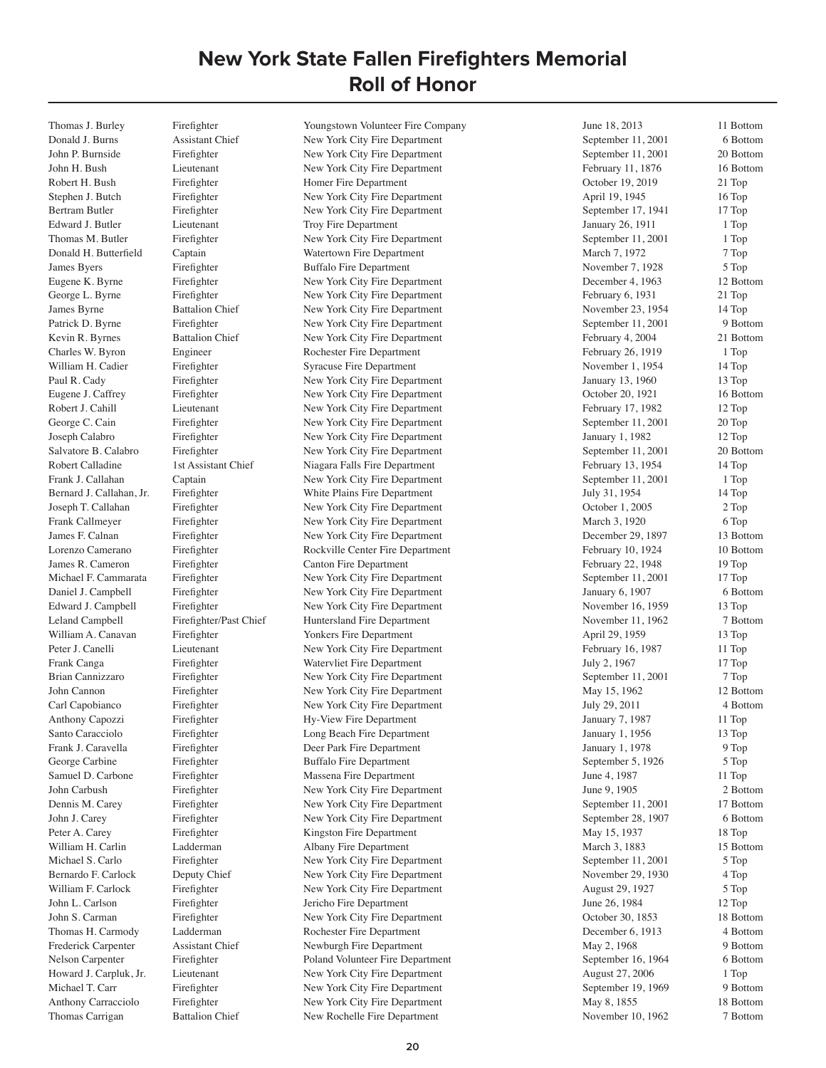# New York State Fallen Firefighters Memorial Roll of Honor

| Name | Rank | Department | Date | Location |
|---|---|---|---|---|
| Thomas J. Burley | Firefighter | Youngstown Volunteer Fire Company | June 18, 2013 | 11 Bottom |
| Donald J. Burns | Assistant Chief | New York City Fire Department | September 11, 2001 | 6 Bottom |
| John P. Burnside | Firefighter | New York City Fire Department | September 11, 2001 | 20 Bottom |
| John H. Bush | Lieutenant | New York City Fire Department | February 11, 1876 | 16 Bottom |
| Robert H. Bush | Firefighter | Homer Fire Department | October 19, 2019 | 21 Top |
| Stephen J. Butch | Firefighter | New York City Fire Department | April 19, 1945 | 16 Top |
| Bertram Butler | Firefighter | New York City Fire Department | September 17, 1941 | 17 Top |
| Edward J. Butler | Lieutenant | Troy Fire Department | January 26, 1911 | 1 Top |
| Thomas M. Butler | Firefighter | New York City Fire Department | September 11, 2001 | 1 Top |
| Donald H. Butterfield | Captain | Watertown Fire Department | March 7, 1972 | 7 Top |
| James Byers | Firefighter | Buffalo Fire Department | November 7, 1928 | 5 Top |
| Eugene K. Byrne | Firefighter | New York City Fire Department | December 4, 1963 | 12 Bottom |
| George L. Byrne | Firefighter | New York City Fire Department | February 6, 1931 | 21 Top |
| James Byrne | Battalion Chief | New York City Fire Department | November 23, 1954 | 14 Top |
| Patrick D. Byrne | Firefighter | New York City Fire Department | September 11, 2001 | 9 Bottom |
| Kevin R. Byrnes | Battalion Chief | New York City Fire Department | February 4, 2004 | 21 Bottom |
| Charles W. Byron | Engineer | Rochester Fire Department | February 26, 1919 | 1 Top |
| William H. Cadier | Firefighter | Syracuse Fire Department | November 1, 1954 | 14 Top |
| Paul R. Cady | Firefighter | New York City Fire Department | January 13, 1960 | 13 Top |
| Eugene J. Caffrey | Firefighter | New York City Fire Department | October 20, 1921 | 16 Bottom |
| Robert J. Cahill | Lieutenant | New York City Fire Department | February 17, 1982 | 12 Top |
| George C. Cain | Firefighter | New York City Fire Department | September 11, 2001 | 20 Top |
| Joseph Calabro | Firefighter | New York City Fire Department | January 1, 1982 | 12 Top |
| Salvatore B. Calabro | Firefighter | New York City Fire Department | September 11, 2001 | 20 Bottom |
| Robert Calladine | 1st Assistant Chief | Niagara Falls Fire Department | February 13, 1954 | 14 Top |
| Frank J. Callahan | Captain | New York City Fire Department | September 11, 2001 | 1 Top |
| Bernard J. Callahan, Jr. | Firefighter | White Plains Fire Department | July 31, 1954 | 14 Top |
| Joseph T. Callahan | Firefighter | New York City Fire Department | October 1, 2005 | 2 Top |
| Frank Callmeyer | Firefighter | New York City Fire Department | March 3, 1920 | 6 Top |
| James F. Calnan | Firefighter | New York City Fire Department | December 29, 1897 | 13 Bottom |
| Lorenzo Camerano | Firefighter | Rockville Center Fire Department | February 10, 1924 | 10 Bottom |
| James R. Cameron | Firefighter | Canton Fire Department | February 22, 1948 | 19 Top |
| Michael F. Cammarata | Firefighter | New York City Fire Department | September 11, 2001 | 17 Top |
| Daniel J. Campbell | Firefighter | New York City Fire Department | January 6, 1907 | 6 Bottom |
| Edward J. Campbell | Firefighter | New York City Fire Department | November 16, 1959 | 13 Top |
| Leland Campbell | Firefighter/Past Chief | Huntersland Fire Department | November 11, 1962 | 7 Bottom |
| William A. Canavan | Firefighter | Yonkers Fire Department | April 29, 1959 | 13 Top |
| Peter J. Canelli | Lieutenant | New York City Fire Department | February 16, 1987 | 11 Top |
| Frank Canga | Firefighter | Watervliet Fire Department | July 2, 1967 | 17 Top |
| Brian Cannizzaro | Firefighter | New York City Fire Department | September 11, 2001 | 7 Top |
| John Cannon | Firefighter | New York City Fire Department | May 15, 1962 | 12 Bottom |
| Carl Capobianco | Firefighter | New York City Fire Department | July 29, 2011 | 4 Bottom |
| Anthony Capozzi | Firefighter | Hy-View Fire Department | January 7, 1987 | 11 Top |
| Santo Caracciolo | Firefighter | Long Beach Fire Department | January 1, 1956 | 13 Top |
| Frank J. Caravella | Firefighter | Deer Park Fire Department | January 1, 1978 | 9 Top |
| George Carbine | Firefighter | Buffalo Fire Department | September 5, 1926 | 5 Top |
| Samuel D. Carbone | Firefighter | Massena Fire Department | June 4, 1987 | 11 Top |
| John Carbush | Firefighter | New York City Fire Department | June 9, 1905 | 2 Bottom |
| Dennis M. Carey | Firefighter | New York City Fire Department | September 11, 2001 | 17 Bottom |
| John J. Carey | Firefighter | New York City Fire Department | September 28, 1907 | 6 Bottom |
| Peter A. Carey | Firefighter | Kingston Fire Department | May 15, 1937 | 18 Top |
| William H. Carlin | Ladderman | Albany Fire Department | March 3, 1883 | 15 Bottom |
| Michael S. Carlo | Firefighter | New York City Fire Department | September 11, 2001 | 5 Top |
| Bernardo F. Carlock | Deputy Chief | New York City Fire Department | November 29, 1930 | 4 Top |
| William F. Carlock | Firefighter | New York City Fire Department | August 29, 1927 | 5 Top |
| John L. Carlson | Firefighter | Jericho Fire Department | June 26, 1984 | 12 Top |
| John S. Carman | Firefighter | New York City Fire Department | October 30, 1853 | 18 Bottom |
| Thomas H. Carmody | Ladderman | Rochester Fire Department | December 6, 1913 | 4 Bottom |
| Frederick Carpenter | Assistant Chief | Newburgh Fire Department | May 2, 1968 | 9 Bottom |
| Nelson Carpenter | Firefighter | Poland Volunteer Fire Department | September 16, 1964 | 6 Bottom |
| Howard J. Carpluk, Jr. | Lieutenant | New York City Fire Department | August 27, 2006 | 1 Top |
| Michael T. Carr | Firefighter | New York City Fire Department | September 19, 1969 | 9 Bottom |
| Anthony Carracciolo | Firefighter | New York City Fire Department | May 8, 1855 | 18 Bottom |
| Thomas Carrigan | Battalion Chief | New Rochelle Fire Department | November 10, 1962 | 7 Bottom |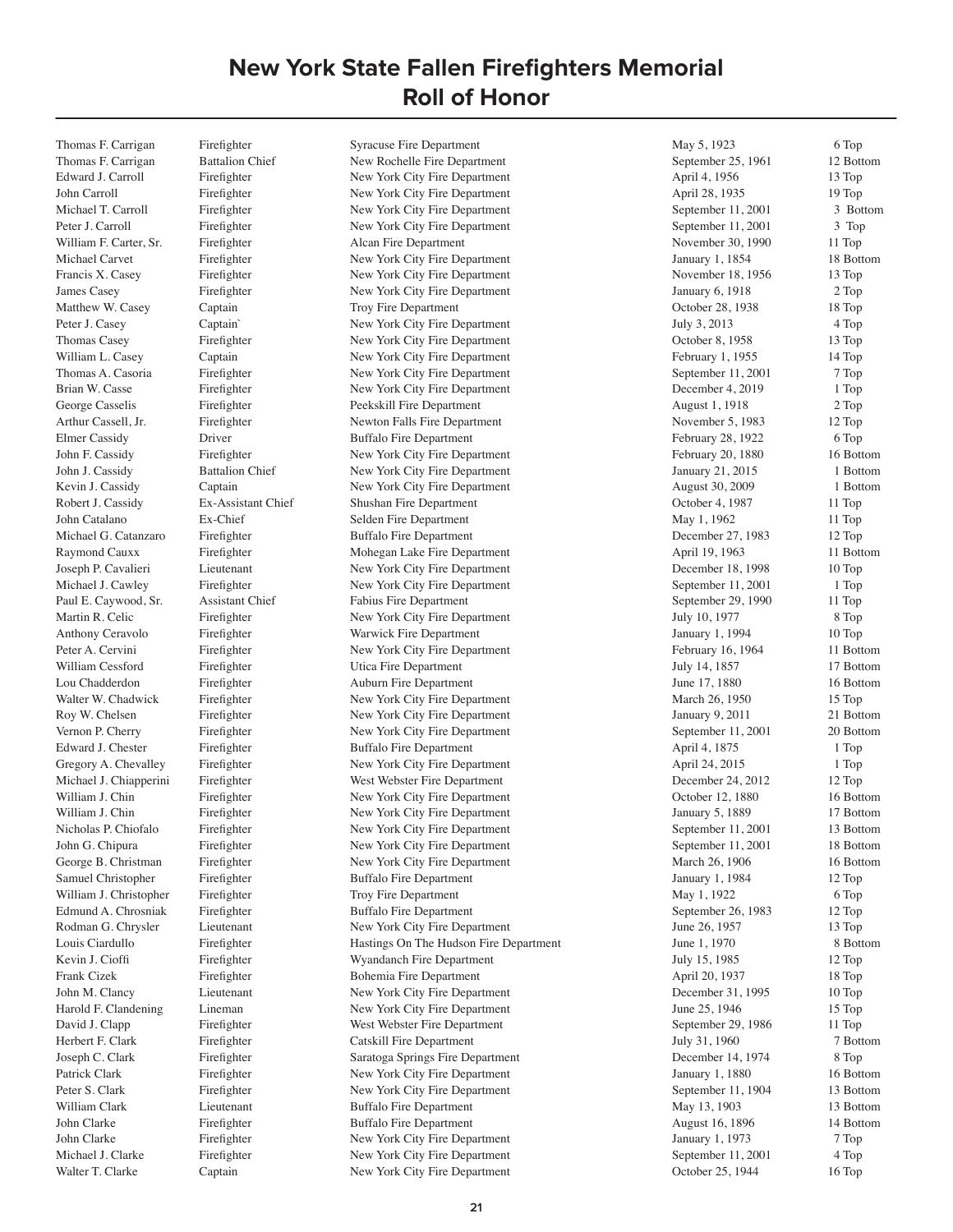# New York State Fallen Firefighters Memorial
## Roll of Honor

| | | | | |
|---|---|---|---|---|
| Thomas F. Carrigan | Firefighter | Syracuse Fire Department | May 5, 1923 | 6 Top |
| Thomas F. Carrigan | Battalion Chief | New Rochelle Fire Department | September 25, 1961 | 12 Bottom |
| Edward J. Carroll | Firefighter | New York City Fire Department | April 4, 1956 | 13 Top |
| John Carroll | Firefighter | New York City Fire Department | April 28, 1935 | 19 Top |
| Michael T. Carroll | Firefighter | New York City Fire Department | September 11, 2001 | 3 Bottom |
| Peter J. Carroll | Firefighter | New York City Fire Department | September 11, 2001 | 3 Top |
| William F. Carter, Sr. | Firefighter | Alcan Fire Department | November 30, 1990 | 11 Top |
| Michael Carvet | Firefighter | New York City Fire Department | January 1, 1854 | 18 Bottom |
| Francis X. Casey | Firefighter | New York City Fire Department | November 18, 1956 | 13 Top |
| James Casey | Firefighter | New York City Fire Department | January 6, 1918 | 2 Top |
| Matthew W. Casey | Captain | Troy Fire Department | October 28, 1938 | 18 Top |
| Peter J. Casey | Captain` | New York City Fire Department | July 3, 2013 | 4 Top |
| Thomas Casey | Firefighter | New York City Fire Department | October 8, 1958 | 13 Top |
| William L. Casey | Captain | New York City Fire Department | February 1, 1955 | 14 Top |
| Thomas A. Casoria | Firefighter | New York City Fire Department | September 11, 2001 | 7 Top |
| Brian W. Casse | Firefighter | New York City Fire Department | December 4, 2019 | 1 Top |
| George Casselis | Firefighter | Peekskill Fire Department | August 1, 1918 | 2 Top |
| Arthur Cassell, Jr. | Firefighter | Newton Falls Fire Department | November 5, 1983 | 12 Top |
| Elmer Cassidy | Driver | Buffalo Fire Department | February 28, 1922 | 6 Top |
| John F. Cassidy | Firefighter | New York City Fire Department | February 20, 1880 | 16 Bottom |
| John J. Cassidy | Battalion Chief | New York City Fire Department | January 21, 2015 | 1 Bottom |
| Kevin J. Cassidy | Captain | New York City Fire Department | August 30, 2009 | 1 Bottom |
| Robert J. Cassidy | Ex-Assistant Chief | Shushan Fire Department | October 4, 1987 | 11 Top |
| John Catalano | Ex-Chief | Selden Fire Department | May 1, 1962 | 11 Top |
| Michael G. Catanzaro | Firefighter | Buffalo Fire Department | December 27, 1983 | 12 Top |
| Raymond Cauxx | Firefighter | Mohegan Lake Fire Department | April 19, 1963 | 11 Bottom |
| Joseph P. Cavalieri | Lieutenant | New York City Fire Department | December 18, 1998 | 10 Top |
| Michael J. Cawley | Firefighter | New York City Fire Department | September 11, 2001 | 1 Top |
| Paul E. Caywood, Sr. | Assistant Chief | Fabius Fire Department | September 29, 1990 | 11 Top |
| Martin R. Celic | Firefighter | New York City Fire Department | July 10, 1977 | 8 Top |
| Anthony Ceravolo | Firefighter | Warwick Fire Department | January 1, 1994 | 10 Top |
| Peter A. Cervini | Firefighter | New York City Fire Department | February 16, 1964 | 11 Bottom |
| William Cessford | Firefighter | Utica Fire Department | July 14, 1857 | 17 Bottom |
| Lou Chadderdon | Firefighter | Auburn Fire Department | June 17, 1880 | 16 Bottom |
| Walter W. Chadwick | Firefighter | New York City Fire Department | March 26, 1950 | 15 Top |
| Roy W. Chelsen | Firefighter | New York City Fire Department | January 9, 2011 | 21 Bottom |
| Vernon P. Cherry | Firefighter | New York City Fire Department | September 11, 2001 | 20 Bottom |
| Edward J. Chester | Firefighter | Buffalo Fire Department | April 4, 1875 | 1 Top |
| Gregory A. Chevalley | Firefighter | New York City Fire Department | April 24, 2015 | 1 Top |
| Michael J. Chiapperini | Firefighter | West Webster Fire Department | December 24, 2012 | 12 Top |
| William J. Chin | Firefighter | New York City Fire Department | October 12, 1880 | 16 Bottom |
| William J. Chin | Firefighter | New York City Fire Department | January 5, 1889 | 17 Bottom |
| Nicholas P. Chiofalo | Firefighter | New York City Fire Department | September 11, 2001 | 13 Bottom |
| John G. Chipura | Firefighter | New York City Fire Department | September 11, 2001 | 18 Bottom |
| George B. Christman | Firefighter | New York City Fire Department | March 26, 1906 | 16 Bottom |
| Samuel Christopher | Firefighter | Buffalo Fire Department | January 1, 1984 | 12 Top |
| William J. Christopher | Firefighter | Troy Fire Department | May 1, 1922 | 6 Top |
| Edmund A. Chrosniak | Firefighter | Buffalo Fire Department | September 26, 1983 | 12 Top |
| Rodman G. Chrysler | Lieutenant | New York City Fire Department | June 26, 1957 | 13 Top |
| Louis Ciardullo | Firefighter | Hastings On The Hudson Fire Department | June 1, 1970 | 8 Bottom |
| Kevin J. Cioffi | Firefighter | Wyandanch Fire Department | July 15, 1985 | 12 Top |
| Frank Cizek | Firefighter | Bohemia Fire Department | April 20, 1937 | 18 Top |
| John M. Clancy | Lieutenant | New York City Fire Department | December 31, 1995 | 10 Top |
| Harold F. Clandening | Lineman | New York City Fire Department | June 25, 1946 | 15 Top |
| David J. Clapp | Firefighter | West Webster Fire Department | September 29, 1986 | 11 Top |
| Herbert F. Clark | Firefighter | Catskill Fire Department | July 31, 1960 | 7 Bottom |
| Joseph C. Clark | Firefighter | Saratoga Springs Fire Department | December 14, 1974 | 8 Top |
| Patrick Clark | Firefighter | New York City Fire Department | January 1, 1880 | 16 Bottom |
| Peter S. Clark | Firefighter | New York City Fire Department | September 11, 1904 | 13 Bottom |
| William Clark | Lieutenant | Buffalo Fire Department | May 13, 1903 | 13 Bottom |
| John Clarke | Firefighter | Buffalo Fire Department | August 16, 1896 | 14 Bottom |
| John Clarke | Firefighter | New York City Fire Department | January 1, 1973 | 7 Top |
| Michael J. Clarke | Firefighter | New York City Fire Department | September 11, 2001 | 4 Top |
| Walter T. Clarke | Captain | New York City Fire Department | October 25, 1944 | 16 Top |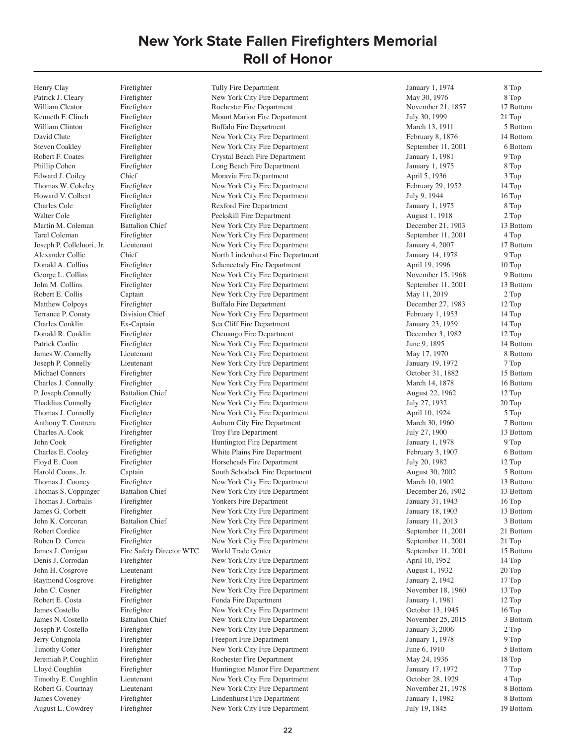# New York State Fallen Firefighters Memorial
## Roll of Honor

| Name | Rank | Department | Date | Location |
|---|---|---|---|---|
| Henry Clay | Firefighter | Tully Fire Department | January 1, 1974 | 8 Top |
| Patrick J. Cleary | Firefighter | New York City Fire Department | May 30, 1976 | 8 Top |
| William Cleator | Firefighter | Rochester Fire Department | November 21, 1857 | 17 Bottom |
| Kenneth F. Clinch | Firefighter | Mount Marion Fire Department | July 30, 1999 | 21 Top |
| William Clinton | Firefighter | Buffalo Fire Department | March 13, 1911 | 5 Bottom |
| David Clute | Firefighter | New York City Fire Department | February 8, 1876 | 14 Bottom |
| Steven Coakley | Firefighter | New York City Fire Department | September 11, 2001 | 6 Bottom |
| Robert F. Coates | Firefighter | Crystal Beach Fire Department | January 1, 1981 | 9 Top |
| Phillip Cohen | Firefighter | Long Beach Fire Department | January 1, 1975 | 8 Top |
| Edward J. Coiley | Chief | Moravia Fire Department | April 5, 1936 | 3 Top |
| Thomas W. Cokeley | Firefighter | New York City Fire Department | February 29, 1952 | 14 Top |
| Howard V. Colbert | Firefighter | New York City Fire Department | July 9, 1944 | 16 Top |
| Charles Cole | Firefighter | Rexford Fire Department | January 1, 1975 | 8 Top |
| Walter Cole | Firefighter | Peekskill Fire Department | August 1, 1918 | 2 Top |
| Martin M. Coleman | Battalion Chief | New York City Fire Department | December 21, 1903 | 13 Bottom |
| Tarel Coleman | Firefighter | New York City Fire Department | September 11, 2001 | 4 Top |
| Joseph P. Colleluori, Jr. | Lieutenant | New York City Fire Department | January 4, 2007 | 17 Bottom |
| Alexander Collie | Chief | North Lindenhurst Fire Department | January 14, 1978 | 9 Top |
| Donald A. Collins | Firefighter | Schenectady Fire Department | April 19, 1996 | 10 Top |
| George L. Collins | Firefighter | New York City Fire Department | November 15, 1968 | 9 Bottom |
| John M. Collins | Firefighter | New York City Fire Department | September 11, 2001 | 13 Bottom |
| Robert E. Collis | Captain | New York City Fire Department | May 11, 2019 | 2 Top |
| Matthew Colpoys | Firefighter | Buffalo Fire Department | December 27, 1983 | 12 Top |
| Terrance P. Conaty | Division Chief | New York City Fire Department | February 1, 1953 | 14 Top |
| Charles Conklin | Ex-Captain | Sea Cliff Fire Department | January 23, 1959 | 14 Top |
| Donald R. Conklin | Firefighter | Chenango Fire Department | December 3, 1982 | 12 Top |
| Patrick Conlin | Firefighter | New York City Fire Department | June 9, 1895 | 14 Bottom |
| James W. Connelly | Lieutenant | New York City Fire Department | May 17, 1970 | 8 Bottom |
| Joseph P. Connelly | Lieutenant | New York City Fire Department | January 19, 1972 | 7 Top |
| Michael Conners | Firefighter | New York City Fire Department | October 31, 1882 | 15 Bottom |
| Charles J. Connolly | Firefighter | New York City Fire Department | March 14, 1878 | 16 Bottom |
| P. Joseph Connolly | Battalion Chief | New York City Fire Department | August 22, 1962 | 12 Top |
| Thaddius Connolly | Firefighter | New York City Fire Department | July 27, 1932 | 20 Top |
| Thomas J. Connolly | Firefighter | New York City Fire Department | April 10, 1924 | 5 Top |
| Anthony T. Contrera | Firefighter | Auburn City Fire Department | March 30, 1960 | 7 Bottom |
| Charles A. Cook | Firefighter | Troy Fire Department | July 27, 1900 | 13 Bottom |
| John Cook | Firefighter | Huntington Fire Department | January 1, 1978 | 9 Top |
| Charles E. Cooley | Firefighter | White Plains Fire Department | February 3, 1907 | 6 Bottom |
| Floyd E. Coon | Firefighter | Horseheads Fire Department | July 20, 1982 | 12 Top |
| Harold Coons, Jr. | Captain | South Schodack Fire Department | August 30, 2002 | 5 Bottom |
| Thomas J. Cooney | Firefighter | New York City Fire Department | March 10, 1902 | 13 Bottom |
| Thomas S. Coppinger | Battalion Chief | New York City Fire Department | December 26, 1902 | 13 Bottom |
| Thomas J. Corbalis | Firefighter | Yonkers Fire Department | January 31, 1943 | 16 Top |
| James G. Corbett | Firefighter | New York City Fire Department | January 18, 1903 | 13 Bottom |
| John K. Corcoran | Battalion Chief | New York City Fire Department | January 11, 2013 | 3 Bottom |
| Robert Cordice | Firefighter | New York City Fire Department | September 11, 2001 | 21 Bottom |
| Ruben D. Correa | Firefighter | New York City Fire Department | September 11, 2001 | 21 Top |
| James J. Corrigan | Fire Safety Director WTC | World Trade Center | September 11, 2001 | 15 Bottom |
| Denis J. Corrodan | Firefighter | New York City Fire Department | April 10, 1952 | 14 Top |
| John H. Cosgrove | Lieutenant | New York City Fire Department | August 1, 1932 | 20 Top |
| Raymond Cosgrove | Firefighter | New York City Fire Department | January 2, 1942 | 17 Top |
| John C. Cosner | Firefighter | New York City Fire Department | November 18, 1960 | 13 Top |
| Robert E. Costa | Firefighter | Fonda Fire Department | January 1, 1981 | 12 Top |
| James Costello | Firefighter | New York City Fire Department | October 13, 1945 | 16 Top |
| James N. Costello | Battalion Chief | New York City Fire Department | November 25, 2015 | 3 Bottom |
| Joseph P. Costello | Firefighter | New York City Fire Department | January 3, 2006 | 2 Top |
| Jerry Cotignola | Firefighter | Freeport Fire Department | January 1, 1978 | 9 Top |
| Timothy Cotter | Firefighter | New York City Fire Department | June 6, 1910 | 5 Bottom |
| Jeremiah P. Coughlin | Firefighter | Rochester Fire Department | May 24, 1936 | 18 Top |
| Lloyd Coughlin | Firefighter | Huntington Manor Fire Department | January 17, 1972 | 7 Top |
| Timothy E. Coughlin | Lieutenant | New York City Fire Department | October 28, 1929 | 4 Top |
| Robert G. Courtnay | Lieutenant | New York City Fire Department | November 21, 1978 | 8 Bottom |
| James Coveney | Firefighter | Lindenhurst Fire Department | January 1, 1982 | 8 Bottom |
| August L. Cowdrey | Firefighter | New York City Fire Department | July 19, 1845 | 19 Bottom |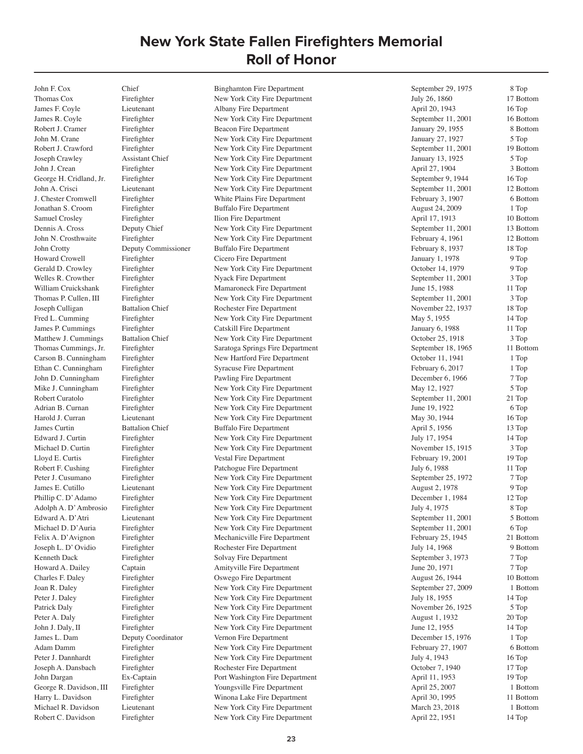# New York State Fallen Firefighters Memorial
# Roll of Honor

| | | | | |
|---|---|---|---|---|
| John F. Cox | Chief | Binghamton Fire Department | September 29, 1975 | 8 Top |
| Thomas Cox | Firefighter | New York City Fire Department | July 26, 1860 | 17 Bottom |
| James F. Coyle | Lieutenant | Albany Fire Department | April 20, 1943 | 16 Top |
| James R. Coyle | Firefighter | New York City Fire Department | September 11, 2001 | 16 Bottom |
| Robert J. Cramer | Firefighter | Beacon Fire Department | January 29, 1955 | 8 Bottom |
| John M. Crane | Firefighter | New York City Fire Department | January 27, 1927 | 5 Top |
| Robert J. Crawford | Firefighter | New York City Fire Department | September 11, 2001 | 19 Bottom |
| Joseph Crawley | Assistant Chief | New York City Fire Department | January 13, 1925 | 5 Top |
| John J. Crean | Firefighter | New York City Fire Department | April 27, 1904 | 3 Bottom |
| George H. Cridland, Jr. | Firefighter | New York City Fire Department | September 9, 1944 | 16 Top |
| John A. Crisci | Lieutenant | New York City Fire Department | September 11, 2001 | 12 Bottom |
| J. Chester Cromwell | Firefighter | White Plains Fire Department | February 3, 1907 | 6 Bottom |
| Jonathan S. Croom | Firefighter | Buffalo Fire Department | August 24, 2009 | 1 Top |
| Samuel Crosley | Firefighter | Ilion Fire Department | April 17, 1913 | 10 Bottom |
| Dennis A. Cross | Deputy Chief | New York City Fire Department | September 11, 2001 | 13 Bottom |
| John N. Crosthwaite | Firefighter | New York City Fire Department | February 4, 1961 | 12 Bottom |
| John Crotty | Deputy Commissioner | Buffalo Fire Department | February 8, 1937 | 18 Top |
| Howard Crowell | Firefighter | Cicero Fire Department | January 1, 1978 | 9 Top |
| Gerald D. Crowley | Firefighter | New York City Fire Department | October 14, 1979 | 9 Top |
| Welles R. Crowther | Firefighter | Nyack Fire Department | September 11, 2001 | 3 Top |
| William Cruickshank | Firefighter | Mamaroneck Fire Department | June 15, 1988 | 11 Top |
| Thomas P. Cullen, III | Firefighter | New York City Fire Department | September 11, 2001 | 3 Top |
| Joseph Culligan | Battalion Chief | Rochester Fire Department | November 22, 1937 | 18 Top |
| Fred L. Cumming | Firefighter | New York City Fire Department | May 5, 1955 | 14 Top |
| James P. Cummings | Firefighter | Catskill Fire Department | January 6, 1988 | 11 Top |
| Matthew J. Cummings | Battalion Chief | New York City Fire Department | October 25, 1918 | 3 Top |
| Thomas Cummings, Jr. | Firefighter | Saratoga Springs Fire Department | September 18, 1965 | 11 Bottom |
| Carson B. Cunningham | Firefighter | New Hartford Fire Department | October 11, 1941 | 1 Top |
| Ethan C. Cunningham | Firefighter | Syracuse Fire Department | February 6, 2017 | 1 Top |
| John D. Cunningham | Firefighter | Pawling Fire Department | December 6, 1966 | 7 Top |
| Mike J. Cunningham | Firefighter | New York City Fire Department | May 12, 1927 | 5 Top |
| Robert Curatolo | Firefighter | New York City Fire Department | September 11, 2001 | 21 Top |
| Adrian B. Curnan | Firefighter | New York City Fire Department | June 19, 1922 | 6 Top |
| Harold J. Curran | Lieutenant | New York City Fire Department | May 30, 1944 | 16 Top |
| James Curtin | Battalion Chief | Buffalo Fire Department | April 5, 1956 | 13 Top |
| Edward J. Curtin | Firefighter | New York City Fire Department | July 17, 1954 | 14 Top |
| Michael D. Curtin | Firefighter | New York City Fire Department | November 15, 1915 | 3 Top |
| Lloyd E. Curtis | Firefighter | Vestal Fire Department | February 19, 2001 | 19 Top |
| Robert F. Cushing | Firefighter | Patchogue Fire Department | July 6, 1988 | 11 Top |
| Peter J. Cusumano | Firefighter | New York City Fire Department | September 25, 1972 | 7 Top |
| James E. Cutillo | Lieutenant | New York City Fire Department | August 2, 1978 | 9 Top |
| Phillip C. D'Adamo | Firefighter | New York City Fire Department | December 1, 1984 | 12 Top |
| Adolph A. D'Ambrosio | Firefighter | New York City Fire Department | July 4, 1975 | 8 Top |
| Edward A. D'Atri | Lieutenant | New York City Fire Department | September 11, 2001 | 5 Bottom |
| Michael D. D'Auria | Firefighter | New York City Fire Department | September 11, 2001 | 6 Top |
| Felix A. D'Avignon | Firefighter | Mechanicville Fire Department | February 25, 1945 | 21 Bottom |
| Joseph L. D' Ovidio | Firefighter | Rochester Fire Department | July 14, 1968 | 9 Bottom |
| Kenneth Dack | Firefighter | Solvay Fire Department | September 3, 1973 | 7 Top |
| Howard A. Dailey | Captain | Amityville Fire Department | June 20, 1971 | 7 Top |
| Charles F. Daley | Firefighter | Oswego Fire Department | August 26, 1944 | 10 Bottom |
| Joan R. Daley | Firefighter | New York City Fire Department | September 27, 2009 | 1 Bottom |
| Peter J. Daley | Firefighter | New York City Fire Department | July 18, 1955 | 14 Top |
| Patrick Daly | Firefighter | New York City Fire Department | November 26, 1925 | 5 Top |
| Peter A. Daly | Firefighter | New York City Fire Department | August 1, 1932 | 20 Top |
| John J. Daly, II | Firefighter | New York City Fire Department | June 12, 1955 | 14 Top |
| James L. Dam | Deputy Coordinator | Vernon Fire Department | December 15, 1976 | 1 Top |
| Adam Damm | Firefighter | New York City Fire Department | February 27, 1907 | 6 Bottom |
| Peter J. Dannhardt | Firefighter | New York City Fire Department | July 4, 1943 | 16 Top |
| Joseph A. Dansbach | Firefighter | Rochester Fire Department | October 7, 1940 | 17 Top |
| John Dargan | Ex-Captain | Port Washington Fire Department | April 11, 1953 | 19 Top |
| George R. Davidson, III | Firefighter | Youngsville Fire Department | April 25, 2007 | 1 Bottom |
| Harry L. Davidson | Firefighter | Winona Lake Fire Department | April 30, 1995 | 11 Bottom |
| Michael R. Davidson | Lieutenant | New York City Fire Department | March 23, 2018 | 1 Bottom |
| Robert C. Davidson | Firefighter | New York City Fire Department | April 22, 1951 | 14 Top |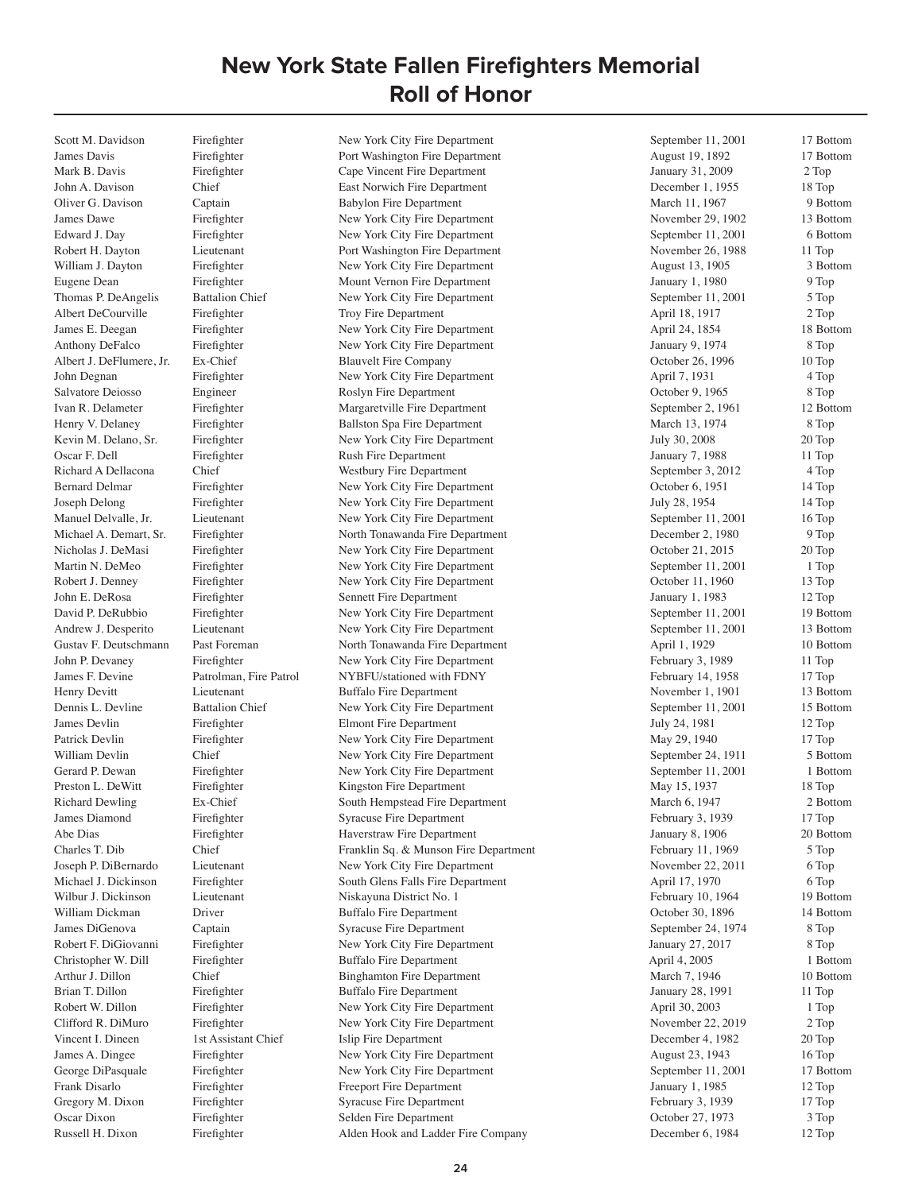# New York State Fallen Firefighters Memorial
## Roll of Honor

| | | | | |
|---|---|---|---|---|
| Scott M. Davidson | Firefighter | New York City Fire Department | September 11, 2001 | 17 Bottom |
| James Davis | Firefighter | Port Washington Fire Department | August 19, 1892 | 17 Bottom |
| Mark B. Davis | Firefighter | Cape Vincent Fire Department | January 31, 2009 | 2 Top |
| John A. Davison | Chief | East Norwich Fire Department | December 1, 1955 | 18 Top |
| Oliver G. Davison | Captain | Babylon Fire Department | March 11, 1967 | 9 Bottom |
| James Dawe | Firefighter | New York City Fire Department | November 29, 1902 | 13 Bottom |
| Edward J. Day | Firefighter | New York City Fire Department | September 11, 2001 | 6 Bottom |
| Robert H. Dayton | Lieutenant | Port Washington Fire Department | November 26, 1988 | 11 Top |
| William J. Dayton | Firefighter | New York City Fire Department | August 13, 1905 | 3 Bottom |
| Eugene Dean | Firefighter | Mount Vernon Fire Department | January 1, 1980 | 9 Top |
| Thomas P. DeAngelis | Battalion Chief | New York City Fire Department | September 11, 2001 | 5 Top |
| Albert DeCourville | Firefighter | Troy Fire Department | April 18, 1917 | 2 Top |
| James E. Deegan | Firefighter | New York City Fire Department | April 24, 1854 | 18 Bottom |
| Anthony DeFalco | Firefighter | New York City Fire Department | January 9, 1974 | 8 Top |
| Albert J. DeFlumere, Jr. | Ex-Chief | Blauvelt Fire Company | October 26, 1996 | 10 Top |
| John Degnan | Firefighter | New York City Fire Department | April 7, 1931 | 4 Top |
| Salvatore Deiosso | Engineer | Roslyn Fire Department | October 9, 1965 | 8 Top |
| Ivan R. Delameter | Firefighter | Margaretville Fire Department | September 2, 1961 | 12 Bottom |
| Henry V. Delaney | Firefighter | Ballston Spa Fire Department | March 13, 1974 | 8 Top |
| Kevin M. Delano, Sr. | Firefighter | New York City Fire Department | July 30, 2008 | 20 Top |
| Oscar F. Dell | Firefighter | Rush Fire Department | January 7, 1988 | 11 Top |
| Richard A Dellacona | Chief | Westbury Fire Department | September 3, 2012 | 4 Top |
| Bernard Delmar | Firefighter | New York City Fire Department | October 6, 1951 | 14 Top |
| Joseph Delong | Firefighter | New York City Fire Department | July 28, 1954 | 14 Top |
| Manuel Delvalle, Jr. | Lieutenant | New York City Fire Department | September 11, 2001 | 16 Top |
| Michael A. Demart, Sr. | Firefighter | North Tonawanda Fire Department | December 2, 1980 | 9 Top |
| Nicholas J. DeMasi | Firefighter | New York City Fire Department | October 21, 2015 | 20 Top |
| Martin N. DeMeo | Firefighter | New York City Fire Department | September 11, 2001 | 1 Top |
| Robert J. Denney | Firefighter | New York City Fire Department | October 11, 1960 | 13 Top |
| John E. DeRosa | Firefighter | Sennett Fire Department | January 1, 1983 | 12 Top |
| David P. DeRubbio | Firefighter | New York City Fire Department | September 11, 2001 | 19 Bottom |
| Andrew J. Desperito | Lieutenant | New York City Fire Department | September 11, 2001 | 13 Bottom |
| Gustav F. Deutschmann | Past Foreman | North Tonawanda Fire Department | April 1, 1929 | 10 Bottom |
| John P. Devaney | Firefighter | New York City Fire Department | February 3, 1989 | 11 Top |
| James F. Devine | Patrolman, Fire Patrol | NYBFU/stationed with FDNY | February 14, 1958 | 17 Top |
| Henry Devitt | Lieutenant | Buffalo Fire Department | November 1, 1901 | 13 Bottom |
| Dennis L. Devline | Battalion Chief | New York City Fire Department | September 11, 2001 | 15 Bottom |
| James Devlin | Firefighter | Elmont Fire Department | July 24, 1981 | 12 Top |
| Patrick Devlin | Firefighter | New York City Fire Department | May 29, 1940 | 17 Top |
| William Devlin | Chief | New York City Fire Department | September 24, 1911 | 5 Bottom |
| Gerard P. Dewan | Firefighter | New York City Fire Department | September 11, 2001 | 1 Bottom |
| Preston L. DeWitt | Firefighter | Kingston Fire Department | May 15, 1937 | 18 Top |
| Richard Dewling | Ex-Chief | South Hempstead Fire Department | March 6, 1947 | 2 Bottom |
| James Diamond | Firefighter | Syracuse Fire Department | February 3, 1939 | 17 Top |
| Abe Dias | Firefighter | Haverstraw Fire Department | January 8, 1906 | 20 Bottom |
| Charles T. Dib | Chief | Franklin Sq. & Munson Fire Department | February 11, 1969 | 5 Top |
| Joseph P. DiBernardo | Lieutenant | New York City Fire Department | November 22, 2011 | 6 Top |
| Michael J. Dickinson | Firefighter | South Glens Falls Fire Department | April 17, 1970 | 6 Top |
| Wilbur J. Dickinson | Lieutenant | Niskayuna District No. 1 | February 10, 1964 | 19 Bottom |
| William Dickman | Driver | Buffalo Fire Department | October 30, 1896 | 14 Bottom |
| James DiGenova | Captain | Syracuse Fire Department | September 24, 1974 | 8 Top |
| Robert F. DiGiovanni | Firefighter | New York City Fire Department | January 27, 2017 | 8 Top |
| Christopher W. Dill | Firefighter | Buffalo Fire Department | April 4, 2005 | 1 Bottom |
| Arthur J. Dillon | Chief | Binghamton Fire Department | March 7, 1946 | 10 Bottom |
| Brian T. Dillon | Firefighter | Buffalo Fire Department | January 28, 1991 | 11 Top |
| Robert W. Dillon | Firefighter | New York City Fire Department | April 30, 2003 | 1 Top |
| Clifford R. DiMuro | Firefighter | New York City Fire Department | November 22, 2019 | 2 Top |
| Vincent I. Dineen | 1st Assistant Chief | Islip Fire Department | December 4, 1982 | 20 Top |
| James A. Dingee | Firefighter | New York City Fire Department | August 23, 1943 | 16 Top |
| George DiPasquale | Firefighter | New York City Fire Department | September 11, 2001 | 17 Bottom |
| Frank Disarlo | Firefighter | Freeport Fire Department | January 1, 1985 | 12 Top |
| Gregory M. Dixon | Firefighter | Syracuse Fire Department | February 3, 1939 | 17 Top |
| Oscar Dixon | Firefighter | Selden Fire Department | October 27, 1973 | 3 Top |
| Russell H. Dixon | Firefighter | Alden Hook and Ladder Fire Company | December 6, 1984 | 12 Top |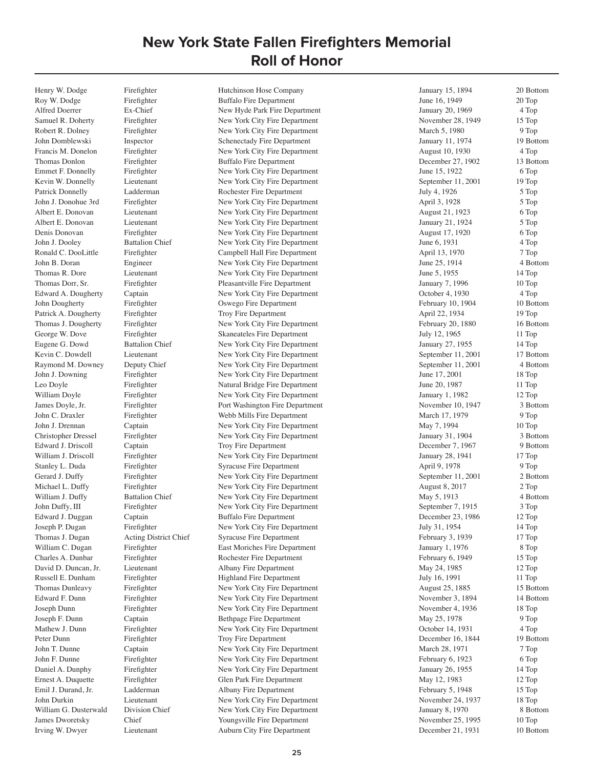# New York State Fallen Firefighters Memorial
# Roll of Honor

| | | | | |
|---|---|---|---|---|
| Henry W. Dodge | Firefighter | Hutchinson Hose Company | January 15, 1894 | 20 Bottom |
| Roy W. Dodge | Firefighter | Buffalo Fire Department | June 16, 1949 | 20 Top |
| Alfred Doerrer | Ex-Chief | New Hyde Park Fire Department | January 20, 1969 | 4 Top |
| Samuel R. Doherty | Firefighter | New York City Fire Department | November 28, 1949 | 15 Top |
| Robert R. Dolney | Firefighter | New York City Fire Department | March 5, 1980 | 9 Top |
| John Domblewski | Inspector | Schenectady Fire Department | January 11, 1974 | 19 Bottom |
| Francis M. Donelon | Firefighter | New York City Fire Department | August 10, 1930 | 4 Top |
| Thomas Donlon | Firefighter | Buffalo Fire Department | December 27, 1902 | 13 Bottom |
| Emmet F. Donnelly | Firefighter | New York City Fire Department | June 15, 1922 | 6 Top |
| Kevin W. Donnelly | Lieutenant | New York City Fire Department | September 11, 2001 | 19 Top |
| Patrick Donnelly | Ladderman | Rochester Fire Department | July 4, 1926 | 5 Top |
| John J. Donohue 3rd | Firefighter | New York City Fire Department | April 3, 1928 | 5 Top |
| Albert E. Donovan | Lieutenant | New York City Fire Department | August 21, 1923 | 6 Top |
| Albert E. Donovan | Lieutenant | New York City Fire Department | January 21, 1924 | 5 Top |
| Denis Donovan | Firefighter | New York City Fire Department | August 17, 1920 | 6 Top |
| John J. Dooley | Battalion Chief | New York City Fire Department | June 6, 1931 | 4 Top |
| Ronald C. DooLittle | Firefighter | Campbell Hall Fire Department | April 13, 1970 | 7 Top |
| John B. Doran | Engineer | New York City Fire Department | June 25, 1914 | 4 Bottom |
| Thomas R. Dore | Lieutenant | New York City Fire Department | June 5, 1955 | 14 Top |
| Thomas Dorr, Sr. | Firefighter | Pleasantville Fire Department | January 7, 1996 | 10 Top |
| Edward A. Dougherty | Captain | New York City Fire Department | October 4, 1930 | 4 Top |
| John Dougherty | Firefighter | Oswego Fire Department | February 10, 1904 | 10 Bottom |
| Patrick A. Dougherty | Firefighter | Troy Fire Department | April 22, 1934 | 19 Top |
| Thomas J. Dougherty | Firefighter | New York City Fire Department | February 20, 1880 | 16 Bottom |
| George W. Dove | Firefighter | Skaneateles Fire Department | July 12, 1965 | 11 Top |
| Eugene G. Dowd | Battalion Chief | New York City Fire Department | January 27, 1955 | 14 Top |
| Kevin C. Dowdell | Lieutenant | New York City Fire Department | September 11, 2001 | 17 Bottom |
| Raymond M. Downey | Deputy Chief | New York City Fire Department | September 11, 2001 | 4 Bottom |
| John J. Downing | Firefighter | New York City Fire Department | June 17, 2001 | 18 Top |
| Leo Doyle | Firefighter | Natural Bridge Fire Department | June 20, 1987 | 11 Top |
| William Doyle | Firefighter | New York City Fire Department | January 1, 1982 | 12 Top |
| James Doyle, Jr. | Firefighter | Port Washington Fire Department | November 10, 1947 | 3 Bottom |
| John C. Draxler | Firefighter | Webb Mills Fire Department | March 17, 1979 | 9 Top |
| John J. Drennan | Captain | New York City Fire Department | May 7, 1994 | 10 Top |
| Christopher Dressel | Firefighter | New York City Fire Department | January 31, 1904 | 3 Bottom |
| Edward J. Driscoll | Captain | Troy Fire Department | December 7, 1967 | 9 Bottom |
| William J. Driscoll | Firefighter | New York City Fire Department | January 28, 1941 | 17 Top |
| Stanley L. Duda | Firefighter | Syracuse Fire Department | April 9, 1978 | 9 Top |
| Gerard J. Duffy | Firefighter | New York City Fire Department | September 11, 2001 | 2 Bottom |
| Michael L. Duffy | Firefighter | New York City Fire Department | August 8, 2017 | 2 Top |
| William J. Duffy | Battalion Chief | New York City Fire Department | May 5, 1913 | 4 Bottom |
| John Duffy, III | Firefighter | New York City Fire Department | September 7, 1915 | 3 Top |
| Edward J. Duggan | Captain | Buffalo Fire Department | December 23, 1986 | 12 Top |
| Joseph P. Dugan | Firefighter | New York City Fire Department | July 31, 1954 | 14 Top |
| Thomas J. Dugan | Acting District Chief | Syracuse Fire Department | February 3, 1939 | 17 Top |
| William C. Dugan | Firefighter | East Moriches Fire Department | January 1, 1976 | 8 Top |
| Charles A. Dunbar | Firefighter | Rochester Fire Department | February 6, 1949 | 15 Top |
| David D. Duncan, Jr. | Lieutenant | Albany Fire Department | May 24, 1985 | 12 Top |
| Russell E. Dunham | Firefighter | Highland Fire Department | July 16, 1991 | 11 Top |
| Thomas Dunleavy | Firefighter | New York City Fire Department | August 25, 1885 | 15 Bottom |
| Edward F. Dunn | Firefighter | New York City Fire Department | November 3, 1894 | 14 Bottom |
| Joseph Dunn | Firefighter | New York City Fire Department | November 4, 1936 | 18 Top |
| Joseph F. Dunn | Captain | Bethpage Fire Department | May 25, 1978 | 9 Top |
| Mathew J. Dunn | Firefighter | New York City Fire Department | October 14, 1931 | 4 Top |
| Peter Dunn | Firefighter | Troy Fire Department | December 16, 1844 | 19 Bottom |
| John T. Dunne | Captain | New York City Fire Department | March 28, 1971 | 7 Top |
| John F. Dunne | Firefighter | New York City Fire Department | February 6, 1923 | 6 Top |
| Daniel A. Dunphy | Firefighter | New York City Fire Department | January 26, 1955 | 14 Top |
| Ernest A. Duquette | Firefighter | Glen Park Fire Department | May 12, 1983 | 12 Top |
| Emil J. Durand, Jr. | Ladderman | Albany Fire Department | February 5, 1948 | 15 Top |
| John Durkin | Lieutenant | New York City Fire Department | November 24, 1937 | 18 Top |
| William G. Dusterwald | Division Chief | New York City Fire Department | January 8, 1970 | 8 Bottom |
| James Dworetsky | Chief | Youngsville Fire Department | November 25, 1995 | 10 Top |
| Irving W. Dwyer | Lieutenant | Auburn City Fire Department | December 21, 1931 | 10 Bottom |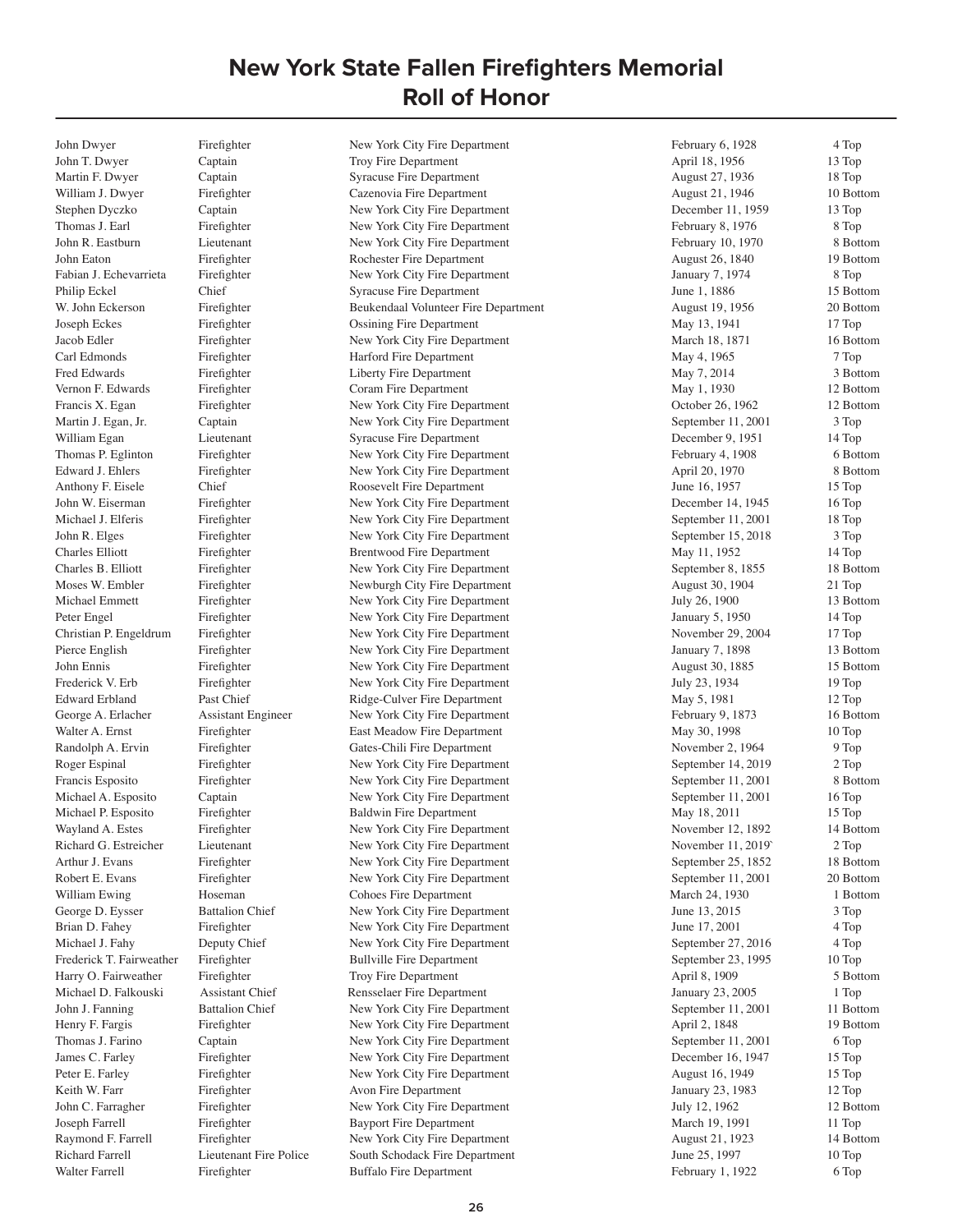# New York State Fallen Firefighters Memorial
## Roll of Honor

| | | | | |
|---|---|---|---|---|
| John Dwyer | Firefighter | New York City Fire Department | February 6, 1928 | 4 Top |
| John T. Dwyer | Captain | Troy Fire Department | April 18, 1956 | 13 Top |
| Martin F. Dwyer | Captain | Syracuse Fire Department | August 27, 1936 | 18 Top |
| William J. Dwyer | Firefighter | Cazenovia Fire Department | August 21, 1946 | 10 Bottom |
| Stephen Dyczko | Captain | New York City Fire Department | December 11, 1959 | 13 Top |
| Thomas J. Earl | Firefighter | New York City Fire Department | February 8, 1976 | 8 Top |
| John R. Eastburn | Lieutenant | New York City Fire Department | February 10, 1970 | 8 Bottom |
| John Eaton | Firefighter | Rochester Fire Department | August 26, 1840 | 19 Bottom |
| Fabian J. Echevarrieta | Firefighter | New York City Fire Department | January 7, 1974 | 8 Top |
| Philip Eckel | Chief | Syracuse Fire Department | June 1, 1886 | 15 Bottom |
| W. John Eckerson | Firefighter | Beukendaal Volunteer Fire Department | August 19, 1956 | 20 Bottom |
| Joseph Eckes | Firefighter | Ossining Fire Department | May 13, 1941 | 17 Top |
| Jacob Edler | Firefighter | New York City Fire Department | March 18, 1871 | 16 Bottom |
| Carl Edmonds | Firefighter | Harford Fire Department | May 4, 1965 | 7 Top |
| Fred Edwards | Firefighter | Liberty Fire Department | May 7, 2014 | 3 Bottom |
| Vernon F. Edwards | Firefighter | Coram Fire Department | May 1, 1930 | 12 Bottom |
| Francis X. Egan | Firefighter | New York City Fire Department | October 26, 1962 | 12 Bottom |
| Martin J. Egan, Jr. | Captain | New York City Fire Department | September 11, 2001 | 3 Top |
| William Egan | Lieutenant | Syracuse Fire Department | December 9, 1951 | 14 Top |
| Thomas P. Eglinton | Firefighter | New York City Fire Department | February 4, 1908 | 6 Bottom |
| Edward J. Ehlers | Firefighter | New York City Fire Department | April 20, 1970 | 8 Bottom |
| Anthony F. Eisele | Chief | Roosevelt Fire Department | June 16, 1957 | 15 Top |
| John W. Eiserman | Firefighter | New York City Fire Department | December 14, 1945 | 16 Top |
| Michael J. Elferis | Firefighter | New York City Fire Department | September 11, 2001 | 18 Top |
| John R. Elges | Firefighter | New York City Fire Department | September 15, 2018 | 3 Top |
| Charles Elliott | Firefighter | Brentwood Fire Department | May 11, 1952 | 14 Top |
| Charles B. Elliott | Firefighter | New York City Fire Department | September 8, 1855 | 18 Bottom |
| Moses W. Embler | Firefighter | Newburgh City Fire Department | August 30, 1904 | 21 Top |
| Michael Emmett | Firefighter | New York City Fire Department | July 26, 1900 | 13 Bottom |
| Peter Engel | Firefighter | New York City Fire Department | January 5, 1950 | 14 Top |
| Christian P. Engeldrum | Firefighter | New York City Fire Department | November 29, 2004 | 17 Top |
| Pierce English | Firefighter | New York City Fire Department | January 7, 1898 | 13 Bottom |
| John Ennis | Firefighter | New York City Fire Department | August 30, 1885 | 15 Bottom |
| Frederick V. Erb | Firefighter | New York City Fire Department | July 23, 1934 | 19 Top |
| Edward Erbland | Past Chief | Ridge-Culver Fire Department | May 5, 1981 | 12 Top |
| George A. Erlacher | Assistant Engineer | New York City Fire Department | February 9, 1873 | 16 Bottom |
| Walter A. Ernst | Firefighter | East Meadow Fire Department | May 30, 1998 | 10 Top |
| Randolph A. Ervin | Firefighter | Gates-Chili Fire Department | November 2, 1964 | 9 Top |
| Roger Espinal | Firefighter | New York City Fire Department | September 14, 2019 | 2 Top |
| Francis Esposito | Firefighter | New York City Fire Department | September 11, 2001 | 8 Bottom |
| Michael A. Esposito | Captain | New York City Fire Department | September 11, 2001 | 16 Top |
| Michael P. Esposito | Firefighter | Baldwin Fire Department | May 18, 2011 | 15 Top |
| Wayland A. Estes | Firefighter | New York City Fire Department | November 12, 1892 | 14 Bottom |
| Richard G. Estreicher | Lieutenant | New York City Fire Department | November 11, 2019` | 2 Top |
| Arthur J. Evans | Firefighter | New York City Fire Department | September 25, 1852 | 18 Bottom |
| Robert E. Evans | Firefighter | New York City Fire Department | September 11, 2001 | 20 Bottom |
| William Ewing | Hoseman | Cohoes Fire Department | March 24, 1930 | 1 Bottom |
| George D. Eysser | Battalion Chief | New York City Fire Department | June 13, 2015 | 3 Top |
| Brian D. Fahey | Firefighter | New York City Fire Department | June 17, 2001 | 4 Top |
| Michael J. Fahy | Deputy Chief | New York City Fire Department | September 27, 2016 | 4 Top |
| Frederick T. Fairweather | Firefighter | Bullville Fire Department | September 23, 1995 | 10 Top |
| Harry O. Fairweather | Firefighter | Troy Fire Department | April 8, 1909 | 5 Bottom |
| Michael D. Falkouski | Assistant Chief | Rensselaer Fire Department | January 23, 2005 | 1 Top |
| John J. Fanning | Battalion Chief | New York City Fire Department | September 11, 2001 | 11 Bottom |
| Henry F. Fargis | Firefighter | New York City Fire Department | April 2, 1848 | 19 Bottom |
| Thomas J. Farino | Captain | New York City Fire Department | September 11, 2001 | 6 Top |
| James C. Farley | Firefighter | New York City Fire Department | December 16, 1947 | 15 Top |
| Peter E. Farley | Firefighter | New York City Fire Department | August 16, 1949 | 15 Top |
| Keith W. Farr | Firefighter | Avon Fire Department | January 23, 1983 | 12 Top |
| John C. Farragher | Firefighter | New York City Fire Department | July 12, 1962 | 12 Bottom |
| Joseph Farrell | Firefighter | Bayport Fire Department | March 19, 1991 | 11 Top |
| Raymond F. Farrell | Firefighter | New York City Fire Department | August 21, 1923 | 14 Bottom |
| Richard Farrell | Lieutenant Fire Police | South Schodack Fire Department | June 25, 1997 | 10 Top |
| Walter Farrell | Firefighter | Buffalo Fire Department | February 1, 1922 | 6 Top |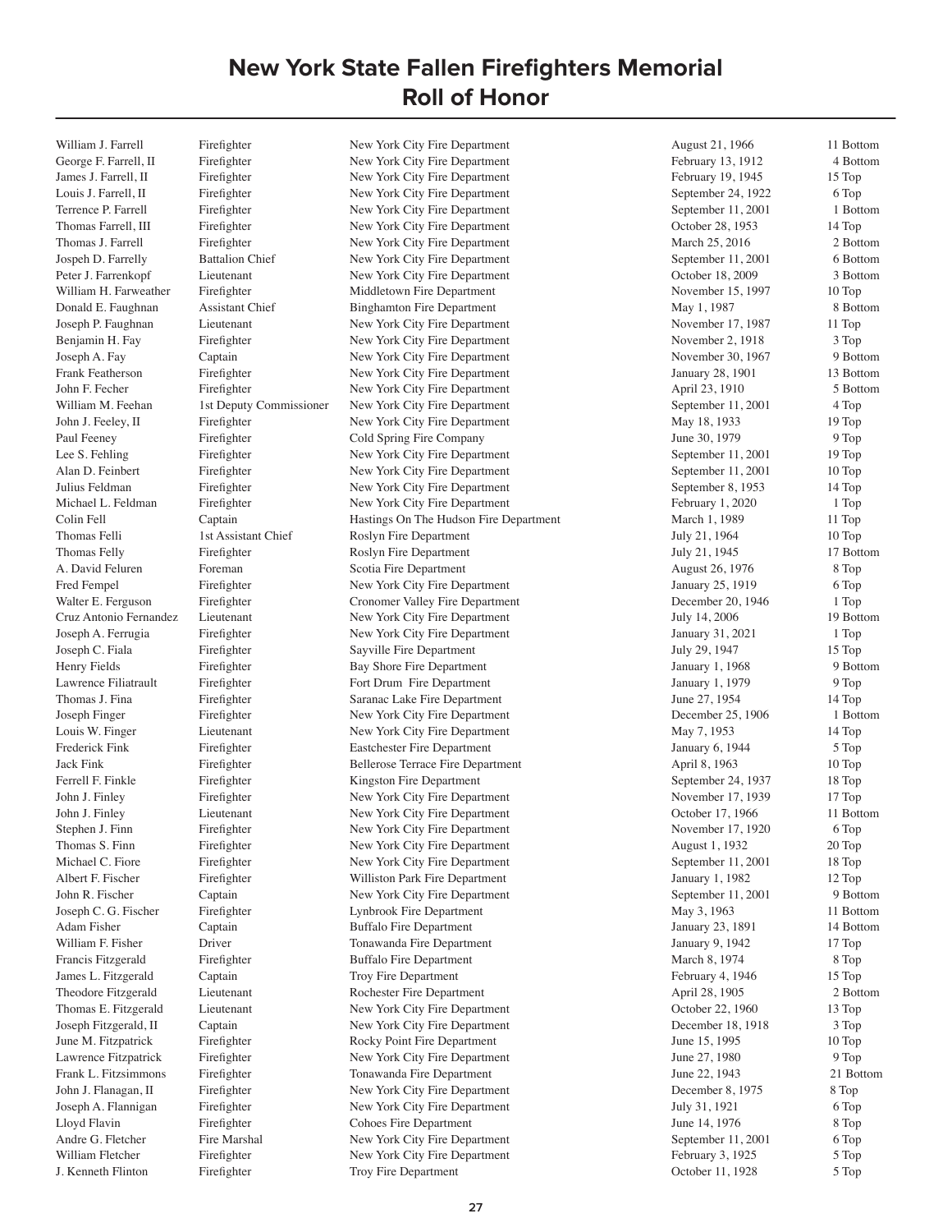# New York State Fallen Firefighters Memorial
## Roll of Honor

| | | | | |
|---|---|---|---|---|
| William J. Farrell | Firefighter | New York City Fire Department | August 21, 1966 | 11 Bottom |
| George F. Farrell, II | Firefighter | New York City Fire Department | February 13, 1912 | 4 Bottom |
| James J. Farrell, II | Firefighter | New York City Fire Department | February 19, 1945 | 15 Top |
| Louis J. Farrell, II | Firefighter | New York City Fire Department | September 24, 1922 | 6 Top |
| Terrence P. Farrell | Firefighter | New York City Fire Department | September 11, 2001 | 1 Bottom |
| Thomas Farrell, III | Firefighter | New York City Fire Department | October 28, 1953 | 14 Top |
| Thomas J. Farrell | Firefighter | New York City Fire Department | March 25, 2016 | 2 Bottom |
| Jospeh D. Farrelly | Battalion Chief | New York City Fire Department | September 11, 2001 | 6 Bottom |
| Peter J. Farrenkopf | Lieutenant | New York City Fire Department | October 18, 2009 | 3 Bottom |
| William H. Farweather | Firefighter | Middletown Fire Department | November 15, 1997 | 10 Top |
| Donald E. Faughnan | Assistant Chief | Binghamton Fire Department | May 1, 1987 | 8 Bottom |
| Joseph P. Faughnan | Lieutenant | New York City Fire Department | November 17, 1987 | 11 Top |
| Benjamin H. Fay | Firefighter | New York City Fire Department | November 2, 1918 | 3 Top |
| Joseph A. Fay | Captain | New York City Fire Department | November 30, 1967 | 9 Bottom |
| Frank Featherson | Firefighter | New York City Fire Department | January 28, 1901 | 13 Bottom |
| John F. Fecher | Firefighter | New York City Fire Department | April 23, 1910 | 5 Bottom |
| William M. Feehan | 1st Deputy Commissioner | New York City Fire Department | September 11, 2001 | 4 Top |
| John J. Feeley, II | Firefighter | New York City Fire Department | May 18, 1933 | 19 Top |
| Paul Feeney | Firefighter | Cold Spring Fire Company | June 30, 1979 | 9 Top |
| Lee S. Fehling | Firefighter | New York City Fire Department | September 11, 2001 | 19 Top |
| Alan D. Feinbert | Firefighter | New York City Fire Department | September 11, 2001 | 10 Top |
| Julius Feldman | Firefighter | New York City Fire Department | September 8, 1953 | 14 Top |
| Michael L. Feldman | Firefighter | New York City Fire Department | February 1, 2020 | 1 Top |
| Colin Fell | Captain | Hastings On The Hudson Fire Department | March 1, 1989 | 11 Top |
| Thomas Felli | 1st Assistant Chief | Roslyn Fire Department | July 21, 1964 | 10 Top |
| Thomas Felly | Firefighter | Roslyn Fire Department | July 21, 1945 | 17 Bottom |
| A. David Feluren | Foreman | Scotia Fire Department | August 26, 1976 | 8 Top |
| Fred Fempel | Firefighter | New York City Fire Department | January 25, 1919 | 6 Top |
| Walter E. Ferguson | Firefighter | Cronomer Valley Fire Department | December 20, 1946 | 1 Top |
| Cruz Antonio Fernandez | Lieutenant | New York City Fire Department | July 14, 2006 | 19 Bottom |
| Joseph A. Ferrugia | Firefighter | New York City Fire Department | January 31, 2021 | 1 Top |
| Joseph C. Fiala | Firefighter | Sayville Fire Department | July 29, 1947 | 15 Top |
| Henry Fields | Firefighter | Bay Shore Fire Department | January 1, 1968 | 9 Bottom |
| Lawrence Filiatrault | Firefighter | Fort Drum Fire Department | January 1, 1979 | 9 Top |
| Thomas J. Fina | Firefighter | Saranac Lake Fire Department | June 27, 1954 | 14 Top |
| Joseph Finger | Firefighter | New York City Fire Department | December 25, 1906 | 1 Bottom |
| Louis W. Finger | Lieutenant | New York City Fire Department | May 7, 1953 | 14 Top |
| Frederick Fink | Firefighter | Eastchester Fire Department | January 6, 1944 | 5 Top |
| Jack Fink | Firefighter | Bellerose Terrace Fire Department | April 8, 1963 | 10 Top |
| Ferrell F. Finkle | Firefighter | Kingston Fire Department | September 24, 1937 | 18 Top |
| John J. Finley | Firefighter | New York City Fire Department | November 17, 1939 | 17 Top |
| John J. Finley | Lieutenant | New York City Fire Department | October 17, 1966 | 11 Bottom |
| Stephen J. Finn | Firefighter | New York City Fire Department | November 17, 1920 | 6 Top |
| Thomas S. Finn | Firefighter | New York City Fire Department | August 1, 1932 | 20 Top |
| Michael C. Fiore | Firefighter | New York City Fire Department | September 11, 2001 | 18 Top |
| Albert F. Fischer | Firefighter | Williston Park Fire Department | January 1, 1982 | 12 Top |
| John R. Fischer | Captain | New York City Fire Department | September 11, 2001 | 9 Bottom |
| Joseph C. G. Fischer | Firefighter | Lynbrook Fire Department | May 3, 1963 | 11 Bottom |
| Adam Fisher | Captain | Buffalo Fire Department | January 23, 1891 | 14 Bottom |
| William F. Fisher | Driver | Tonawanda Fire Department | January 9, 1942 | 17 Top |
| Francis Fitzgerald | Firefighter | Buffalo Fire Department | March 8, 1974 | 8 Top |
| James L. Fitzgerald | Captain | Troy Fire Department | February 4, 1946 | 15 Top |
| Theodore Fitzgerald | Lieutenant | Rochester Fire Department | April 28, 1905 | 2 Bottom |
| Thomas E. Fitzgerald | Lieutenant | New York City Fire Department | October 22, 1960 | 13 Top |
| Joseph Fitzgerald, II | Captain | New York City Fire Department | December 18, 1918 | 3 Top |
| June M. Fitzpatrick | Firefighter | Rocky Point Fire Department | June 15, 1995 | 10 Top |
| Lawrence Fitzpatrick | Firefighter | New York City Fire Department | June 27, 1980 | 9 Top |
| Frank L. Fitzsimmons | Firefighter | Tonawanda Fire Department | June 22, 1943 | 21 Bottom |
| John J. Flanagan, II | Firefighter | New York City Fire Department | December 8, 1975 | 8 Top |
| Joseph A. Flannigan | Firefighter | New York City Fire Department | July 31, 1921 | 6 Top |
| Lloyd Flavin | Firefighter | Cohoes Fire Department | June 14, 1976 | 8 Top |
| Andre G. Fletcher | Fire Marshal | New York City Fire Department | September 11, 2001 | 6 Top |
| William Fletcher | Firefighter | New York City Fire Department | February 3, 1925 | 5 Top |
| J. Kenneth Flinton | Firefighter | Troy Fire Department | October 11, 1928 | 5 Top |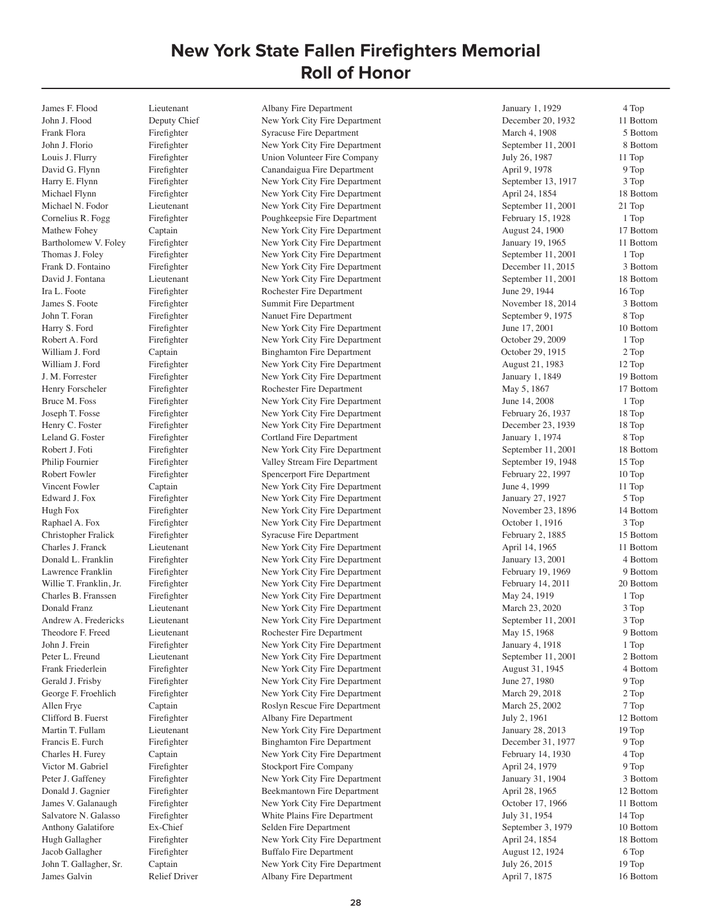# New York State Fallen Firefighters Memorial
# Roll of Honor

| Name | Rank | Department | Date | Location |
|---|---|---|---|---|
| James F. Flood | Lieutenant | Albany Fire Department | January 1, 1929 | 4 Top |
| John J. Flood | Deputy Chief | New York City Fire Department | December 20, 1932 | 11 Bottom |
| Frank Flora | Firefighter | Syracuse Fire Department | March 4, 1908 | 5 Bottom |
| John J. Florio | Firefighter | New York City Fire Department | September 11, 2001 | 8 Bottom |
| Louis J. Flurry | Firefighter | Union Volunteer Fire Company | July 26, 1987 | 11 Top |
| David G. Flynn | Firefighter | Canandaigua Fire Department | April 9, 1978 | 9 Top |
| Harry E. Flynn | Firefighter | New York City Fire Department | September 13, 1917 | 3 Top |
| Michael Flynn | Firefighter | New York City Fire Department | April 24, 1854 | 18 Bottom |
| Michael N. Fodor | Lieutenant | New York City Fire Department | September 11, 2001 | 21 Top |
| Cornelius R. Fogg | Firefighter | Poughkeepsie Fire Department | February 15, 1928 | 1 Top |
| Mathew Fohey | Captain | New York City Fire Department | August 24, 1900 | 17 Bottom |
| Bartholomew V. Foley | Firefighter | New York City Fire Department | January 19, 1965 | 11 Bottom |
| Thomas J. Foley | Firefighter | New York City Fire Department | September 11, 2001 | 1 Top |
| Frank D. Fontaino | Firefighter | New York City Fire Department | December 11, 2015 | 3 Bottom |
| David J. Fontana | Lieutenant | New York City Fire Department | September 11, 2001 | 18 Bottom |
| Ira L. Foote | Firefighter | Rochester Fire Department | June 29, 1944 | 16 Top |
| James S. Foote | Firefighter | Summit Fire Department | November 18, 2014 | 3 Bottom |
| John T. Foran | Firefighter | Nanuet Fire Department | September 9, 1975 | 8 Top |
| Harry S. Ford | Firefighter | New York City Fire Department | June 17, 2001 | 10 Bottom |
| Robert A. Ford | Firefighter | New York City Fire Department | October 29, 2009 | 1 Top |
| William J. Ford | Captain | Binghamton Fire Department | October 29, 1915 | 2 Top |
| William J. Ford | Firefighter | New York City Fire Department | August 21, 1983 | 12 Top |
| J. M. Forrester | Firefighter | New York City Fire Department | January 1, 1849 | 19 Bottom |
| Henry Forscheler | Firefighter | Rochester Fire Department | May 5, 1867 | 17 Bottom |
| Bruce M. Foss | Firefighter | New York City Fire Department | June 14, 2008 | 1 Top |
| Joseph T. Fosse | Firefighter | New York City Fire Department | February 26, 1937 | 18 Top |
| Henry C. Foster | Firefighter | New York City Fire Department | December 23, 1939 | 18 Top |
| Leland G. Foster | Firefighter | Cortland Fire Department | January 1, 1974 | 8 Top |
| Robert J. Foti | Firefighter | New York City Fire Department | September 11, 2001 | 18 Bottom |
| Philip Fournier | Firefighter | Valley Stream Fire Department | September 19, 1948 | 15 Top |
| Robert Fowler | Firefighter | Spencerport Fire Department | February 22, 1997 | 10 Top |
| Vincent Fowler | Captain | New York City Fire Department | June 4, 1999 | 11 Top |
| Edward J. Fox | Firefighter | New York City Fire Department | January 27, 1927 | 5 Top |
| Hugh Fox | Firefighter | New York City Fire Department | November 23, 1896 | 14 Bottom |
| Raphael A. Fox | Firefighter | New York City Fire Department | October 1, 1916 | 3 Top |
| Christopher Fralick | Firefighter | Syracuse Fire Department | February 2, 1885 | 15 Bottom |
| Charles J. Franck | Lieutenant | New York City Fire Department | April 14, 1965 | 11 Bottom |
| Donald L. Franklin | Firefighter | New York City Fire Department | January 13, 2001 | 4 Bottom |
| Lawrence Franklin | Firefighter | New York City Fire Department | February 19, 1969 | 9 Bottom |
| Willie T. Franklin, Jr. | Firefighter | New York City Fire Department | February 14, 2011 | 20 Bottom |
| Charles B. Franssen | Firefighter | New York City Fire Department | May 24, 1919 | 1 Top |
| Donald Franz | Lieutenant | New York City Fire Department | March 23, 2020 | 3 Top |
| Andrew A. Fredericks | Lieutenant | New York City Fire Department | September 11, 2001 | 3 Top |
| Theodore F. Freed | Lieutenant | Rochester Fire Department | May 15, 1968 | 9 Bottom |
| John J. Frein | Firefighter | New York City Fire Department | January 4, 1918 | 1 Top |
| Peter L. Freund | Lieutenant | New York City Fire Department | September 11, 2001 | 2 Bottom |
| Frank Friederlein | Firefighter | New York City Fire Department | August 31, 1945 | 4 Bottom |
| Gerald J. Frisby | Firefighter | New York City Fire Department | June 27, 1980 | 9 Top |
| George F. Froehlich | Firefighter | New York City Fire Department | March 29, 2018 | 2 Top |
| Allen Frye | Captain | Roslyn Rescue Fire Department | March 25, 2002 | 7 Top |
| Clifford B. Fuerst | Firefighter | Albany Fire Department | July 2, 1961 | 12 Bottom |
| Martin T. Fullam | Lieutenant | New York City Fire Department | January 28, 2013 | 19 Top |
| Francis E. Furch | Firefighter | Binghamton Fire Department | December 31, 1977 | 9 Top |
| Charles H. Furey | Captain | New York City Fire Department | February 14, 1930 | 4 Top |
| Victor M. Gabriel | Firefighter | Stockport Fire Company | April 24, 1979 | 9 Top |
| Peter J. Gaffeney | Firefighter | New York City Fire Department | January 31, 1904 | 3 Bottom |
| Donald J. Gagnier | Firefighter | Beekmantown Fire Department | April 28, 1965 | 12 Bottom |
| James V. Galanaugh | Firefighter | New York City Fire Department | October 17, 1966 | 11 Bottom |
| Salvatore N. Galasso | Firefighter | White Plains Fire Department | July 31, 1954 | 14 Top |
| Anthony Galatifore | Ex-Chief | Selden Fire Department | September 3, 1979 | 10 Bottom |
| Hugh Gallagher | Firefighter | New York City Fire Department | April 24, 1854 | 18 Bottom |
| Jacob Gallagher | Firefighter | Buffalo Fire Department | August 12, 1924 | 6 Top |
| John T. Gallagher, Sr. | Captain | New York City Fire Department | July 26, 2015 | 19 Top |
| James Galvin | Relief Driver | Albany Fire Department | April 7, 1875 | 16 Bottom |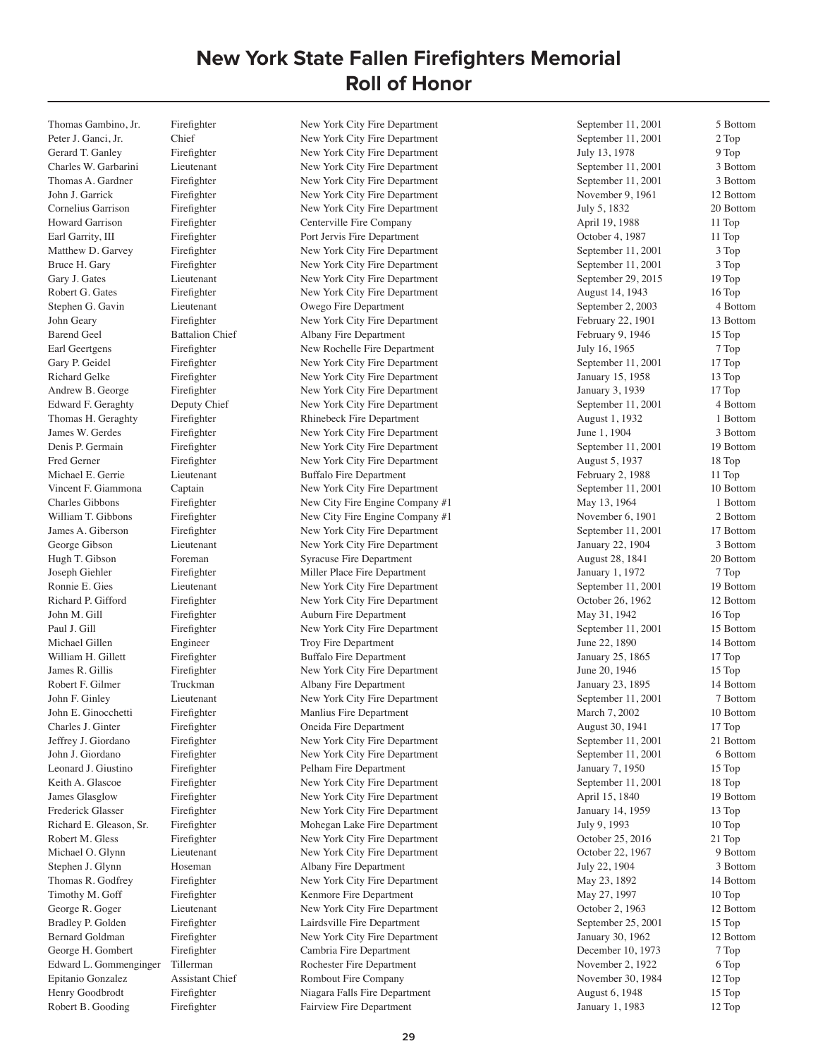# New York State Fallen Firefighters Memorial
## Roll of Honor

| Name | Rank | Department | Date | Location |
|---|---|---|---|---|
| Thomas Gambino, Jr. | Firefighter | New York City Fire Department | September 11, 2001 | 5 Bottom |
| Peter J. Ganci, Jr. | Chief | New York City Fire Department | September 11, 2001 | 2 Top |
| Gerard T. Ganley | Firefighter | New York City Fire Department | July 13, 1978 | 9 Top |
| Charles W. Garbarini | Lieutenant | New York City Fire Department | September 11, 2001 | 3 Bottom |
| Thomas A. Gardner | Firefighter | New York City Fire Department | September 11, 2001 | 3 Bottom |
| John J. Garrick | Firefighter | New York City Fire Department | November 9, 1961 | 12 Bottom |
| Cornelius Garrison | Firefighter | New York City Fire Department | July 5, 1832 | 20 Bottom |
| Howard Garrison | Firefighter | Centerville Fire Company | April 19, 1988 | 11 Top |
| Earl Garrity, III | Firefighter | Port Jervis Fire Department | October 4, 1987 | 11 Top |
| Matthew D. Garvey | Firefighter | New York City Fire Department | September 11, 2001 | 3 Top |
| Bruce H. Gary | Firefighter | New York City Fire Department | September 11, 2001 | 3 Top |
| Gary J. Gates | Lieutenant | New York City Fire Department | September 29, 2015 | 19 Top |
| Robert G. Gates | Firefighter | New York City Fire Department | August 14, 1943 | 16 Top |
| Stephen G. Gavin | Lieutenant | Owego Fire Department | September 2, 2003 | 4 Bottom |
| John Geary | Firefighter | New York City Fire Department | February 22, 1901 | 13 Bottom |
| Barend Geel | Battalion Chief | Albany Fire Department | February 9, 1946 | 15 Top |
| Earl Geertgens | Firefighter | New Rochelle Fire Department | July 16, 1965 | 7 Top |
| Gary P. Geidel | Firefighter | New York City Fire Department | September 11, 2001 | 17 Top |
| Richard Gelke | Firefighter | New York City Fire Department | January 15, 1958 | 13 Top |
| Andrew B. George | Firefighter | New York City Fire Department | January 3, 1939 | 17 Top |
| Edward F. Geraghty | Deputy Chief | New York City Fire Department | September 11, 2001 | 4 Bottom |
| Thomas H. Geraghty | Firefighter | Rhinebeck Fire Department | August 1, 1932 | 1 Bottom |
| James W. Gerdes | Firefighter | New York City Fire Department | June 1, 1904 | 3 Bottom |
| Denis P. Germain | Firefighter | New York City Fire Department | September 11, 2001 | 19 Bottom |
| Fred Gerner | Firefighter | New York City Fire Department | August 5, 1937 | 18 Top |
| Michael E. Gerrie | Lieutenant | Buffalo Fire Department | February 2, 1988 | 11 Top |
| Vincent F. Giammona | Captain | New York City Fire Department | September 11, 2001 | 10 Bottom |
| Charles Gibbons | Firefighter | New City Fire Engine Company #1 | May 13, 1964 | 1 Bottom |
| William T. Gibbons | Firefighter | New City Fire Engine Company #1 | November 6, 1901 | 2 Bottom |
| James A. Giberson | Firefighter | New York City Fire Department | September 11, 2001 | 17 Bottom |
| George Gibson | Lieutenant | New York City Fire Department | January 22, 1904 | 3 Bottom |
| Hugh T. Gibson | Foreman | Syracuse Fire Department | August 28, 1841 | 20 Bottom |
| Joseph Giehler | Firefighter | Miller Place Fire Department | January 1, 1972 | 7 Top |
| Ronnie E. Gies | Lieutenant | New York City Fire Department | September 11, 2001 | 19 Bottom |
| Richard P. Gifford | Firefighter | New York City Fire Department | October 26, 1962 | 12 Bottom |
| John M. Gill | Firefighter | Auburn Fire Department | May 31, 1942 | 16 Top |
| Paul J. Gill | Firefighter | New York City Fire Department | September 11, 2001 | 15 Bottom |
| Michael Gillen | Engineer | Troy Fire Department | June 22, 1890 | 14 Bottom |
| William H. Gillett | Firefighter | Buffalo Fire Department | January 25, 1865 | 17 Top |
| James R. Gillis | Firefighter | New York City Fire Department | June 20, 1946 | 15 Top |
| Robert F. Gilmer | Truckman | Albany Fire Department | January 23, 1895 | 14 Bottom |
| John F. Ginley | Lieutenant | New York City Fire Department | September 11, 2001 | 7 Bottom |
| John E. Ginocchetti | Firefighter | Manlius Fire Department | March 7, 2002 | 10 Bottom |
| Charles J. Ginter | Firefighter | Oneida Fire Department | August 30, 1941 | 17 Top |
| Jeffrey J. Giordano | Firefighter | New York City Fire Department | September 11, 2001 | 21 Bottom |
| John J. Giordano | Firefighter | New York City Fire Department | September 11, 2001 | 6 Bottom |
| Leonard J. Giustino | Firefighter | Pelham Fire Department | January 7, 1950 | 15 Top |
| Keith A. Glascoe | Firefighter | New York City Fire Department | September 11, 2001 | 18 Top |
| James Glasglow | Firefighter | New York City Fire Department | April 15, 1840 | 19 Bottom |
| Frederick Glasser | Firefighter | New York City Fire Department | January 14, 1959 | 13 Top |
| Richard E. Gleason, Sr. | Firefighter | Mohegan Lake Fire Department | July 9, 1993 | 10 Top |
| Robert M. Gless | Firefighter | New York City Fire Department | October 25, 2016 | 21 Top |
| Michael O. Glynn | Lieutenant | New York City Fire Department | October 22, 1967 | 9 Bottom |
| Stephen J. Glynn | Hoseman | Albany Fire Department | July 22, 1904 | 3 Bottom |
| Thomas R. Godfrey | Firefighter | New York City Fire Department | May 23, 1892 | 14 Bottom |
| Timothy M. Goff | Firefighter | Kenmore Fire Department | May 27, 1997 | 10 Top |
| George R. Goger | Lieutenant | New York City Fire Department | October 2, 1963 | 12 Bottom |
| Bradley P. Golden | Firefighter | Lairdsville Fire Department | September 25, 2001 | 15 Top |
| Bernard Goldman | Firefighter | New York City Fire Department | January 30, 1962 | 12 Bottom |
| George H. Gombert | Firefighter | Cambria Fire Department | December 10, 1973 | 7 Top |
| Edward L. Gommenginger | Tillerman | Rochester Fire Department | November 2, 1922 | 6 Top |
| Epitanio Gonzalez | Assistant Chief | Rombout Fire Company | November 30, 1984 | 12 Top |
| Henry Goodbrodt | Firefighter | Niagara Falls Fire Department | August 6, 1948 | 15 Top |
| Robert B. Gooding | Firefighter | Fairview Fire Department | January 1, 1983 | 12 Top |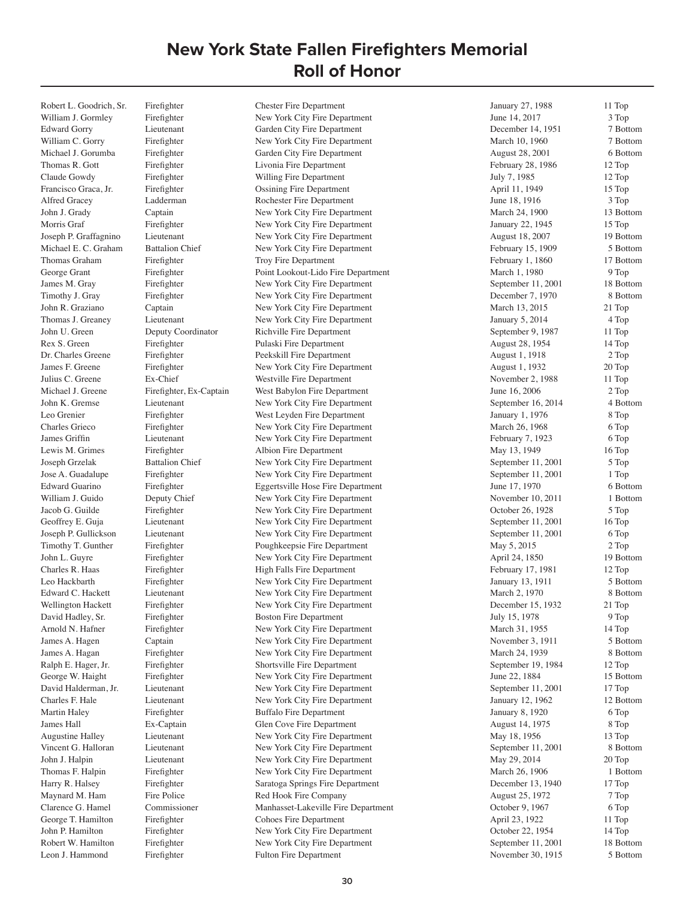# New York State Fallen Firefighters Memorial
## Roll of Honor

| Name | Rank | Department | Date | Location |
|---|---|---|---|---|
| Robert L. Goodrich, Sr. | Firefighter | Chester Fire Department | January 27, 1988 | 11 Top |
| William J. Gormley | Firefighter | New York City Fire Department | June 14, 2017 | 3 Top |
| Edward Gorry | Lieutenant | Garden City Fire Department | December 14, 1951 | 7 Bottom |
| William C. Gorry | Firefighter | New York City Fire Department | March 10, 1960 | 7 Bottom |
| Michael J. Gorumba | Firefighter | Garden City Fire Department | August 28, 2001 | 6 Bottom |
| Thomas R. Gott | Firefighter | Livonia Fire Department | February 28, 1986 | 12 Top |
| Claude Gowdy | Firefighter | Willing Fire Department | July 7, 1985 | 12 Top |
| Francisco Graca, Jr. | Firefighter | Ossining Fire Department | April 11, 1949 | 15 Top |
| Alfred Gracey | Ladderman | Rochester Fire Department | June 18, 1916 | 3 Top |
| John J. Grady | Captain | New York City Fire Department | March 24, 1900 | 13 Bottom |
| Morris Graf | Firefighter | New York City Fire Department | January 22, 1945 | 15 Top |
| Joseph P. Graffagnino | Lieutenant | New York City Fire Department | August 18, 2007 | 19 Bottom |
| Michael E. C. Graham | Battalion Chief | New York City Fire Department | February 15, 1909 | 5 Bottom |
| Thomas Graham | Firefighter | Troy Fire Department | February 1, 1860 | 17 Bottom |
| George Grant | Firefighter | Point Lookout-Lido Fire Department | March 1, 1980 | 9 Top |
| James M. Gray | Firefighter | New York City Fire Department | September 11, 2001 | 18 Bottom |
| Timothy J. Gray | Firefighter | New York City Fire Department | December 7, 1970 | 8 Bottom |
| John R. Graziano | Captain | New York City Fire Department | March 13, 2015 | 21 Top |
| Thomas J. Greaney | Lieutenant | New York City Fire Department | January 5, 2014 | 4 Top |
| John U. Green | Deputy Coordinator | Richville Fire Department | September 9, 1987 | 11 Top |
| Rex S. Green | Firefighter | Pulaski Fire Department | August 28, 1954 | 14 Top |
| Dr. Charles Greene | Firefighter | Peekskill Fire Department | August 1, 1918 | 2 Top |
| James F. Greene | Firefighter | New York City Fire Department | August 1, 1932 | 20 Top |
| Julius C. Greene | Ex-Chief | Westville Fire Department | November 2, 1988 | 11 Top |
| Michael J. Greene | Firefighter, Ex-Captain | West Babylon Fire Department | June 16, 2006 | 2 Top |
| John K. Gremse | Lieutenant | New York City Fire Department | September 16, 2014 | 4 Bottom |
| Leo Grenier | Firefighter | West Leyden Fire Department | January 1, 1976 | 8 Top |
| Charles Grieco | Firefighter | New York City Fire Department | March 26, 1968 | 6 Top |
| James Griffin | Lieutenant | New York City Fire Department | February 7, 1923 | 6 Top |
| Lewis M. Grimes | Firefighter | Albion Fire Department | May 13, 1949 | 16 Top |
| Joseph Grzelak | Battalion Chief | New York City Fire Department | September 11, 2001 | 5 Top |
| Jose A. Guadalupe | Firefighter | New York City Fire Department | September 11, 2001 | 1 Top |
| Edward Guarino | Firefighter | Eggertsville Hose Fire Department | June 17, 1970 | 6 Bottom |
| William J. Guido | Deputy Chief | New York City Fire Department | November 10, 2011 | 1 Bottom |
| Jacob G. Guilde | Firefighter | New York City Fire Department | October 26, 1928 | 5 Top |
| Geoffrey E. Guja | Lieutenant | New York City Fire Department | September 11, 2001 | 16 Top |
| Joseph P. Gullickson | Lieutenant | New York City Fire Department | September 11, 2001 | 6 Top |
| Timothy T. Gunther | Firefighter | Poughkeepsie Fire Department | May 5, 2015 | 2 Top |
| John L. Guyre | Firefighter | New York City Fire Department | April 24, 1850 | 19 Bottom |
| Charles R. Haas | Firefighter | High Falls Fire Department | February 17, 1981 | 12 Top |
| Leo Hackbarth | Firefighter | New York City Fire Department | January 13, 1911 | 5 Bottom |
| Edward C. Hackett | Lieutenant | New York City Fire Department | March 2, 1970 | 8 Bottom |
| Wellington Hackett | Firefighter | New York City Fire Department | December 15, 1932 | 21 Top |
| David Hadley, Sr. | Firefighter | Boston Fire Department | July 15, 1978 | 9 Top |
| Arnold N. Hafner | Firefighter | New York City Fire Department | March 31, 1955 | 14 Top |
| James A. Hagen | Captain | New York City Fire Department | November 3, 1911 | 5 Bottom |
| James A. Hagan | Firefighter | New York City Fire Department | March 24, 1939 | 8 Bottom |
| Ralph E. Hager, Jr. | Firefighter | Shortsville Fire Department | September 19, 1984 | 12 Top |
| George W. Haight | Firefighter | New York City Fire Department | June 22, 1884 | 15 Bottom |
| David Halderman, Jr. | Lieutenant | New York City Fire Department | September 11, 2001 | 17 Top |
| Charles F. Hale | Lieutenant | New York City Fire Department | January 12, 1962 | 12 Bottom |
| Martin Haley | Firefighter | Buffalo Fire Department | January 8, 1920 | 6 Top |
| James Hall | Ex-Captain | Glen Cove Fire Department | August 14, 1975 | 8 Top |
| Augustine Halley | Lieutenant | New York City Fire Department | May 18, 1956 | 13 Top |
| Vincent G. Halloran | Lieutenant | New York City Fire Department | September 11, 2001 | 8 Bottom |
| John J. Halpin | Lieutenant | New York City Fire Department | May 29, 2014 | 20 Top |
| Thomas F. Halpin | Firefighter | New York City Fire Department | March 26, 1906 | 1 Bottom |
| Harry R. Halsey | Firefighter | Saratoga Springs Fire Department | December 13, 1940 | 17 Top |
| Maynard M. Ham | Fire Police | Red Hook Fire Company | August 25, 1972 | 7 Top |
| Clarence G. Hamel | Commissioner | Manhasset-Lakeville Fire Department | October 9, 1967 | 6 Top |
| George T. Hamilton | Firefighter | Cohoes Fire Department | April 23, 1922 | 11 Top |
| John P. Hamilton | Firefighter | New York City Fire Department | October 22, 1954 | 14 Top |
| Robert W. Hamilton | Firefighter | New York City Fire Department | September 11, 2001 | 18 Bottom |
| Leon J. Hammond | Firefighter | Fulton Fire Department | November 30, 1915 | 5 Bottom |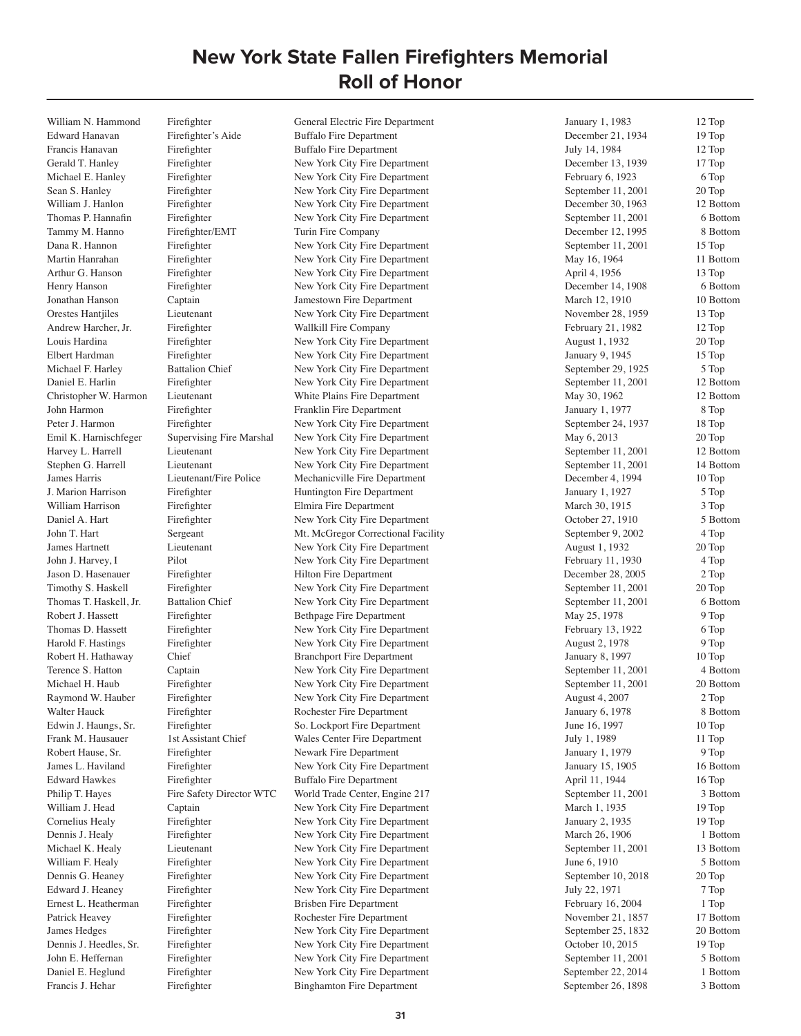# New York State Fallen Firefighters Memorial
## Roll of Honor

| Name | Rank | Department | Date | Location |
|---|---|---|---|---|
| William N. Hammond | Firefighter | General Electric Fire Department | January 1, 1983 | 12 Top |
| Edward Hanavan | Firefighter's Aide | Buffalo Fire Department | December 21, 1934 | 19 Top |
| Francis Hanavan | Firefighter | Buffalo Fire Department | July 14, 1984 | 12 Top |
| Gerald T. Hanley | Firefighter | New York City Fire Department | December 13, 1939 | 17 Top |
| Michael E. Hanley | Firefighter | New York City Fire Department | February 6, 1923 | 6 Top |
| Sean S. Hanley | Firefighter | New York City Fire Department | September 11, 2001 | 20 Top |
| William J. Hanlon | Firefighter | New York City Fire Department | December 30, 1963 | 12 Bottom |
| Thomas P. Hannafin | Firefighter | New York City Fire Department | September 11, 2001 | 6 Bottom |
| Tammy M. Hanno | Firefighter/EMT | Turin Fire Company | December 12, 1995 | 8 Bottom |
| Dana R. Hannon | Firefighter | New York City Fire Department | September 11, 2001 | 15 Top |
| Martin Hanrahan | Firefighter | New York City Fire Department | May 16, 1964 | 11 Bottom |
| Arthur G. Hanson | Firefighter | New York City Fire Department | April 4, 1956 | 13 Top |
| Henry Hanson | Firefighter | New York City Fire Department | December 14, 1908 | 6 Bottom |
| Jonathan Hanson | Captain | Jamestown Fire Department | March 12, 1910 | 10 Bottom |
| Orestes Hantjiles | Lieutenant | New York City Fire Department | November 28, 1959 | 13 Top |
| Andrew Harcher, Jr. | Firefighter | Wallkill Fire Company | February 21, 1982 | 12 Top |
| Louis Hardina | Firefighter | New York City Fire Department | August 1, 1932 | 20 Top |
| Elbert Hardman | Firefighter | New York City Fire Department | January 9, 1945 | 15 Top |
| Michael F. Harley | Battalion Chief | New York City Fire Department | September 29, 1925 | 5 Top |
| Daniel E. Harlin | Firefighter | New York City Fire Department | September 11, 2001 | 12 Bottom |
| Christopher W. Harmon | Lieutenant | White Plains Fire Department | May 30, 1962 | 12 Bottom |
| John Harmon | Firefighter | Franklin Fire Department | January 1, 1977 | 8 Top |
| Peter J. Harmon | Firefighter | New York City Fire Department | September 24, 1937 | 18 Top |
| Emil K. Harnischfeger | Supervising Fire Marshal | New York City Fire Department | May 6, 2013 | 20 Top |
| Harvey L. Harrell | Lieutenant | New York City Fire Department | September 11, 2001 | 12 Bottom |
| Stephen G. Harrell | Lieutenant | New York City Fire Department | September 11, 2001 | 14 Bottom |
| James Harris | Lieutenant/Fire Police | Mechanicville Fire Department | December 4, 1994 | 10 Top |
| J. Marion Harrison | Firefighter | Huntington Fire Department | January 1, 1927 | 5 Top |
| William Harrison | Firefighter | Elmira Fire Department | March 30, 1915 | 3 Top |
| Daniel A. Hart | Firefighter | New York City Fire Department | October 27, 1910 | 5 Bottom |
| John T. Hart | Sergeant | Mt. McGregor Correctional Facility | September 9, 2002 | 4 Top |
| James Hartnett | Lieutenant | New York City Fire Department | August 1, 1932 | 20 Top |
| John J. Harvey, I | Pilot | New York City Fire Department | February 11, 1930 | 4 Top |
| Jason D. Hasenauer | Firefighter | Hilton Fire Department | December 28, 2005 | 2 Top |
| Timothy S. Haskell | Firefighter | New York City Fire Department | September 11, 2001 | 20 Top |
| Thomas T. Haskell, Jr. | Battalion Chief | New York City Fire Department | September 11, 2001 | 6 Bottom |
| Robert J. Hassett | Firefighter | Bethpage Fire Department | May 25, 1978 | 9 Top |
| Thomas D. Hassett | Firefighter | New York City Fire Department | February 13, 1922 | 6 Top |
| Harold F. Hastings | Firefighter | New York City Fire Department | August 2, 1978 | 9 Top |
| Robert H. Hathaway | Chief | Branchport Fire Department | January 8, 1997 | 10 Top |
| Terence S. Hatton | Captain | New York City Fire Department | September 11, 2001 | 4 Bottom |
| Michael H. Haub | Firefighter | New York City Fire Department | September 11, 2001 | 20 Bottom |
| Raymond W. Hauber | Firefighter | New York City Fire Department | August 4, 2007 | 2 Top |
| Walter Hauck | Firefighter | Rochester Fire Department | January 6, 1978 | 8 Bottom |
| Edwin J. Haungs, Sr. | Firefighter | So. Lockport Fire Department | June 16, 1997 | 10 Top |
| Frank M. Hausauer | 1st Assistant Chief | Wales Center Fire Department | July 1, 1989 | 11 Top |
| Robert Hause, Sr. | Firefighter | Newark Fire Department | January 1, 1979 | 9 Top |
| James L. Haviland | Firefighter | New York City Fire Department | January 15, 1905 | 16 Bottom |
| Edward Hawkes | Firefighter | Buffalo Fire Department | April 11, 1944 | 16 Top |
| Philip T. Hayes | Fire Safety Director WTC | World Trade Center, Engine 217 | September 11, 2001 | 3 Bottom |
| William J. Head | Captain | New York City Fire Department | March 1, 1935 | 19 Top |
| Cornelius Healy | Firefighter | New York City Fire Department | January 2, 1935 | 19 Top |
| Dennis J. Healy | Firefighter | New York City Fire Department | March 26, 1906 | 1 Bottom |
| Michael K. Healy | Lieutenant | New York City Fire Department | September 11, 2001 | 13 Bottom |
| William F. Healy | Firefighter | New York City Fire Department | June 6, 1910 | 5 Bottom |
| Dennis G. Heaney | Firefighter | New York City Fire Department | September 10, 2018 | 20 Top |
| Edward J. Heaney | Firefighter | New York City Fire Department | July 22, 1971 | 7 Top |
| Ernest L. Heatherman | Firefighter | Brisben Fire Department | February 16, 2004 | 1 Top |
| Patrick Heavey | Firefighter | Rochester Fire Department | November 21, 1857 | 17 Bottom |
| James Hedges | Firefighter | New York City Fire Department | September 25, 1832 | 20 Bottom |
| Dennis J. Heedles, Sr. | Firefighter | New York City Fire Department | October 10, 2015 | 19 Top |
| John E. Heffernan | Firefighter | New York City Fire Department | September 11, 2001 | 5 Bottom |
| Daniel E. Heglund | Firefighter | New York City Fire Department | September 22, 2014 | 1 Bottom |
| Francis J. Hehar | Firefighter | Binghamton Fire Department | September 26, 1898 | 3 Bottom |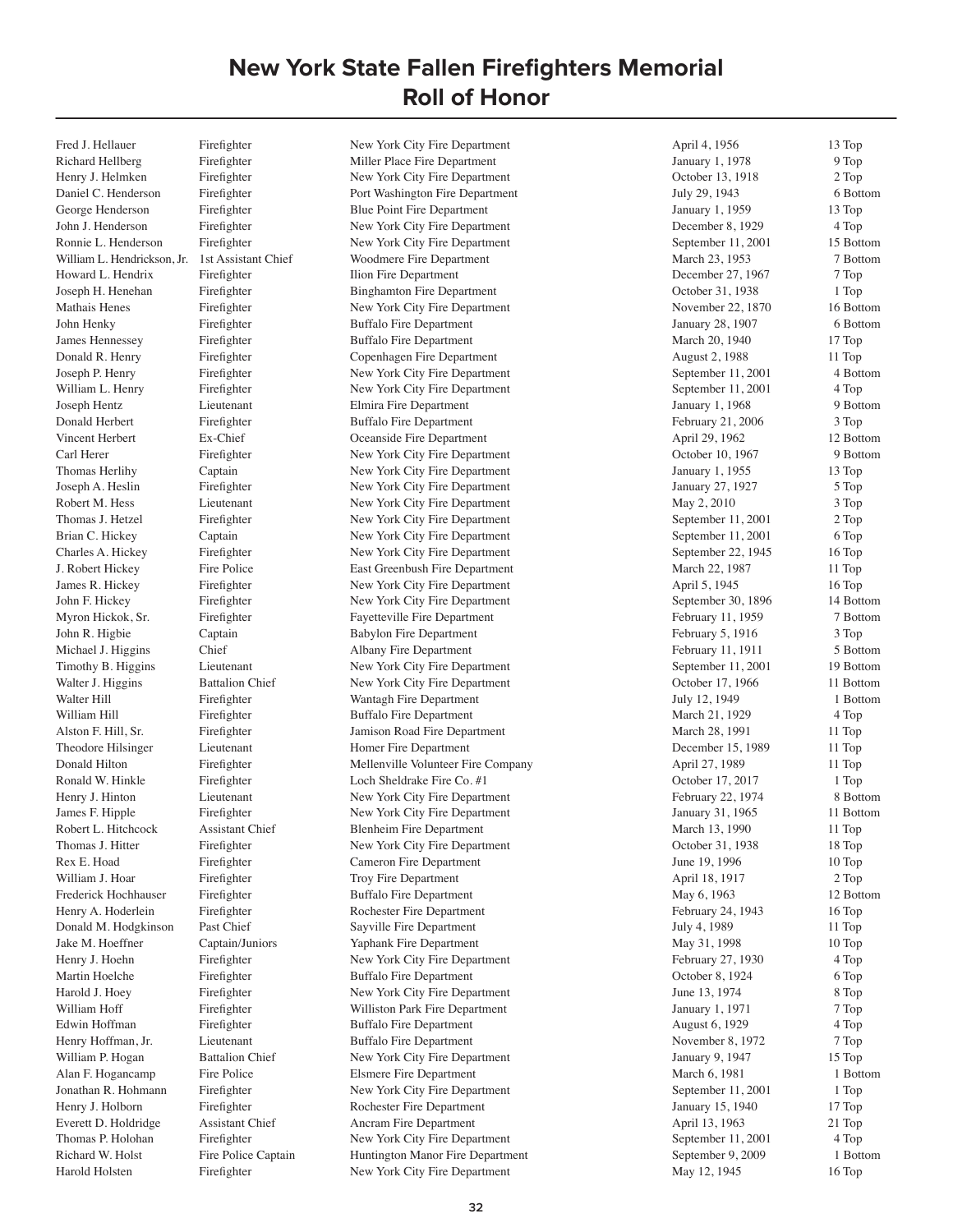# New York State Fallen Firefighters Memorial
## Roll of Honor

| | | | | |
|---|---|---|---|---|
| Fred J. Hellauer | Firefighter | New York City Fire Department | April 4, 1956 | 13 Top |
| Richard Hellberg | Firefighter | Miller Place Fire Department | January 1, 1978 | 9 Top |
| Henry J. Helmken | Firefighter | New York City Fire Department | October 13, 1918 | 2 Top |
| Daniel C. Henderson | Firefighter | Port Washington Fire Department | July 29, 1943 | 6 Bottom |
| George Henderson | Firefighter | Blue Point Fire Department | January 1, 1959 | 13 Top |
| John J. Henderson | Firefighter | New York City Fire Department | December 8, 1929 | 4 Top |
| Ronnie L. Henderson | Firefighter | New York City Fire Department | September 11, 2001 | 15 Bottom |
| William L. Hendrickson, Jr. | 1st Assistant Chief | Woodmere Fire Department | March 23, 1953 | 7 Bottom |
| Howard L. Hendrix | Firefighter | Ilion Fire Department | December 27, 1967 | 7 Top |
| Joseph H. Henehan | Firefighter | Binghamton Fire Department | October 31, 1938 | 1 Top |
| Mathais Henes | Firefighter | New York City Fire Department | November 22, 1870 | 16 Bottom |
| John Henky | Firefighter | Buffalo Fire Department | January 28, 1907 | 6 Bottom |
| James Hennessey | Firefighter | Buffalo Fire Department | March 20, 1940 | 17 Top |
| Donald R. Henry | Firefighter | Copenhagen Fire Department | August 2, 1988 | 11 Top |
| Joseph P. Henry | Firefighter | New York City Fire Department | September 11, 2001 | 4 Bottom |
| William L. Henry | Firefighter | New York City Fire Department | September 11, 2001 | 4 Top |
| Joseph Hentz | Lieutenant | Elmira Fire Department | January 1, 1968 | 9 Bottom |
| Donald Herbert | Firefighter | Buffalo Fire Department | February 21, 2006 | 3 Top |
| Vincent Herbert | Ex-Chief | Oceanside Fire Department | April 29, 1962 | 12 Bottom |
| Carl Herer | Firefighter | New York City Fire Department | October 10, 1967 | 9 Bottom |
| Thomas Herlihy | Captain | New York City Fire Department | January 1, 1955 | 13 Top |
| Joseph A. Heslin | Firefighter | New York City Fire Department | January 27, 1927 | 5 Top |
| Robert M. Hess | Lieutenant | New York City Fire Department | May 2, 2010 | 3 Top |
| Thomas J. Hetzel | Firefighter | New York City Fire Department | September 11, 2001 | 2 Top |
| Brian C. Hickey | Captain | New York City Fire Department | September 11, 2001 | 6 Top |
| Charles A. Hickey | Firefighter | New York City Fire Department | September 22, 1945 | 16 Top |
| J. Robert Hickey | Fire Police | East Greenbush Fire Department | March 22, 1987 | 11 Top |
| James R. Hickey | Firefighter | New York City Fire Department | April 5, 1945 | 16 Top |
| John F. Hickey | Firefighter | New York City Fire Department | September 30, 1896 | 14 Bottom |
| Myron Hickok, Sr. | Firefighter | Fayetteville Fire Department | February 11, 1959 | 7 Bottom |
| John R. Higbie | Captain | Babylon Fire Department | February 5, 1916 | 3 Top |
| Michael J. Higgins | Chief | Albany Fire Department | February 11, 1911 | 5 Bottom |
| Timothy B. Higgins | Lieutenant | New York City Fire Department | September 11, 2001 | 19 Bottom |
| Walter J. Higgins | Battalion Chief | New York City Fire Department | October 17, 1966 | 11 Bottom |
| Walter Hill | Firefighter | Wantagh Fire Department | July 12, 1949 | 1 Bottom |
| William Hill | Firefighter | Buffalo Fire Department | March 21, 1929 | 4 Top |
| Alston F. Hill, Sr. | Firefighter | Jamison Road Fire Department | March 28, 1991 | 11 Top |
| Theodore Hilsinger | Lieutenant | Homer Fire Department | December 15, 1989 | 11 Top |
| Donald Hilton | Firefighter | Mellenville Volunteer Fire Company | April 27, 1989 | 11 Top |
| Ronald W. Hinkle | Firefighter | Loch Sheldrake Fire Co. #1 | October 17, 2017 | 1 Top |
| Henry J. Hinton | Lieutenant | New York City Fire Department | February 22, 1974 | 8 Bottom |
| James F. Hipple | Firefighter | New York City Fire Department | January 31, 1965 | 11 Bottom |
| Robert L. Hitchcock | Assistant Chief | Blenheim Fire Department | March 13, 1990 | 11 Top |
| Thomas J. Hitter | Firefighter | New York City Fire Department | October 31, 1938 | 18 Top |
| Rex E. Hoad | Firefighter | Cameron Fire Department | June 19, 1996 | 10 Top |
| William J. Hoar | Firefighter | Troy Fire Department | April 18, 1917 | 2 Top |
| Frederick Hochhauser | Firefighter | Buffalo Fire Department | May 6, 1963 | 12 Bottom |
| Henry A. Hoderlein | Firefighter | Rochester Fire Department | February 24, 1943 | 16 Top |
| Donald M. Hodgkinson | Past Chief | Sayville Fire Department | July 4, 1989 | 11 Top |
| Jake M. Hoeffner | Captain/Juniors | Yaphank Fire Department | May 31, 1998 | 10 Top |
| Henry J. Hoehn | Firefighter | New York City Fire Department | February 27, 1930 | 4 Top |
| Martin Hoelche | Firefighter | Buffalo Fire Department | October 8, 1924 | 6 Top |
| Harold J. Hoey | Firefighter | New York City Fire Department | June 13, 1974 | 8 Top |
| William Hoff | Firefighter | Williston Park Fire Department | January 1, 1971 | 7 Top |
| Edwin Hoffman | Firefighter | Buffalo Fire Department | August 6, 1929 | 4 Top |
| Henry Hoffman, Jr. | Lieutenant | Buffalo Fire Department | November 8, 1972 | 7 Top |
| William P. Hogan | Battalion Chief | New York City Fire Department | January 9, 1947 | 15 Top |
| Alan F. Hogancamp | Fire Police | Elsmere Fire Department | March 6, 1981 | 1 Bottom |
| Jonathan R. Hohmann | Firefighter | New York City Fire Department | September 11, 2001 | 1 Top |
| Henry J. Holborn | Firefighter | Rochester Fire Department | January 15, 1940 | 17 Top |
| Everett D. Holdridge | Assistant Chief | Ancram Fire Department | April 13, 1963 | 21 Top |
| Thomas P. Holohan | Firefighter | New York City Fire Department | September 11, 2001 | 4 Top |
| Richard W. Holst | Fire Police Captain | Huntington Manor Fire Department | September 9, 2009 | 1 Bottom |
| Harold Holsten | Firefighter | New York City Fire Department | May 12, 1945 | 16 Top |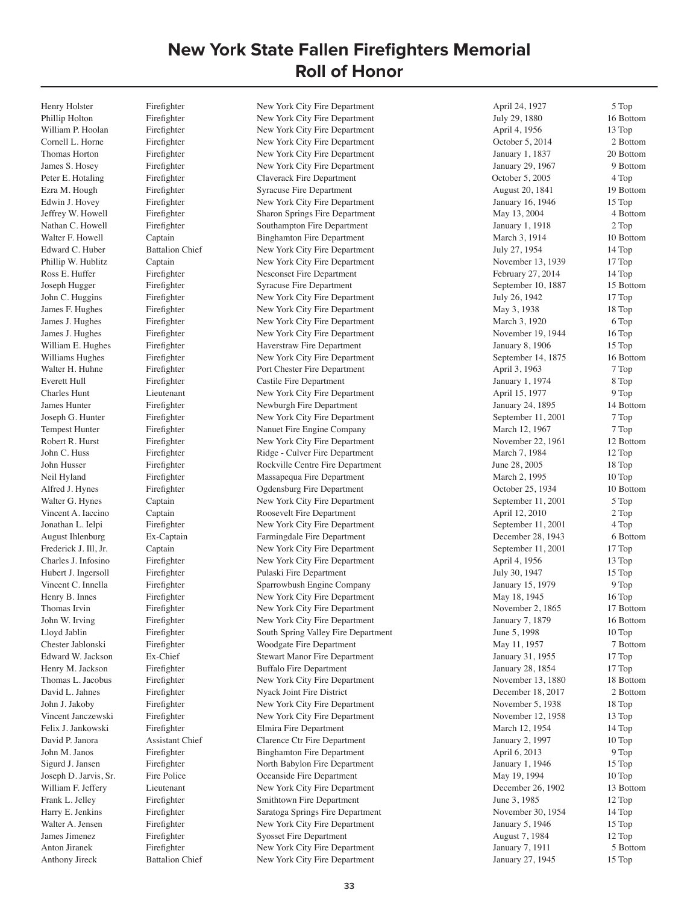# New York State Fallen Firefighters Memorial
# Roll of Honor

| | | | | |
|---|---|---|---|---|
| Henry Holster | Firefighter | New York City Fire Department | April 24, 1927 | 5 Top |
| Phillip Holton | Firefighter | New York City Fire Department | July 29, 1880 | 16 Bottom |
| William P. Hoolan | Firefighter | New York City Fire Department | April 4, 1956 | 13 Top |
| Cornell L. Horne | Firefighter | New York City Fire Department | October 5, 2014 | 2 Bottom |
| Thomas Horton | Firefighter | New York City Fire Department | January 1, 1837 | 20 Bottom |
| James S. Hosey | Firefighter | New York City Fire Department | January 29, 1967 | 9 Bottom |
| Peter E. Hotaling | Firefighter | Claverack Fire Department | October 5, 2005 | 4 Top |
| Ezra M. Hough | Firefighter | Syracuse Fire Department | August 20, 1841 | 19 Bottom |
| Edwin J. Hovey | Firefighter | New York City Fire Department | January 16, 1946 | 15 Top |
| Jeffrey W. Howell | Firefighter | Sharon Springs Fire Department | May 13, 2004 | 4 Bottom |
| Nathan C. Howell | Firefighter | Southampton Fire Department | January 1, 1918 | 2 Top |
| Walter F. Howell | Captain | Binghamton Fire Department | March 3, 1914 | 10 Bottom |
| Edward C. Huber | Battalion Chief | New York City Fire Department | July 27, 1954 | 14 Top |
| Phillip W. Hublitz | Captain | New York City Fire Department | November 13, 1939 | 17 Top |
| Ross E. Huffer | Firefighter | Nesconset Fire Department | February 27, 2014 | 14 Top |
| Joseph Hugger | Firefighter | Syracuse Fire Department | September 10, 1887 | 15 Bottom |
| John C. Huggins | Firefighter | New York City Fire Department | July 26, 1942 | 17 Top |
| James F. Hughes | Firefighter | New York City Fire Department | May 3, 1938 | 18 Top |
| James J. Hughes | Firefighter | New York City Fire Department | March 3, 1920 | 6 Top |
| James J. Hughes | Firefighter | New York City Fire Department | November 19, 1944 | 16 Top |
| William E. Hughes | Firefighter | Haverstraw Fire Department | January 8, 1906 | 15 Top |
| Williams Hughes | Firefighter | New York City Fire Department | September 14, 1875 | 16 Bottom |
| Walter H. Huhne | Firefighter | Port Chester Fire Department | April 3, 1963 | 7 Top |
| Everett Hull | Firefighter | Castile Fire Department | January 1, 1974 | 8 Top |
| Charles Hunt | Lieutenant | New York City Fire Department | April 15, 1977 | 9 Top |
| James Hunter | Firefighter | Newburgh Fire Department | January 24, 1895 | 14 Bottom |
| Joseph G. Hunter | Firefighter | New York City Fire Department | September 11, 2001 | 7 Top |
| Tempest Hunter | Firefighter | Nanuet Fire Engine Company | March 12, 1967 | 7 Top |
| Robert R. Hurst | Firefighter | New York City Fire Department | November 22, 1961 | 12 Bottom |
| John C. Huss | Firefighter | Ridge - Culver Fire Department | March 7, 1984 | 12 Top |
| John Husser | Firefighter | Rockville Centre Fire Department | June 28, 2005 | 18 Top |
| Neil Hyland | Firefighter | Massapequa Fire Department | March 2, 1995 | 10 Top |
| Alfred J. Hynes | Firefighter | Ogdensburg Fire Department | October 25, 1934 | 10 Bottom |
| Walter G. Hynes | Captain | New York City Fire Department | September 11, 2001 | 5 Top |
| Vincent A. Iaccino | Captain | Roosevelt Fire Department | April 12, 2010 | 2 Top |
| Jonathan L. Ielpi | Firefighter | New York City Fire Department | September 11, 2001 | 4 Top |
| August Ihlenburg | Ex-Captain | Farmingdale Fire Department | December 28, 1943 | 6 Bottom |
| Frederick J. Ill, Jr. | Captain | New York City Fire Department | September 11, 2001 | 17 Top |
| Charles J. Infosino | Firefighter | New York City Fire Department | April 4, 1956 | 13 Top |
| Hubert J. Ingersoll | Firefighter | Pulaski Fire Department | July 30, 1947 | 15 Top |
| Vincent C. Innella | Firefighter | Sparrowbush Engine Company | January 15, 1979 | 9 Top |
| Henry B. Innes | Firefighter | New York City Fire Department | May 18, 1945 | 16 Top |
| Thomas Irvin | Firefighter | New York City Fire Department | November 2, 1865 | 17 Bottom |
| John W. Irving | Firefighter | New York City Fire Department | January 7, 1879 | 16 Bottom |
| Lloyd Jablin | Firefighter | South Spring Valley Fire Department | June 5, 1998 | 10 Top |
| Chester Jablonski | Firefighter | Woodgate Fire Department | May 11, 1957 | 7 Bottom |
| Edward W. Jackson | Ex-Chief | Stewart Manor Fire Department | January 31, 1955 | 17 Top |
| Henry M. Jackson | Firefighter | Buffalo Fire Department | January 28, 1854 | 17 Top |
| Thomas L. Jacobus | Firefighter | New York City Fire Department | November 13, 1880 | 18 Bottom |
| David L. Jahnes | Firefighter | Nyack Joint Fire District | December 18, 2017 | 2 Bottom |
| John J. Jakoby | Firefighter | New York City Fire Department | November 5, 1938 | 18 Top |
| Vincent Janczewski | Firefighter | New York City Fire Department | November 12, 1958 | 13 Top |
| Felix J. Jankowski | Firefighter | Elmira Fire Department | March 12, 1954 | 14 Top |
| David P. Janora | Assistant Chief | Clarence Ctr Fire Department | January 2, 1997 | 10 Top |
| John M. Janos | Firefighter | Binghamton Fire Department | April 6, 2013 | 9 Top |
| Sigurd J. Jansen | Firefighter | North Babylon Fire Department | January 1, 1946 | 15 Top |
| Joseph D. Jarvis, Sr. | Fire Police | Oceanside Fire Department | May 19, 1994 | 10 Top |
| William F. Jeffery | Lieutenant | New York City Fire Department | December 26, 1902 | 13 Bottom |
| Frank L. Jelley | Firefighter | Smithtown Fire Department | June 3, 1985 | 12 Top |
| Harry E. Jenkins | Firefighter | Saratoga Springs Fire Department | November 30, 1954 | 14 Top |
| Walter A. Jensen | Firefighter | New York City Fire Department | January 5, 1946 | 15 Top |
| James Jimenez | Firefighter | Syosset Fire Department | August 7, 1984 | 12 Top |
| Anton Jiranek | Firefighter | New York City Fire Department | January 7, 1911 | 5 Bottom |
| Anthony Jireck | Battalion Chief | New York City Fire Department | January 27, 1945 | 15 Top |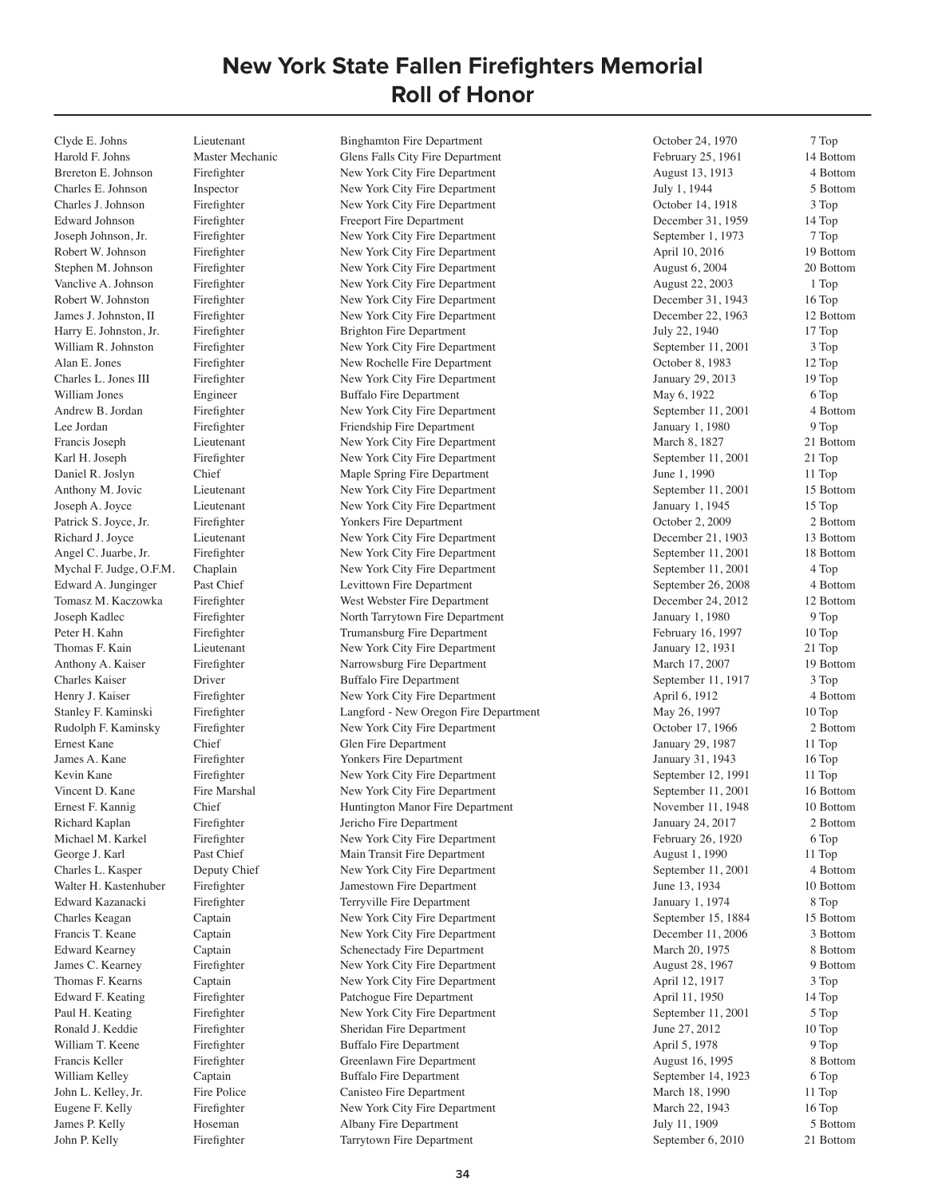# New York State Fallen Firefighters Memorial
## Roll of Honor

| Name | Rank | Department | Date | Location |
|---|---|---|---|---|
| Clyde E. Johns | Lieutenant | Binghamton Fire Department | October 24, 1970 | 7 Top |
| Harold F. Johns | Master Mechanic | Glens Falls City Fire Department | February 25, 1961 | 14 Bottom |
| Brereton E. Johnson | Firefighter | New York City Fire Department | August 13, 1913 | 4 Bottom |
| Charles E. Johnson | Inspector | New York City Fire Department | July 1, 1944 | 5 Bottom |
| Charles J. Johnson | Firefighter | New York City Fire Department | October 14, 1918 | 3 Top |
| Edward Johnson | Firefighter | Freeport Fire Department | December 31, 1959 | 14 Top |
| Joseph Johnson, Jr. | Firefighter | New York City Fire Department | September 1, 1973 | 7 Top |
| Robert W. Johnson | Firefighter | New York City Fire Department | April 10, 2016 | 19 Bottom |
| Stephen M. Johnson | Firefighter | New York City Fire Department | August 6, 2004 | 20 Bottom |
| Vanclive A. Johnson | Firefighter | New York City Fire Department | August 22, 2003 | 1 Top |
| Robert W. Johnston | Firefighter | New York City Fire Department | December 31, 1943 | 16 Top |
| James J. Johnston, II | Firefighter | New York City Fire Department | December 22, 1963 | 12 Bottom |
| Harry E. Johnston, Jr. | Firefighter | Brighton Fire Department | July 22, 1940 | 17 Top |
| William R. Johnston | Firefighter | New York City Fire Department | September 11, 2001 | 3 Top |
| Alan E. Jones | Firefighter | New Rochelle Fire Department | October 8, 1983 | 12 Top |
| Charles L. Jones III | Firefighter | New York City Fire Department | January 29, 2013 | 19 Top |
| William Jones | Engineer | Buffalo Fire Department | May 6, 1922 | 6 Top |
| Andrew B. Jordan | Firefighter | New York City Fire Department | September 11, 2001 | 4 Bottom |
| Lee Jordan | Firefighter | Friendship Fire Department | January 1, 1980 | 9 Top |
| Francis Joseph | Lieutenant | New York City Fire Department | March 8, 1827 | 21 Bottom |
| Karl H. Joseph | Firefighter | New York City Fire Department | September 11, 2001 | 21 Top |
| Daniel R. Joslyn | Chief | Maple Spring Fire Department | June 1, 1990 | 11 Top |
| Anthony M. Jovic | Lieutenant | New York City Fire Department | September 11, 2001 | 15 Bottom |
| Joseph A. Joyce | Lieutenant | New York City Fire Department | January 1, 1945 | 15 Top |
| Patrick S. Joyce, Jr. | Firefighter | Yonkers Fire Department | October 2, 2009 | 2 Bottom |
| Richard J. Joyce | Lieutenant | New York City Fire Department | December 21, 1903 | 13 Bottom |
| Angel C. Juarbe, Jr. | Firefighter | New York City Fire Department | September 11, 2001 | 18 Bottom |
| Mychal F. Judge, O.F.M. | Chaplain | New York City Fire Department | September 11, 2001 | 4 Top |
| Edward A. Junginger | Past Chief | Levittown Fire Department | September 26, 2008 | 4 Bottom |
| Tomasz M. Kaczowka | Firefighter | West Webster Fire Department | December 24, 2012 | 12 Bottom |
| Joseph Kadlec | Firefighter | North Tarrytown Fire Department | January 1, 1980 | 9 Top |
| Peter H. Kahn | Firefighter | Trumansburg Fire Department | February 16, 1997 | 10 Top |
| Thomas F. Kain | Lieutenant | New York City Fire Department | January 12, 1931 | 21 Top |
| Anthony A. Kaiser | Firefighter | Narrowsburg Fire Department | March 17, 2007 | 19 Bottom |
| Charles Kaiser | Driver | Buffalo Fire Department | September 11, 1917 | 3 Top |
| Henry J. Kaiser | Firefighter | New York City Fire Department | April 6, 1912 | 4 Bottom |
| Stanley F. Kaminski | Firefighter | Langford - New Oregon Fire Department | May 26, 1997 | 10 Top |
| Rudolph F. Kaminsky | Firefighter | New York City Fire Department | October 17, 1966 | 2 Bottom |
| Ernest Kane | Chief | Glen Fire Department | January 29, 1987 | 11 Top |
| James A. Kane | Firefighter | Yonkers Fire Department | January 31, 1943 | 16 Top |
| Kevin Kane | Firefighter | New York City Fire Department | September 12, 1991 | 11 Top |
| Vincent D. Kane | Fire Marshal | New York City Fire Department | September 11, 2001 | 16 Bottom |
| Ernest F. Kannig | Chief | Huntington Manor Fire Department | November 11, 1948 | 10 Bottom |
| Richard Kaplan | Firefighter | Jericho Fire Department | January 24, 2017 | 2 Bottom |
| Michael M. Karkel | Firefighter | New York City Fire Department | February 26, 1920 | 6 Top |
| George J. Karl | Past Chief | Main Transit Fire Department | August 1, 1990 | 11 Top |
| Charles L. Kasper | Deputy Chief | New York City Fire Department | September 11, 2001 | 4 Bottom |
| Walter H. Kastenhuber | Firefighter | Jamestown Fire Department | June 13, 1934 | 10 Bottom |
| Edward Kazanacki | Firefighter | Terryville Fire Department | January 1, 1974 | 8 Top |
| Charles Keagan | Captain | New York City Fire Department | September 15, 1884 | 15 Bottom |
| Francis T. Keane | Captain | New York City Fire Department | December 11, 2006 | 3 Bottom |
| Edward Kearney | Captain | Schenectady Fire Department | March 20, 1975 | 8 Bottom |
| James C. Kearney | Firefighter | New York City Fire Department | August 28, 1967 | 9 Bottom |
| Thomas F. Kearns | Captain | New York City Fire Department | April 12, 1917 | 3 Top |
| Edward F. Keating | Firefighter | Patchogue Fire Department | April 11, 1950 | 14 Top |
| Paul H. Keating | Firefighter | New York City Fire Department | September 11, 2001 | 5 Top |
| Ronald J. Keddie | Firefighter | Sheridan Fire Department | June 27, 2012 | 10 Top |
| William T. Keene | Firefighter | Buffalo Fire Department | April 5, 1978 | 9 Top |
| Francis Keller | Firefighter | Greenlawn Fire Department | August 16, 1995 | 8 Bottom |
| William Kelley | Captain | Buffalo Fire Department | September 14, 1923 | 6 Top |
| John L. Kelley, Jr. | Fire Police | Canisteo Fire Department | March 18, 1990 | 11 Top |
| Eugene F. Kelly | Firefighter | New York City Fire Department | March 22, 1943 | 16 Top |
| James P. Kelly | Hoseman | Albany Fire Department | July 11, 1909 | 5 Bottom |
| John P. Kelly | Firefighter | Tarrytown Fire Department | September 6, 2010 | 21 Bottom |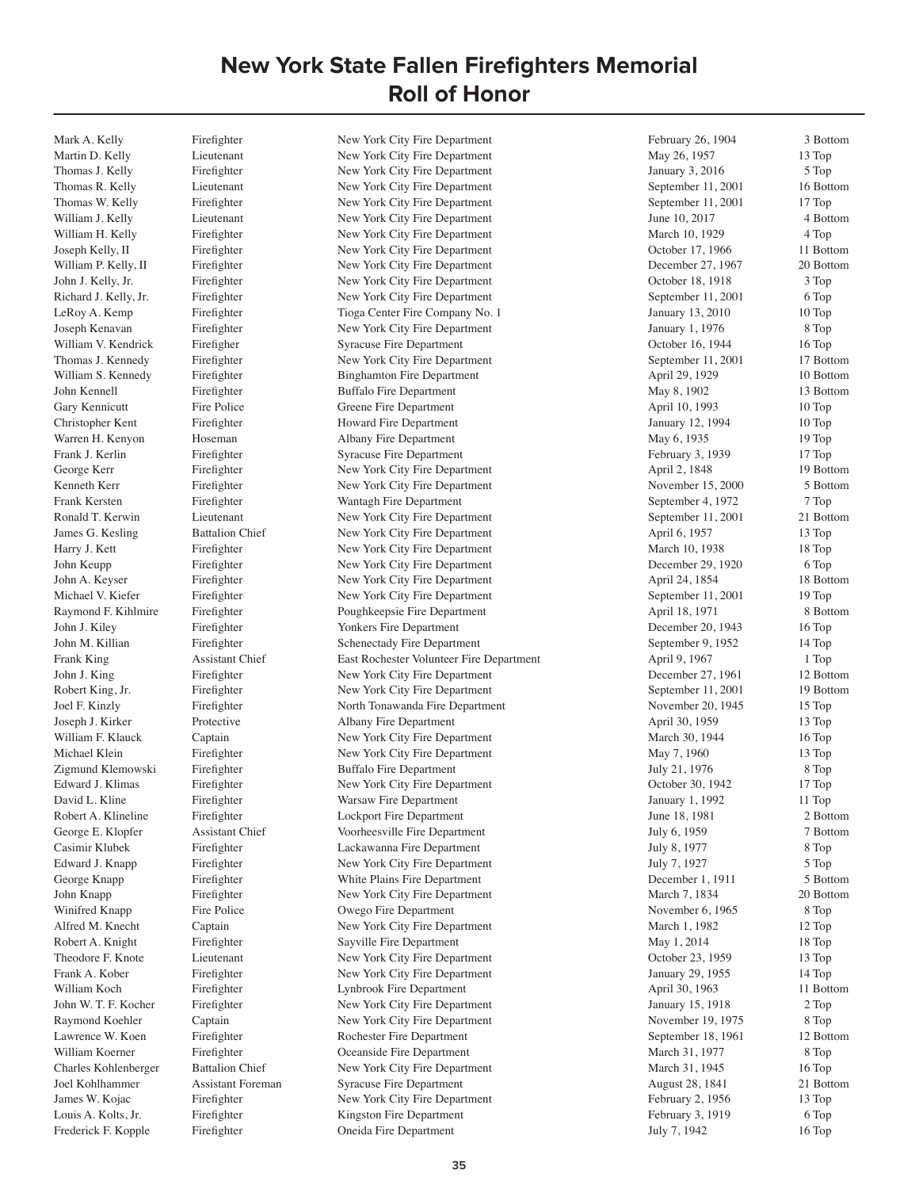# New York State Fallen Firefighters Memorial
# Roll of Honor

| | | | | |
|---|---|---|---|---|
| Mark A. Kelly | Firefighter | New York City Fire Department | February 26, 1904 | 3 Bottom |
| Martin D. Kelly | Lieutenant | New York City Fire Department | May 26, 1957 | 13 Top |
| Thomas J. Kelly | Firefighter | New York City Fire Department | January 3, 2016 | 5 Top |
| Thomas R. Kelly | Lieutenant | New York City Fire Department | September 11, 2001 | 16 Bottom |
| Thomas W. Kelly | Firefighter | New York City Fire Department | September 11, 2001 | 17 Top |
| William J. Kelly | Lieutenant | New York City Fire Department | June 10, 2017 | 4 Bottom |
| William H. Kelly | Firefighter | New York City Fire Department | March 10, 1929 | 4 Top |
| Joseph Kelly, II | Firefighter | New York City Fire Department | October 17, 1966 | 11 Bottom |
| William P. Kelly, II | Firefighter | New York City Fire Department | December 27, 1967 | 20 Bottom |
| John J. Kelly, Jr. | Firefighter | New York City Fire Department | October 18, 1918 | 3 Top |
| Richard J. Kelly, Jr. | Firefighter | New York City Fire Department | September 11, 2001 | 6 Top |
| LeRoy A. Kemp | Firefighter | Tioga Center Fire Company No. 1 | January 13, 2010 | 10 Top |
| Joseph Kenavan | Firefighter | New York City Fire Department | January 1, 1976 | 8 Top |
| William V. Kendrick | Firefigher | Syracuse Fire Department | October 16, 1944 | 16 Top |
| Thomas J. Kennedy | Firefighter | New York City Fire Department | September 11, 2001 | 17 Bottom |
| William S. Kennedy | Firefighter | Binghamton Fire Department | April 29, 1929 | 10 Bottom |
| John Kennell | Firefighter | Buffalo Fire Department | May 8, 1902 | 13 Bottom |
| Gary Kennicutt | Fire Police | Greene Fire Department | April 10, 1993 | 10 Top |
| Christopher Kent | Firefighter | Howard Fire Department | January 12, 1994 | 10 Top |
| Warren H. Kenyon | Hoseman | Albany Fire Department | May 6, 1935 | 19 Top |
| Frank J. Kerlin | Firefighter | Syracuse Fire Department | February 3, 1939 | 17 Top |
| George Kerr | Firefighter | New York City Fire Department | April 2, 1848 | 19 Bottom |
| Kenneth Kerr | Firefighter | New York City Fire Department | November 15, 2000 | 5 Bottom |
| Frank Kersten | Firefighter | Wantagh Fire Department | September 4, 1972 | 7 Top |
| Ronald T. Kerwin | Lieutenant | New York City Fire Department | September 11, 2001 | 21 Bottom |
| James G. Kesling | Battalion Chief | New York City Fire Department | April 6, 1957 | 13 Top |
| Harry J. Kett | Firefighter | New York City Fire Department | March 10, 1938 | 18 Top |
| John Keupp | Firefighter | New York City Fire Department | December 29, 1920 | 6 Top |
| John A. Keyser | Firefighter | New York City Fire Department | April 24, 1854 | 18 Bottom |
| Michael V. Kiefer | Firefighter | New York City Fire Department | September 11, 2001 | 19 Top |
| Raymond F. Kihlmire | Firefighter | Poughkeepsie Fire Department | April 18, 1971 | 8 Bottom |
| John J. Kiley | Firefighter | Yonkers Fire Department | December 20, 1943 | 16 Top |
| John M. Killian | Firefighter | Schenectady Fire Department | September 9, 1952 | 14 Top |
| Frank King | Assistant Chief | East Rochester Volunteer Fire Department | April 9, 1967 | 1 Top |
| John J. King | Firefighter | New York City Fire Department | December 27, 1961 | 12 Bottom |
| Robert King, Jr. | Firefighter | New York City Fire Department | September 11, 2001 | 19 Bottom |
| Joel F. Kinzly | Firefighter | North Tonawanda Fire Department | November 20, 1945 | 15 Top |
| Joseph J. Kirker | Protective | Albany Fire Department | April 30, 1959 | 13 Top |
| William F. Klauck | Captain | New York City Fire Department | March 30, 1944 | 16 Top |
| Michael Klein | Firefighter | New York City Fire Department | May 7, 1960 | 13 Top |
| Zigmund Klemowski | Firefighter | Buffalo Fire Department | July 21, 1976 | 8 Top |
| Edward J. Klimas | Firefighter | New York City Fire Department | October 30, 1942 | 17 Top |
| David L. Kline | Firefighter | Warsaw Fire Department | January 1, 1992 | 11 Top |
| Robert A. Klineline | Firefighter | Lockport Fire Department | June 18, 1981 | 2 Bottom |
| George E. Klopfer | Assistant Chief | Voorheesville Fire Department | July 6, 1959 | 7 Bottom |
| Casimir Klubek | Firefighter | Lackawanna Fire Department | July 8, 1977 | 8 Top |
| Edward J. Knapp | Firefighter | New York City Fire Department | July 7, 1927 | 5 Top |
| George Knapp | Firefighter | White Plains Fire Department | December 1, 1911 | 5 Bottom |
| John Knapp | Firefighter | New York City Fire Department | March 7, 1834 | 20 Bottom |
| Winifred Knapp | Fire Police | Owego Fire Department | November 6, 1965 | 8 Top |
| Alfred M. Knecht | Captain | New York City Fire Department | March 1, 1982 | 12 Top |
| Robert A. Knight | Firefighter | Sayville Fire Department | May 1, 2014 | 18 Top |
| Theodore F. Knote | Lieutenant | New York City Fire Department | October 23, 1959 | 13 Top |
| Frank A. Kober | Firefighter | New York City Fire Department | January 29, 1955 | 14 Top |
| William Koch | Firefighter | Lynbrook Fire Department | April 30, 1963 | 11 Bottom |
| John W. T. F. Kocher | Firefighter | New York City Fire Department | January 15, 1918 | 2 Top |
| Raymond Koehler | Captain | New York City Fire Department | November 19, 1975 | 8 Top |
| Lawrence W. Koen | Firefighter | Rochester Fire Department | September 18, 1961 | 12 Bottom |
| William Koerner | Firefighter | Oceanside Fire Department | March 31, 1977 | 8 Top |
| Charles Kohlenberger | Battalion Chief | New York City Fire Department | March 31, 1945 | 16 Top |
| Joel Kohlhammer | Assistant Foreman | Syracuse Fire Department | August 28, 1841 | 21 Bottom |
| James W. Kojac | Firefighter | New York City Fire Department | February 2, 1956 | 13 Top |
| Louis A. Kolts, Jr. | Firefighter | Kingston Fire Department | February 3, 1919 | 6 Top |
| Frederick F. Kopple | Firefighter | Oneida Fire Department | July 7, 1942 | 16 Top |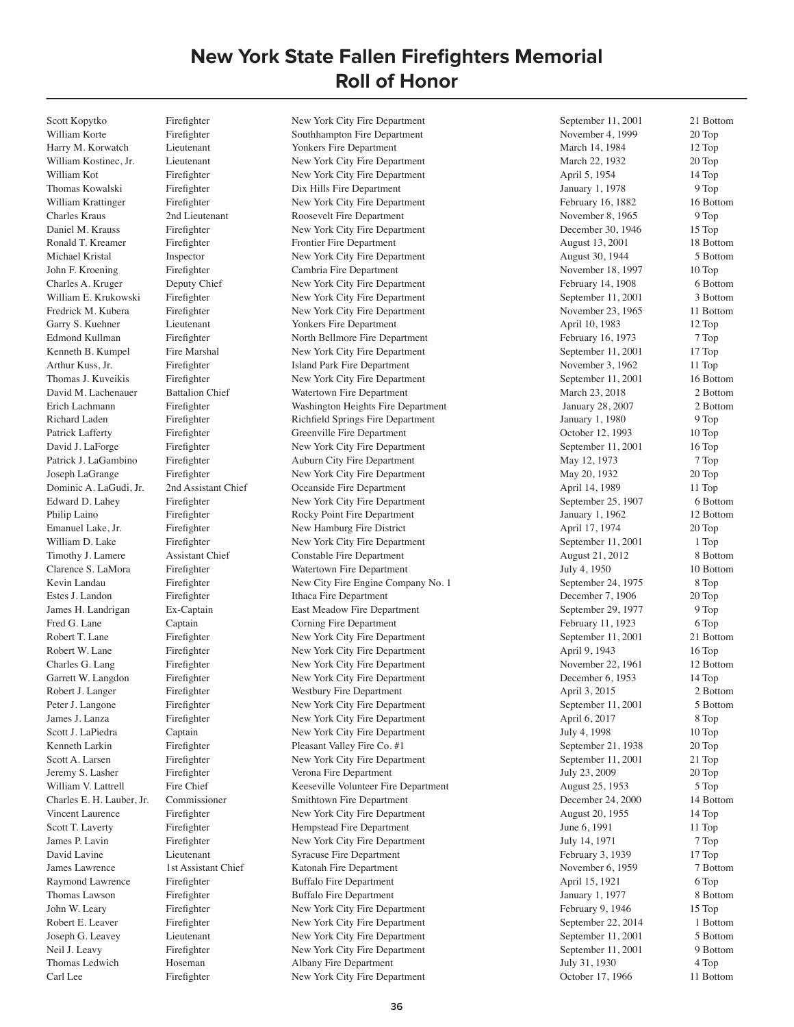# New York State Fallen Firefighters Memorial
# Roll of Honor

| | | | | |
|---|---|---|---|---|
| Scott Kopytko | Firefighter | New York City Fire Department | September 11, 2001 | 21 Bottom |
| William Korte | Firefighter | Southhampton Fire Department | November 4, 1999 | 20 Top |
| Harry M. Korwatch | Lieutenant | Yonkers Fire Department | March 14, 1984 | 12 Top |
| William Kostinec, Jr. | Lieutenant | New York City Fire Department | March 22, 1932 | 20 Top |
| William Kot | Firefighter | New York City Fire Department | April 5, 1954 | 14 Top |
| Thomas Kowalski | Firefighter | Dix Hills Fire Department | January 1, 1978 | 9 Top |
| William Krattinger | Firefighter | New York City Fire Department | February 16, 1882 | 16 Bottom |
| Charles Kraus | 2nd Lieutenant | Roosevelt Fire Department | November 8, 1965 | 9 Top |
| Daniel M. Krauss | Firefighter | New York City Fire Department | December 30, 1946 | 15 Top |
| Ronald T. Kreamer | Firefighter | Frontier Fire Department | August 13, 2001 | 18 Bottom |
| Michael Kristal | Inspector | New York City Fire Department | August 30, 1944 | 5 Bottom |
| John F. Kroening | Firefighter | Cambria Fire Department | November 18, 1997 | 10 Top |
| Charles A. Kruger | Deputy Chief | New York City Fire Department | February 14, 1908 | 6 Bottom |
| William E. Krukowski | Firefighter | New York City Fire Department | September 11, 2001 | 3 Bottom |
| Fredrick M. Kubera | Firefighter | New York City Fire Department | November 23, 1965 | 11 Bottom |
| Garry S. Kuehner | Lieutenant | Yonkers Fire Department | April 10, 1983 | 12 Top |
| Edmond Kullman | Firefighter | North Bellmore Fire Department | February 16, 1973 | 7 Top |
| Kenneth B. Kumpel | Fire Marshal | New York City Fire Department | September 11, 2001 | 17 Top |
| Arthur Kuss, Jr. | Firefighter | Island Park Fire Department | November 3, 1962 | 11 Top |
| Thomas J. Kuveikis | Firefighter | New York City Fire Department | September 11, 2001 | 16 Bottom |
| David M. Lachenauer | Battalion Chief | Watertown Fire Department | March 23, 2018 | 2 Bottom |
| Erich Lachmann | Firefighter | Washington Heights Fire Department | January 28, 2007 | 2 Bottom |
| Richard Laden | Firefighter | Richfield Springs Fire Department | January 1, 1980 | 9 Top |
| Patrick Lafferty | Firefighter | Greenville Fire Department | October 12, 1993 | 10 Top |
| David J. LaForge | Firefighter | New York City Fire Department | September 11, 2001 | 16 Top |
| Patrick J. LaGambino | Firefighter | Auburn City Fire Department | May 12, 1973 | 7 Top |
| Joseph LaGrange | Firefighter | New York City Fire Department | May 20, 1932 | 20 Top |
| Dominic A. LaGudi, Jr. | 2nd Assistant Chief | Oceanside Fire Department | April 14, 1989 | 11 Top |
| Edward D. Lahey | Firefighter | New York City Fire Department | September 25, 1907 | 6 Bottom |
| Philip Laino | Firefighter | Rocky Point Fire Department | January 1, 1962 | 12 Bottom |
| Emanuel Lake, Jr. | Firefighter | New Hamburg Fire District | April 17, 1974 | 20 Top |
| William D. Lake | Firefighter | New York City Fire Department | September 11, 2001 | 1 Top |
| Timothy J. Lamere | Assistant Chief | Constable Fire Department | August 21, 2012 | 8 Bottom |
| Clarence S. LaMora | Firefighter | Watertown Fire Department | July 4, 1950 | 10 Bottom |
| Kevin Landau | Firefighter | New City Fire Engine Company No. 1 | September 24, 1975 | 8 Top |
| Estes J. Landon | Firefighter | Ithaca Fire Department | December 7, 1906 | 20 Top |
| James H. Landrigan | Ex-Captain | East Meadow Fire Department | September 29, 1977 | 9 Top |
| Fred G. Lane | Captain | Corning Fire Department | February 11, 1923 | 6 Top |
| Robert T. Lane | Firefighter | New York City Fire Department | September 11, 2001 | 21 Bottom |
| Robert W. Lane | Firefighter | New York City Fire Department | April 9, 1943 | 16 Top |
| Charles G. Lang | Firefighter | New York City Fire Department | November 22, 1961 | 12 Bottom |
| Garrett W. Langdon | Firefighter | New York City Fire Department | December 6, 1953 | 14 Top |
| Robert J. Langer | Firefighter | Westbury Fire Department | April 3, 2015 | 2 Bottom |
| Peter J. Langone | Firefighter | New York City Fire Department | September 11, 2001 | 5 Bottom |
| James J. Lanza | Firefighter | New York City Fire Department | April 6, 2017 | 8 Top |
| Scott J. LaPiedra | Captain | New York City Fire Department | July 4, 1998 | 10 Top |
| Kenneth Larkin | Firefighter | Pleasant Valley Fire Co. #1 | September 21, 1938 | 20 Top |
| Scott A. Larsen | Firefighter | New York City Fire Department | September 11, 2001 | 21 Top |
| Jeremy S. Lasher | Firefighter | Verona Fire Department | July 23, 2009 | 20 Top |
| William V. Lattrell | Fire Chief | Keeseville Volunteer Fire Department | August 25, 1953 | 5 Top |
| Charles E. H. Lauber, Jr. | Commissioner | Smithtown Fire Department | December 24, 2000 | 14 Bottom |
| Vincent Laurence | Firefighter | New York City Fire Department | August 20, 1955 | 14 Top |
| Scott T. Laverty | Firefighter | Hempstead Fire Department | June 6, 1991 | 11 Top |
| James P. Lavin | Firefighter | New York City Fire Department | July 14, 1971 | 7 Top |
| David Lavine | Lieutenant | Syracuse Fire Department | February 3, 1939 | 17 Top |
| James Lawrence | 1st Assistant Chief | Katonah Fire Department | November 6, 1959 | 7 Bottom |
| Raymond Lawrence | Firefighter | Buffalo Fire Department | April 15, 1921 | 6 Top |
| Thomas Lawson | Firefighter | Buffalo Fire Department | January 1, 1977 | 8 Bottom |
| John W. Leary | Firefighter | New York City Fire Department | February 9, 1946 | 15 Top |
| Robert E. Leaver | Firefighter | New York City Fire Department | September 22, 2014 | 1 Bottom |
| Joseph G. Leavey | Lieutenant | New York City Fire Department | September 11, 2001 | 5 Bottom |
| Neil J. Leavy | Firefighter | New York City Fire Department | September 11, 2001 | 9 Bottom |
| Thomas Ledwich | Hoseman | Albany Fire Department | July 31, 1930 | 4 Top |
| Carl Lee | Firefighter | New York City Fire Department | October 17, 1966 | 11 Bottom |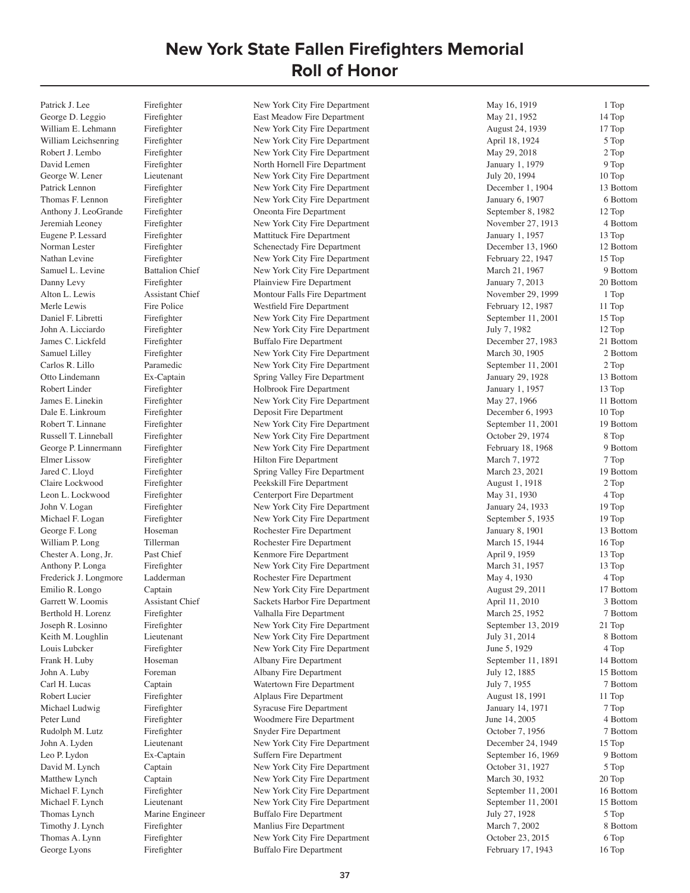# New York State Fallen Firefighters Memorial
# Roll of Honor

| Name | Rank | Department | Date | Location |
|---|---|---|---|---|
| Patrick J. Lee | Firefighter | New York City Fire Department | May 16, 1919 | 1 Top |
| George D. Leggio | Firefighter | East Meadow Fire Department | May 21, 1952 | 14 Top |
| William E. Lehmann | Firefighter | New York City Fire Department | August 24, 1939 | 17 Top |
| William Leichsenring | Firefighter | New York City Fire Department | April 18, 1924 | 5 Top |
| Robert J. Lembo | Firefighter | New York City Fire Department | May 29, 2018 | 2 Top |
| David Lemen | Firefighter | North Hornell Fire Department | January 1, 1979 | 9 Top |
| George W. Lener | Lieutenant | New York City Fire Department | July 20, 1994 | 10 Top |
| Patrick Lennon | Firefighter | New York City Fire Department | December 1, 1904 | 13 Bottom |
| Thomas F. Lennon | Firefighter | New York City Fire Department | January 6, 1907 | 6 Bottom |
| Anthony J. LeoGrande | Firefighter | Oneonta Fire Department | September 8, 1982 | 12 Top |
| Jeremiah Leoney | Firefighter | New York City Fire Department | November 27, 1913 | 4 Bottom |
| Eugene P. Lessard | Firefighter | Mattituck Fire Department | January 1, 1957 | 13 Top |
| Norman Lester | Firefighter | Schenectady Fire Department | December 13, 1960 | 12 Bottom |
| Nathan Levine | Firefighter | New York City Fire Department | February 22, 1947 | 15 Top |
| Samuel L. Levine | Battalion Chief | New York City Fire Department | March 21, 1967 | 9 Bottom |
| Danny Levy | Firefighter | Plainview Fire Department | January 7, 2013 | 20 Bottom |
| Alton L. Lewis | Assistant Chief | Montour Falls Fire Department | November 29, 1999 | 1 Top |
| Merle Lewis | Fire Police | Westfield Fire Department | February 12, 1987 | 11 Top |
| Daniel F. Libretti | Firefighter | New York City Fire Department | September 11, 2001 | 15 Top |
| John A. Licciardo | Firefighter | New York City Fire Department | July 7, 1982 | 12 Top |
| James C. Lickfeld | Firefighter | Buffalo Fire Department | December 27, 1983 | 21 Bottom |
| Samuel Lilley | Firefighter | New York City Fire Department | March 30, 1905 | 2 Bottom |
| Carlos R. Lillo | Paramedic | New York City Fire Department | September 11, 2001 | 2 Top |
| Otto Lindemann | Ex-Captain | Spring Valley Fire Department | January 29, 1928 | 13 Bottom |
| Robert Linder | Firefighter | Holbrook Fire Department | January 1, 1957 | 13 Top |
| James E. Linekin | Firefighter | New York City Fire Department | May 27, 1966 | 11 Bottom |
| Dale E. Linkroum | Firefighter | Deposit Fire Department | December 6, 1993 | 10 Top |
| Robert T. Linnane | Firefighter | New York City Fire Department | September 11, 2001 | 19 Bottom |
| Russell T. Linneball | Firefighter | New York City Fire Department | October 29, 1974 | 8 Top |
| George P. Linnermann | Firefighter | New York City Fire Department | February 18, 1968 | 9 Bottom |
| Elmer Lissow | Firefighter | Hilton Fire Department | March 7, 1972 | 7 Top |
| Jared C. Lloyd | Firefighter | Spring Valley Fire Department | March 23, 2021 | 19 Bottom |
| Claire Lockwood | Firefighter | Peekskill Fire Department | August 1, 1918 | 2 Top |
| Leon L. Lockwood | Firefighter | Centerport Fire Department | May 31, 1930 | 4 Top |
| John V. Logan | Firefighter | New York City Fire Department | January 24, 1933 | 19 Top |
| Michael F. Logan | Firefighter | New York City Fire Department | September 5, 1935 | 19 Top |
| George F. Long | Hoseman | Rochester Fire Department | January 8, 1901 | 13 Bottom |
| William P. Long | Tillerman | Rochester Fire Department | March 15, 1944 | 16 Top |
| Chester A. Long, Jr. | Past Chief | Kenmore Fire Department | April 9, 1959 | 13 Top |
| Anthony P. Longa | Firefighter | New York City Fire Department | March 31, 1957 | 13 Top |
| Frederick J. Longmore | Ladderman | Rochester Fire Department | May 4, 1930 | 4 Top |
| Emilio R. Longo | Captain | New York City Fire Department | August 29, 2011 | 17 Bottom |
| Garrett W. Loomis | Assistant Chief | Sackets Harbor Fire Department | April 11, 2010 | 3 Bottom |
| Berthold H. Lorenz | Firefighter | Valhalla Fire Department | March 25, 1952 | 7 Bottom |
| Joseph R. Losinno | Firefighter | New York City Fire Department | September 13, 2019 | 21 Top |
| Keith M. Loughlin | Lieutenant | New York City Fire Department | July 31, 2014 | 8 Bottom |
| Louis Lubcker | Firefighter | New York City Fire Department | June 5, 1929 | 4 Top |
| Frank H. Luby | Hoseman | Albany Fire Department | September 11, 1891 | 14 Bottom |
| John A. Luby | Foreman | Albany Fire Department | July 12, 1885 | 15 Bottom |
| Carl H. Lucas | Captain | Watertown Fire Department | July 7, 1955 | 7 Bottom |
| Robert Lucier | Firefighter | Alplaus Fire Department | August 18, 1991 | 11 Top |
| Michael Ludwig | Firefighter | Syracuse Fire Department | January 14, 1971 | 7 Top |
| Peter Lund | Firefighter | Woodmere Fire Department | June 14, 2005 | 4 Bottom |
| Rudolph M. Lutz | Firefighter | Snyder Fire Department | October 7, 1956 | 7 Bottom |
| John A. Lyden | Lieutenant | New York City Fire Department | December 24, 1949 | 15 Top |
| Leo P. Lydon | Ex-Captain | Suffern Fire Department | September 16, 1969 | 9 Bottom |
| David M. Lynch | Captain | New York City Fire Department | October 31, 1927 | 5 Top |
| Matthew Lynch | Captain | New York City Fire Department | March 30, 1932 | 20 Top |
| Michael F. Lynch | Firefighter | New York City Fire Department | September 11, 2001 | 16 Bottom |
| Michael F. Lynch | Lieutenant | New York City Fire Department | September 11, 2001 | 15 Bottom |
| Thomas Lynch | Marine Engineer | Buffalo Fire Department | July 27, 1928 | 5 Top |
| Timothy J. Lynch | Firefighter | Manlius Fire Department | March 7, 2002 | 8 Bottom |
| Thomas A. Lynn | Firefighter | New York City Fire Department | October 23, 2015 | 6 Top |
| George Lyons | Firefighter | Buffalo Fire Department | February 17, 1943 | 16 Top |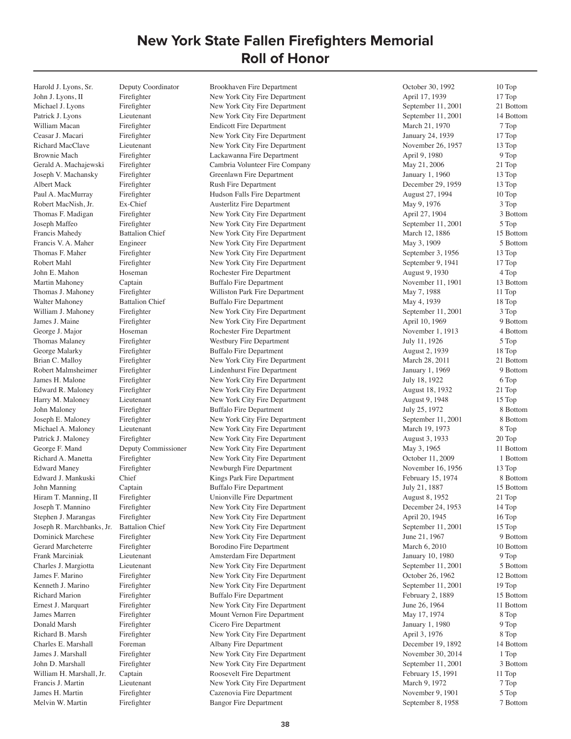# New York State Fallen Firefighters Memorial
# Roll of Honor

| Name | Rank | Department | Date | Location |
|---|---|---|---|---|
| Harold J. Lyons, Sr. | Deputy Coordinator | Brookhaven Fire Department | October 30, 1992 | 10 Top |
| John J. Lyons, II | Firefighter | New York City Fire Department | April 17, 1939 | 17 Top |
| Michael J. Lyons | Firefighter | New York City Fire Department | September 11, 2001 | 21 Bottom |
| Patrick J. Lyons | Lieutenant | New York City Fire Department | September 11, 2001 | 14 Bottom |
| William Macan | Firefighter | Endicott Fire Department | March 21, 1970 | 7 Top |
| Ceasar J. Macari | Firefighter | New York City Fire Department | January 24, 1939 | 17 Top |
| Richard MacClave | Lieutenant | New York City Fire Department | November 26, 1957 | 13 Top |
| Brownie Mach | Firefighter | Lackawanna Fire Department | April 9, 1980 | 9 Top |
| Gerald A. Machajewski | Firefighter | Cambria Volunteer Fire Company | May 21, 2006 | 21 Top |
| Joseph V. Machansky | Firefighter | Greenlawn Fire Department | January 1, 1960 | 13 Top |
| Albert Mack | Firefighter | Rush Fire Department | December 29, 1959 | 13 Top |
| Paul A. MacMurray | Firefighter | Hudson Falls Fire Department | August 27, 1994 | 10 Top |
| Robert MacNish, Jr. | Ex-Chief | Austerlitz Fire Department | May 9, 1976 | 3 Top |
| Thomas F. Madigan | Firefighter | New York City Fire Department | April 27, 1904 | 3 Bottom |
| Joseph Maffeo | Firefighter | New York City Fire Department | September 11, 2001 | 5 Top |
| Francis Mahedy | Battalion Chief | New York City Fire Department | March 12, 1886 | 15 Bottom |
| Francis V. A. Maher | Engineer | New York City Fire Department | May 3, 1909 | 5 Bottom |
| Thomas F. Maher | Firefighter | New York City Fire Department | September 3, 1956 | 13 Top |
| Robert Mahl | Firefighter | New York City Fire Department | September 9, 1941 | 17 Top |
| John E. Mahon | Hoseman | Rochester Fire Department | August 9, 1930 | 4 Top |
| Martin Mahoney | Captain | Buffalo Fire Department | November 11, 1901 | 13 Bottom |
| Thomas J. Mahoney | Firefighter | Williston Park Fire Department | May 7, 1988 | 11 Top |
| Walter Mahoney | Battalion Chief | Buffalo Fire Department | May 4, 1939 | 18 Top |
| William J. Mahoney | Firefighter | New York City Fire Department | September 11, 2001 | 3 Top |
| James J. Maine | Firefighter | New York City Fire Department | April 10, 1969 | 9 Bottom |
| George J. Major | Hoseman | Rochester Fire Department | November 1, 1913 | 4 Bottom |
| Thomas Malaney | Firefighter | Westbury Fire Department | July 11, 1926 | 5 Top |
| George Malarky | Firefighter | Buffalo Fire Department | August 2, 1939 | 18 Top |
| Brian C. Malloy | Firefighter | New York City Fire Department | March 28, 2011 | 21 Bottom |
| Robert Malmsheimer | Firefighter | Lindenhurst Fire Department | January 1, 1969 | 9 Bottom |
| James H. Malone | Firefighter | New York City Fire Department | July 18, 1922 | 6 Top |
| Edward R. Maloney | Firefighter | New York City Fire Department | August 18, 1932 | 21 Top |
| Harry M. Maloney | Lieutenant | New York City Fire Department | August 9, 1948 | 15 Top |
| John Maloney | Firefighter | Buffalo Fire Department | July 25, 1972 | 8 Bottom |
| Joseph E. Maloney | Firefighter | New York City Fire Department | September 11, 2001 | 8 Bottom |
| Michael A. Maloney | Lieutenant | New York City Fire Department | March 19, 1973 | 8 Top |
| Patrick J. Maloney | Firefighter | New York City Fire Department | August 3, 1933 | 20 Top |
| George F. Mand | Deputy Commissioner | New York City Fire Department | May 3, 1965 | 11 Bottom |
| Richard A. Manetta | Firefighter | New York City Fire Department | October 11, 2009 | 1 Bottom |
| Edward Maney | Firefighter | Newburgh Fire Department | November 16, 1956 | 13 Top |
| Edward J. Mankuski | Chief | Kings Park Fire Department | February 15, 1974 | 8 Bottom |
| John Manning | Captain | Buffalo Fire Department | July 21, 1887 | 15 Bottom |
| Hiram T. Manning, II | Firefighter | Unionville Fire Department | August 8, 1952 | 21 Top |
| Joseph T. Mannino | Firefighter | New York City Fire Department | December 24, 1953 | 14 Top |
| Stephen J. Marangas | Firefighter | New York City Fire Department | April 20, 1945 | 16 Top |
| Joseph R. Marchbanks, Jr. | Battalion Chief | New York City Fire Department | September 11, 2001 | 15 Top |
| Dominick Marchese | Firefighter | New York City Fire Department | June 21, 1967 | 9 Bottom |
| Gerard Marcheterre | Firefighter | Borodino Fire Department | March 6, 2010 | 10 Bottom |
| Frank Marciniak | Lieutenant | Amsterdam Fire Department | January 10, 1980 | 9 Top |
| Charles J. Margiotta | Lieutenant | New York City Fire Department | September 11, 2001 | 5 Bottom |
| James F. Marino | Firefighter | New York City Fire Department | October 26, 1962 | 12 Bottom |
| Kenneth J. Marino | Firefighter | New York City Fire Department | September 11, 2001 | 19 Top |
| Richard Marion | Firefighter | Buffalo Fire Department | February 2, 1889 | 15 Bottom |
| Ernest J. Marquart | Firefighter | New York City Fire Department | June 26, 1964 | 11 Bottom |
| James Marren | Firefighter | Mount Vernon Fire Department | May 17, 1974 | 8 Top |
| Donald Marsh | Firefighter | Cicero Fire Department | January 1, 1980 | 9 Top |
| Richard B. Marsh | Firefighter | New York City Fire Department | April 3, 1976 | 8 Top |
| Charles E. Marshall | Foreman | Albany Fire Department | December 19, 1892 | 14 Bottom |
| James J. Marshall | Firefighter | New York City Fire Department | November 30, 2014 | 1 Top |
| John D. Marshall | Firefighter | New York City Fire Department | September 11, 2001 | 3 Bottom |
| William H. Marshall, Jr. | Captain | Roosevelt Fire Department | February 15, 1991 | 11 Top |
| Francis J. Martin | Lieutenant | New York City Fire Department | March 9, 1972 | 7 Top |
| James H. Martin | Firefighter | Cazenovia Fire Department | November 9, 1901 | 5 Top |
| Melvin W. Martin | Firefighter | Bangor Fire Department | September 8, 1958 | 7 Bottom |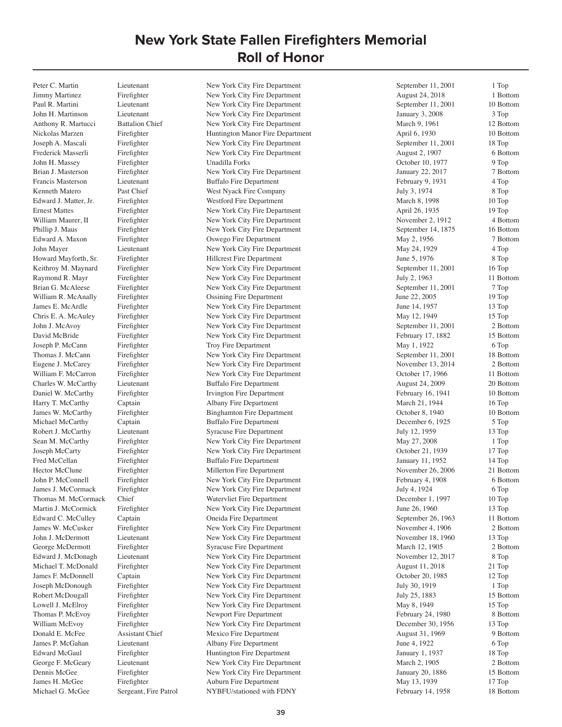# New York State Fallen Firefighters Memorial
# Roll of Honor

| Name | Rank | Department | Date | Location |
|---|---|---|---|---|
| Peter C. Martin | Lieutenant | New York City Fire Department | September 11, 2001 | 1 Top |
| Jimmy Martinez | Firefighter | New York City Fire Department | August 24, 2018 | 1 Bottom |
| Paul R. Martini | Lieutenant | New York City Fire Department | September 11, 2001 | 10 Bottom |
| John H. Martinson | Lieutenant | New York City Fire Department | January 3, 2008 | 3 Top |
| Anthony R. Martucci | Battalion Chief | New York City Fire Department | March 9, 1961 | 12 Bottom |
| Nickolas Marzen | Firefighter | Huntington Manor Fire Department | April 6, 1930 | 10 Bottom |
| Joseph A. Mascali | Firefighter | New York City Fire Department | September 11, 2001 | 18 Top |
| Frederick Masserli | Firefighter | New York City Fire Department | August 2, 1907 | 6 Bottom |
| John H. Massey | Firefighter | Unadilla Forks | October 10, 1977 | 9 Top |
| Brian J. Masterson | Firefighter | New York City Fire Department | January 22, 2017 | 7 Bottom |
| Francis Masterson | Lieutenant | Buffalo Fire Department | February 9, 1931 | 4 Top |
| Kenneth Matero | Past Chief | West Nyack Fire Company | July 3, 1974 | 8 Top |
| Edward J. Matter, Jr. | Firefighter | Westford Fire Department | March 8, 1998 | 10 Top |
| Ernest Mattes | Firefighter | New York City Fire Department | April 26, 1935 | 19 Top |
| William Maurer, II | Firefighter | New York City Fire Department | November 2, 1912 | 4 Bottom |
| Phillip J. Maus | Firefighter | New York City Fire Department | September 14, 1875 | 16 Bottom |
| Edward A. Maxon | Firefighter | Oswego Fire Department | May 2, 1956 | 7 Bottom |
| John Mayer | Lieutenant | New York City Fire Department | May 24, 1929 | 4 Top |
| Howard Mayforth, Sr. | Firefighter | Hillcrest Fire Department | June 5, 1976 | 8 Top |
| Keithroy M. Maynard | Firefighter | New York City Fire Department | September 11, 2001 | 16 Top |
| Raymond R. Mayr | Firefighter | New York City Fire Department | July 2, 1963 | 11 Bottom |
| Brian G. McAleese | Firefighter | New York City Fire Department | September 11, 2001 | 7 Top |
| William R. McAnally | Firefighter | Ossining Fire Department | June 22, 2005 | 19 Top |
| James E. McArdle | Firefighter | New York City Fire Department | June 14, 1957 | 13 Top |
| Chris E. A. McAuley | Firefighter | New York City Fire Department | May 12, 1949 | 15 Top |
| John J. McAvoy | Firefighter | New York City Fire Department | September 11, 2001 | 2 Bottom |
| David McBride | Firefighter | New York City Fire Department | February 17, 1882 | 15 Bottom |
| Joseph P. McCann | Firefighter | Troy Fire Department | May 1, 1922 | 6 Top |
| Thomas J. McCann | Firefighter | New York City Fire Department | September 11, 2001 | 18 Bottom |
| Eugene J. McCarey | Firefighter | New York City Fire Department | November 13, 2014 | 2 Bottom |
| William F. McCarron | Firefighter | New York City Fire Department | October 17, 1966 | 11 Bottom |
| Charles W. McCarthy | Lieutenant | Buffalo Fire Department | August 24, 2009 | 20 Bottom |
| Daniel W. McCarthy | Firefighter | Irvington Fire Department | February 16, 1941 | 10 Bottom |
| Harry T. McCarthy | Captain | Albany Fire Department | March 21, 1944 | 16 Top |
| James W. McCarthy | Firefighter | Binghamton Fire Department | October 8, 1940 | 10 Bottom |
| Michael McCarthy | Captain | Buffalo Fire Department | December 6, 1925 | 5 Top |
| Robert J. McCarthy | Lieutenant | Syracuse Fire Department | July 12, 1959 | 13 Top |
| Sean M. McCarthy | Firefighter | New York City Fire Department | May 27, 2008 | 1 Top |
| Joseph McCarty | Firefighter | New York City Fire Department | October 21, 1939 | 17 Top |
| Fred McCellan | Firefighter | Buffalo Fire Department | January 11, 1952 | 14 Top |
| Hector McClune | Firefighter | Millerton Fire Department | November 26, 2006 | 21 Bottom |
| John P. McConnell | Firefighter | New York City Fire Department | February 4, 1908 | 6 Bottom |
| James J. McCormack | Firefighter | New York City Fire Department | July 4, 1924 | 6 Top |
| Thomas M. McCormack | Chief | Watervliet Fire Department | December 1, 1997 | 10 Top |
| Martin J. McCormick | Firefighter | New York City Fire Department | June 26, 1960 | 13 Top |
| Edward C. McCulley | Captain | Oneida Fire Department | September 26, 1963 | 11 Bottom |
| James W. McCusker | Firefighter | New York City Fire Department | November 4, 1906 | 2 Bottom |
| John J. McDermott | Lieutenant | New York City Fire Department | November 18, 1960 | 13 Top |
| George McDermott | Firefighter | Syracuse Fire Department | March 12, 1905 | 2 Bottom |
| Edward J. McDonagh | Lieutenant | New York City Fire Department | November 12, 2017 | 8 Top |
| Michael T. McDonald | Firefighter | New York City Fire Department | August 11, 2018 | 21 Top |
| James F. McDonnell | Captain | New York City Fire Department | October 20, 1985 | 12 Top |
| Joseph McDonough | Firefighter | New York City Fire Department | July 30, 1919 | 1 Top |
| Robert McDougall | Firefighter | New York City Fire Department | July 25, 1883 | 15 Bottom |
| Lowell J. McElroy | Firefighter | New York City Fire Department | May 8, 1949 | 15 Top |
| Thomas P. McEvoy | Firefighter | Newport Fire Department | February 24, 1980 | 8 Bottom |
| William McEvoy | Firefighter | New York City Fire Department | December 30, 1956 | 13 Top |
| Donald E. McFee | Assistant Chief | Mexico Fire Department | August 31, 1969 | 9 Bottom |
| James P. McGahan | Lieutenant | Albany Fire Department | June 4, 1922 | 6 Top |
| Edward McGaul | Firefighter | Huntington Fire Department | January 1, 1937 | 18 Top |
| George F. McGeary | Lieutenant | New York City Fire Department | March 2, 1905 | 2 Bottom |
| Dennis McGee | Firefighter | New York City Fire Department | January 20, 1886 | 15 Bottom |
| James H. McGee | Firefighter | Auburn Fire Department | May 13, 1939 | 17 Top |
| Michael G. McGee | Sergeant, Fire Patrol | NYBFU/stationed with FDNY | February 14, 1958 | 18 Bottom |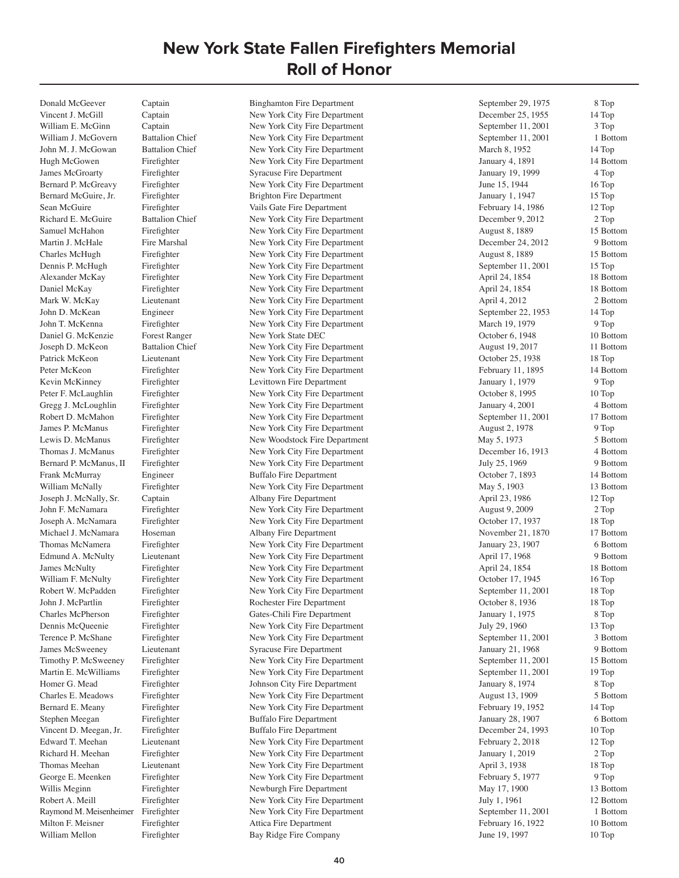# New York State Fallen Firefighters Memorial
# Roll of Honor

| Name | Rank | Department | Date | Location |
|---|---|---|---|---|
| Donald McGeever | Captain | Binghamton Fire Department | September 29, 1975 | 8 Top |
| Vincent J. McGill | Captain | New York City Fire Department | December 25, 1955 | 14 Top |
| William E. McGinn | Captain | New York City Fire Department | September 11, 2001 | 3 Top |
| William J. McGovern | Battalion Chief | New York City Fire Department | September 11, 2001 | 1 Bottom |
| John M. J. McGowan | Battalion Chief | New York City Fire Department | March 8, 1952 | 14 Top |
| Hugh McGowen | Firefighter | New York City Fire Department | January 4, 1891 | 14 Bottom |
| James McGroarty | Firefighter | Syracuse Fire Department | January 19, 1999 | 4 Top |
| Bernard P. McGreavy | Firefighter | New York City Fire Department | June 15, 1944 | 16 Top |
| Bernard McGuire, Jr. | Firefighter | Brighton Fire Department | January 1, 1947 | 15 Top |
| Sean McGuire | Firefighter | Vails Gate Fire Department | February 14, 1986 | 12 Top |
| Richard E. McGuire | Battalion Chief | New York City Fire Department | December 9, 2012 | 2 Top |
| Samuel McHahon | Firefighter | New York City Fire Department | August 8, 1889 | 15 Bottom |
| Martin J. McHale | Fire Marshal | New York City Fire Department | December 24, 2012 | 9 Bottom |
| Charles McHugh | Firefighter | New York City Fire Department | August 8, 1889 | 15 Bottom |
| Dennis P. McHugh | Firefighter | New York City Fire Department | September 11, 2001 | 15 Top |
| Alexander McKay | Firefighter | New York City Fire Department | April 24, 1854 | 18 Bottom |
| Daniel McKay | Firefighter | New York City Fire Department | April 24, 1854 | 18 Bottom |
| Mark W. McKay | Lieutenant | New York City Fire Department | April 4, 2012 | 2 Bottom |
| John D. McKean | Engineer | New York City Fire Department | September 22, 1953 | 14 Top |
| John T. McKenna | Firefighter | New York City Fire Department | March 19, 1979 | 9 Top |
| Daniel G. McKenzie | Forest Ranger | New York State DEC | October 6, 1948 | 10 Bottom |
| Joseph D. McKeon | Battalion Chief | New York City Fire Department | August 19, 2017 | 11 Bottom |
| Patrick McKeon | Lieutenant | New York City Fire Department | October 25, 1938 | 18 Top |
| Peter McKeon | Firefighter | New York City Fire Department | February 11, 1895 | 14 Bottom |
| Kevin McKinney | Firefighter | Levittown Fire Department | January 1, 1979 | 9 Top |
| Peter F. McLaughlin | Firefighter | New York City Fire Department | October 8, 1995 | 10 Top |
| Gregg J. McLoughlin | Firefighter | New York City Fire Department | January 4, 2001 | 4 Bottom |
| Robert D. McMahon | Firefighter | New York City Fire Department | September 11, 2001 | 17 Bottom |
| James P. McManus | Firefighter | New York City Fire Department | August 2, 1978 | 9 Top |
| Lewis D. McManus | Firefighter | New Woodstock Fire Department | May 5, 1973 | 5 Bottom |
| Thomas J. McManus | Firefighter | New York City Fire Department | December 16, 1913 | 4 Bottom |
| Bernard P. McManus, II | Firefighter | New York City Fire Department | July 25, 1969 | 9 Bottom |
| Frank McMurray | Engineer | Buffalo Fire Department | October 7, 1893 | 14 Bottom |
| William McNally | Firefighter | New York City Fire Department | May 5, 1903 | 13 Bottom |
| Joseph J. McNally, Sr. | Captain | Albany Fire Department | April 23, 1986 | 12 Top |
| John F. McNamara | Firefighter | New York City Fire Department | August 9, 2009 | 2 Top |
| Joseph A. McNamara | Firefighter | New York City Fire Department | October 17, 1937 | 18 Top |
| Michael J. McNamara | Hoseman | Albany Fire Department | November 21, 1870 | 17 Bottom |
| Thomas McNamera | Firefighter | New York City Fire Department | January 23, 1907 | 6 Bottom |
| Edmund A. McNulty | Lieutenant | New York City Fire Department | April 17, 1968 | 9 Bottom |
| James McNulty | Firefighter | New York City Fire Department | April 24, 1854 | 18 Bottom |
| William F. McNulty | Firefighter | New York City Fire Department | October 17, 1945 | 16 Top |
| Robert W. McPadden | Firefighter | New York City Fire Department | September 11, 2001 | 18 Top |
| John J. McPartlin | Firefighter | Rochester Fire Department | October 8, 1936 | 18 Top |
| Charles McPherson | Firefighter | Gates-Chili Fire Department | January 1, 1975 | 8 Top |
| Dennis McQueenie | Firefighter | New York City Fire Department | July 29, 1960 | 13 Top |
| Terence P. McShane | Firefighter | New York City Fire Department | September 11, 2001 | 3 Bottom |
| James McSweeney | Lieutenant | Syracuse Fire Department | January 21, 1968 | 9 Bottom |
| Timothy P. McSweeney | Firefighter | New York City Fire Department | September 11, 2001 | 15 Bottom |
| Martin E. McWilliams | Firefighter | New York City Fire Department | September 11, 2001 | 19 Top |
| Homer G. Mead | Firefighter | Johnson City Fire Department | January 8, 1974 | 8 Top |
| Charles E. Meadows | Firefighter | New York City Fire Department | August 13, 1909 | 5 Bottom |
| Bernard E. Meany | Firefighter | New York City Fire Department | February 19, 1952 | 14 Top |
| Stephen Meegan | Firefighter | Buffalo Fire Department | January 28, 1907 | 6 Bottom |
| Vincent D. Meegan, Jr. | Firefighter | Buffalo Fire Department | December 24, 1993 | 10 Top |
| Edward T. Meehan | Lieutenant | New York City Fire Department | February 2, 2018 | 12 Top |
| Richard H. Meehan | Firefighter | New York City Fire Department | January 1, 2019 | 2 Top |
| Thomas Meehan | Lieutenant | New York City Fire Department | April 3, 1938 | 18 Top |
| George E. Meenken | Firefighter | New York City Fire Department | February 5, 1977 | 9 Top |
| Willis Meginn | Firefighter | Newburgh Fire Department | May 17, 1900 | 13 Bottom |
| Robert A. Meill | Firefighter | New York City Fire Department | July 1, 1961 | 12 Bottom |
| Raymond M. Meisenheimer | Firefighter | New York City Fire Department | September 11, 2001 | 1 Bottom |
| Milton F. Meisner | Firefighter | Attica Fire Department | February 16, 1922 | 10 Bottom |
| William Mellon | Firefighter | Bay Ridge Fire Company | June 19, 1997 | 10 Top |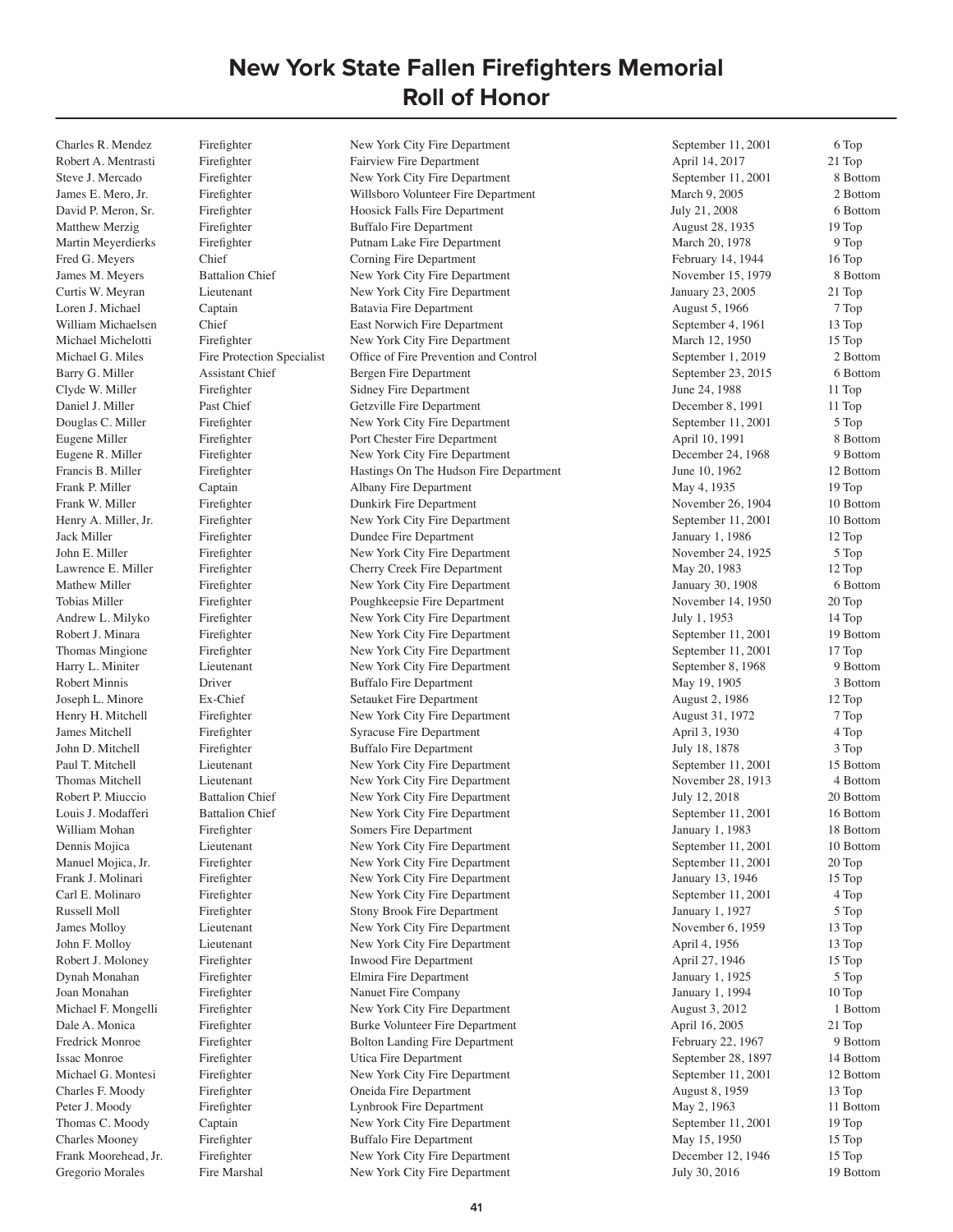# New York State Fallen Firefighters Memorial
# Roll of Honor

| Name | Rank | Department | Date | Location |
|---|---|---|---|---|
| Charles R. Mendez | Firefighter | New York City Fire Department | September 11, 2001 | 6 Top |
| Robert A. Mentrasti | Firefighter | Fairview Fire Department | April 14, 2017 | 21 Top |
| Steve J. Mercado | Firefighter | New York City Fire Department | September 11, 2001 | 8 Bottom |
| James E. Mero, Jr. | Firefighter | Willsboro Volunteer Fire Department | March 9, 2005 | 2 Bottom |
| David P. Meron, Sr. | Firefighter | Hoosick Falls Fire Department | July 21, 2008 | 6 Bottom |
| Matthew Merzig | Firefighter | Buffalo Fire Department | August 28, 1935 | 19 Top |
| Martin Meyerdierks | Firefighter | Putnam Lake Fire Department | March 20, 1978 | 9 Top |
| Fred G. Meyers | Chief | Corning Fire Department | February 14, 1944 | 16 Top |
| James M. Meyers | Battalion Chief | New York City Fire Department | November 15, 1979 | 8 Bottom |
| Curtis W. Meyran | Lieutenant | New York City Fire Department | January 23, 2005 | 21 Top |
| Loren J. Michael | Captain | Batavia Fire Department | August 5, 1966 | 7 Top |
| William Michaelsen | Chief | East Norwich Fire Department | September 4, 1961 | 13 Top |
| Michael Michelotti | Firefighter | New York City Fire Department | March 12, 1950 | 15 Top |
| Michael G. Miles | Fire Protection Specialist | Office of Fire Prevention and Control | September 1, 2019 | 2 Bottom |
| Barry G. Miller | Assistant Chief | Bergen Fire Department | September 23, 2015 | 6 Bottom |
| Clyde W. Miller | Firefighter | Sidney Fire Department | June 24, 1988 | 11 Top |
| Daniel J. Miller | Past Chief | Getzville Fire Department | December 8, 1991 | 11 Top |
| Douglas C. Miller | Firefighter | New York City Fire Department | September 11, 2001 | 5 Top |
| Eugene Miller | Firefighter | Port Chester Fire Department | April 10, 1991 | 8 Bottom |
| Eugene R. Miller | Firefighter | New York City Fire Department | December 24, 1968 | 9 Bottom |
| Francis B. Miller | Firefighter | Hastings On The Hudson Fire Department | June 10, 1962 | 12 Bottom |
| Frank P. Miller | Captain | Albany Fire Department | May 4, 1935 | 19 Top |
| Frank W. Miller | Firefighter | Dunkirk Fire Department | November 26, 1904 | 10 Bottom |
| Henry A. Miller, Jr. | Firefighter | New York City Fire Department | September 11, 2001 | 10 Bottom |
| Jack Miller | Firefighter | Dundee Fire Department | January 1, 1986 | 12 Top |
| John E. Miller | Firefighter | New York City Fire Department | November 24, 1925 | 5 Top |
| Lawrence E. Miller | Firefighter | Cherry Creek Fire Department | May 20, 1983 | 12 Top |
| Mathew Miller | Firefighter | New York City Fire Department | January 30, 1908 | 6 Bottom |
| Tobias Miller | Firefighter | Poughkeepsie Fire Department | November 14, 1950 | 20 Top |
| Andrew L. Milyko | Firefighter | New York City Fire Department | July 1, 1953 | 14 Top |
| Robert J. Minara | Firefighter | New York City Fire Department | September 11, 2001 | 19 Bottom |
| Thomas Mingione | Firefighter | New York City Fire Department | September 11, 2001 | 17 Top |
| Harry L. Miniter | Lieutenant | New York City Fire Department | September 8, 1968 | 9 Bottom |
| Robert Minnis | Driver | Buffalo Fire Department | May 19, 1905 | 3 Bottom |
| Joseph L. Minore | Ex-Chief | Setauket Fire Department | August 2, 1986 | 12 Top |
| Henry H. Mitchell | Firefighter | New York City Fire Department | August 31, 1972 | 7 Top |
| James Mitchell | Firefighter | Syracuse Fire Department | April 3, 1930 | 4 Top |
| John D. Mitchell | Firefighter | Buffalo Fire Department | July 18, 1878 | 3 Top |
| Paul T. Mitchell | Lieutenant | New York City Fire Department | September 11, 2001 | 15 Bottom |
| Thomas Mitchell | Lieutenant | New York City Fire Department | November 28, 1913 | 4 Bottom |
| Robert P. Miuccio | Battalion Chief | New York City Fire Department | July 12, 2018 | 20 Bottom |
| Louis J. Modafferi | Battalion Chief | New York City Fire Department | September 11, 2001 | 16 Bottom |
| William Mohan | Firefighter | Somers Fire Department | January 1, 1983 | 18 Bottom |
| Dennis Mojica | Lieutenant | New York City Fire Department | September 11, 2001 | 10 Bottom |
| Manuel Mojica, Jr. | Firefighter | New York City Fire Department | September 11, 2001 | 20 Top |
| Frank J. Molinari | Firefighter | New York City Fire Department | January 13, 1946 | 15 Top |
| Carl E. Molinaro | Firefighter | New York City Fire Department | September 11, 2001 | 4 Top |
| Russell Moll | Firefighter | Stony Brook Fire Department | January 1, 1927 | 5 Top |
| James Molloy | Lieutenant | New York City Fire Department | November 6, 1959 | 13 Top |
| John F. Molloy | Lieutenant | New York City Fire Department | April 4, 1956 | 13 Top |
| Robert J. Moloney | Firefighter | Inwood Fire Department | April 27, 1946 | 15 Top |
| Dynah Monahan | Firefighter | Elmira Fire Department | January 1, 1925 | 5 Top |
| Joan Monahan | Firefighter | Nanuet Fire Company | January 1, 1994 | 10 Top |
| Michael F. Mongelli | Firefighter | New York City Fire Department | August 3, 2012 | 1 Bottom |
| Dale A. Monica | Firefighter | Burke Volunteer Fire Department | April 16, 2005 | 21 Top |
| Fredrick Monroe | Firefighter | Bolton Landing Fire Department | February 22, 1967 | 9 Bottom |
| Issac Monroe | Firefighter | Utica Fire Department | September 28, 1897 | 14 Bottom |
| Michael G. Montesi | Firefighter | New York City Fire Department | September 11, 2001 | 12 Bottom |
| Charles F. Moody | Firefighter | Oneida Fire Department | August 8, 1959 | 13 Top |
| Peter J. Moody | Firefighter | Lynbrook Fire Department | May 2, 1963 | 11 Bottom |
| Thomas C. Moody | Captain | New York City Fire Department | September 11, 2001 | 19 Top |
| Charles Mooney | Firefighter | Buffalo Fire Department | May 15, 1950 | 15 Top |
| Frank Moorehead, Jr. | Firefighter | New York City Fire Department | December 12, 1946 | 15 Top |
| Gregorio Morales | Fire Marshal | New York City Fire Department | July 30, 2016 | 19 Bottom |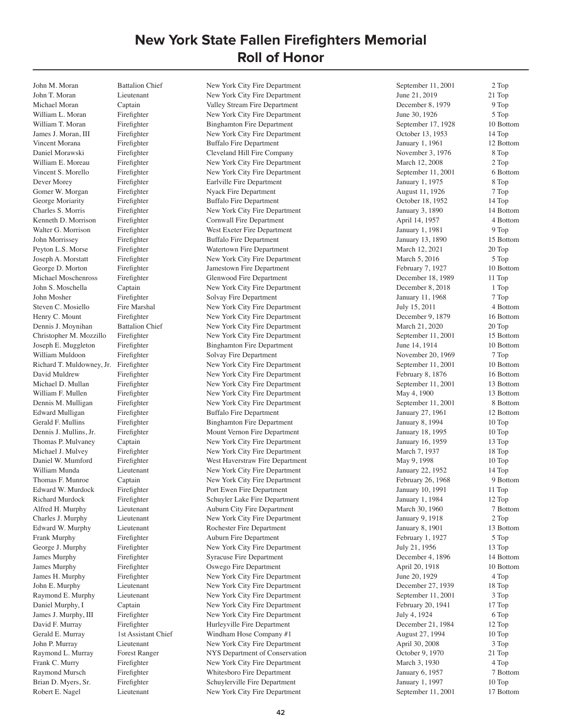# New York State Fallen Firefighters Memorial
# Roll of Honor

| Name | Rank | Department | Date | Location |
|---|---|---|---|---|
| John M. Moran | Battalion Chief | New York City Fire Department | September 11, 2001 | 2 Top |
| John T. Moran | Lieutenant | New York City Fire Department | June 21, 2019 | 21 Top |
| Michael Moran | Captain | Valley Stream Fire Department | December 8, 1979 | 9 Top |
| William L. Moran | Firefighter | New York City Fire Department | June 30, 1926 | 5 Top |
| William T. Moran | Firefighter | Binghamton Fire Department | September 17, 1928 | 10 Bottom |
| James J. Moran, III | Firefighter | New York City Fire Department | October 13, 1953 | 14 Top |
| Vincent Morana | Firefighter | Buffalo Fire Department | January 1, 1961 | 12 Bottom |
| Daniel Morawski | Firefighter | Cleveland Hill Fire Company | November 3, 1976 | 8 Top |
| William E. Moreau | Firefighter | New York City Fire Department | March 12, 2008 | 2 Top |
| Vincent S. Morello | Firefighter | New York City Fire Department | September 11, 2001 | 6 Bottom |
| Dever Morey | Firefighter | Earlville Fire Department | January 1, 1975 | 8 Top |
| Gomer W. Morgan | Firefighter | Nyack Fire Department | August 11, 1926 | 7 Top |
| George Moriarity | Firefighter | Buffalo Fire Department | October 18, 1952 | 14 Top |
| Charles S. Morris | Firefighter | New York City Fire Department | January 3, 1890 | 14 Bottom |
| Kenneth D. Morrison | Firefighter | Cornwall Fire Department | April 14, 1957 | 4 Bottom |
| Walter G. Morrison | Firefighter | West Exeter Fire Department | January 1, 1981 | 9 Top |
| John Morrissey | Firefighter | Buffalo Fire Department | January 13, 1890 | 15 Bottom |
| Peyton L.S. Morse | Firefighter | Watertown Fire Department | March 12, 2021 | 20 Top |
| Joseph A. Morstatt | Firefighter | New York City Fire Department | March 5, 2016 | 5 Top |
| George D. Morton | Firefighter | Jamestown Fire Department | February 7, 1927 | 10 Bottom |
| Michael Moschenross | Firefighter | Glenwood Fire Department | December 18, 1989 | 11 Top |
| John S. Moschella | Captain | New York City Fire Department | December 8, 2018 | 1 Top |
| John Mosher | Firefighter | Solvay Fire Department | January 11, 1968 | 7 Top |
| Steven C. Mosiello | Fire Marshal | New York City Fire Department | July 15, 2011 | 4 Bottom |
| Henry C. Mount | Firefighter | New York City Fire Department | December 9, 1879 | 16 Bottom |
| Dennis J. Moynihan | Battalion Chief | New York City Fire Department | March 21, 2020 | 20 Top |
| Christopher M. Mozzillo | Firefighter | New York City Fire Department | September 11, 2001 | 15 Bottom |
| Joseph E. Muggleton | Firefighter | Binghamton Fire Department | June 14, 1914 | 10 Bottom |
| William Muldoon | Firefighter | Solvay Fire Department | November 20, 1969 | 7 Top |
| Richard T. Muldowney, Jr. | Firefighter | New York City Fire Department | September 11, 2001 | 10 Bottom |
| David Muldrew | Firefighter | New York City Fire Department | February 8, 1876 | 16 Bottom |
| Michael D. Mullan | Firefighter | New York City Fire Department | September 11, 2001 | 13 Bottom |
| William F. Mullen | Firefighter | New York City Fire Department | May 4, 1900 | 13 Bottom |
| Dennis M. Mulligan | Firefighter | New York City Fire Department | September 11, 2001 | 8 Bottom |
| Edward Mulligan | Firefighter | Buffalo Fire Department | January 27, 1961 | 12 Bottom |
| Gerald F. Mullins | Firefighter | Binghamton Fire Department | January 8, 1994 | 10 Top |
| Dennis J. Mullins, Jr. | Firefighter | Mount Vernon Fire Department | January 18, 1995 | 10 Top |
| Thomas P. Mulvaney | Captain | New York City Fire Department | January 16, 1959 | 13 Top |
| Michael J. Mulvey | Firefighter | New York City Fire Department | March 7, 1937 | 18 Top |
| Daniel W. Mumford | Firefighter | West Haverstraw Fire Department | May 9, 1998 | 10 Top |
| William Munda | Lieutenant | New York City Fire Department | January 22, 1952 | 14 Top |
| Thomas F. Munroe | Captain | New York City Fire Department | February 26, 1968 | 9 Bottom |
| Edward W. Murdock | Firefighter | Port Ewen Fire Department | January 10, 1991 | 11 Top |
| Richard Murdock | Firefighter | Schuyler Lake Fire Department | January 1, 1984 | 12 Top |
| Alfred H. Murphy | Lieutenant | Auburn City Fire Department | March 30, 1960 | 7 Bottom |
| Charles J. Murphy | Lieutenant | New York City Fire Department | January 9, 1918 | 2 Top |
| Edward W. Murphy | Lieutenant | Rochester Fire Department | January 8, 1901 | 13 Bottom |
| Frank Murphy | Firefighter | Auburn Fire Department | February 1, 1927 | 5 Top |
| George J. Murphy | Firefighter | New York City Fire Department | July 21, 1956 | 13 Top |
| James Murphy | Firefighter | Syracuse Fire Department | December 4, 1896 | 14 Bottom |
| James Murphy | Firefighter | Oswego Fire Department | April 20, 1918 | 10 Bottom |
| James H. Murphy | Firefighter | New York City Fire Department | June 20, 1929 | 4 Top |
| John E. Murphy | Lieutenant | New York City Fire Department | December 27, 1939 | 18 Top |
| Raymond E. Murphy | Lieutenant | New York City Fire Department | September 11, 2001 | 3 Top |
| Daniel Murphy, I | Captain | New York City Fire Department | February 20, 1941 | 17 Top |
| James J. Murphy, III | Firefighter | New York City Fire Department | July 4, 1924 | 6 Top |
| David F. Murray | Firefighter | Hurleyville Fire Department | December 21, 1984 | 12 Top |
| Gerald E. Murray | 1st Assistant Chief | Windham Hose Company #1 | August 27, 1994 | 10 Top |
| John P. Murray | Lieutenant | New York City Fire Department | April 30, 2008 | 3 Top |
| Raymond L. Murray | Forest Ranger | NYS Department of Conservation | October 9, 1970 | 21 Top |
| Frank C. Murry | Firefighter | New York City Fire Department | March 3, 1930 | 4 Top |
| Raymond Mursch | Firefighter | Whitesboro Fire Department | January 6, 1957 | 7 Bottom |
| Brian D. Myers, Sr. | Firefighter | Schuylerville Fire Department | January 1, 1997 | 10 Top |
| Robert E. Nagel | Lieutenant | New York City Fire Department | September 11, 2001 | 17 Bottom |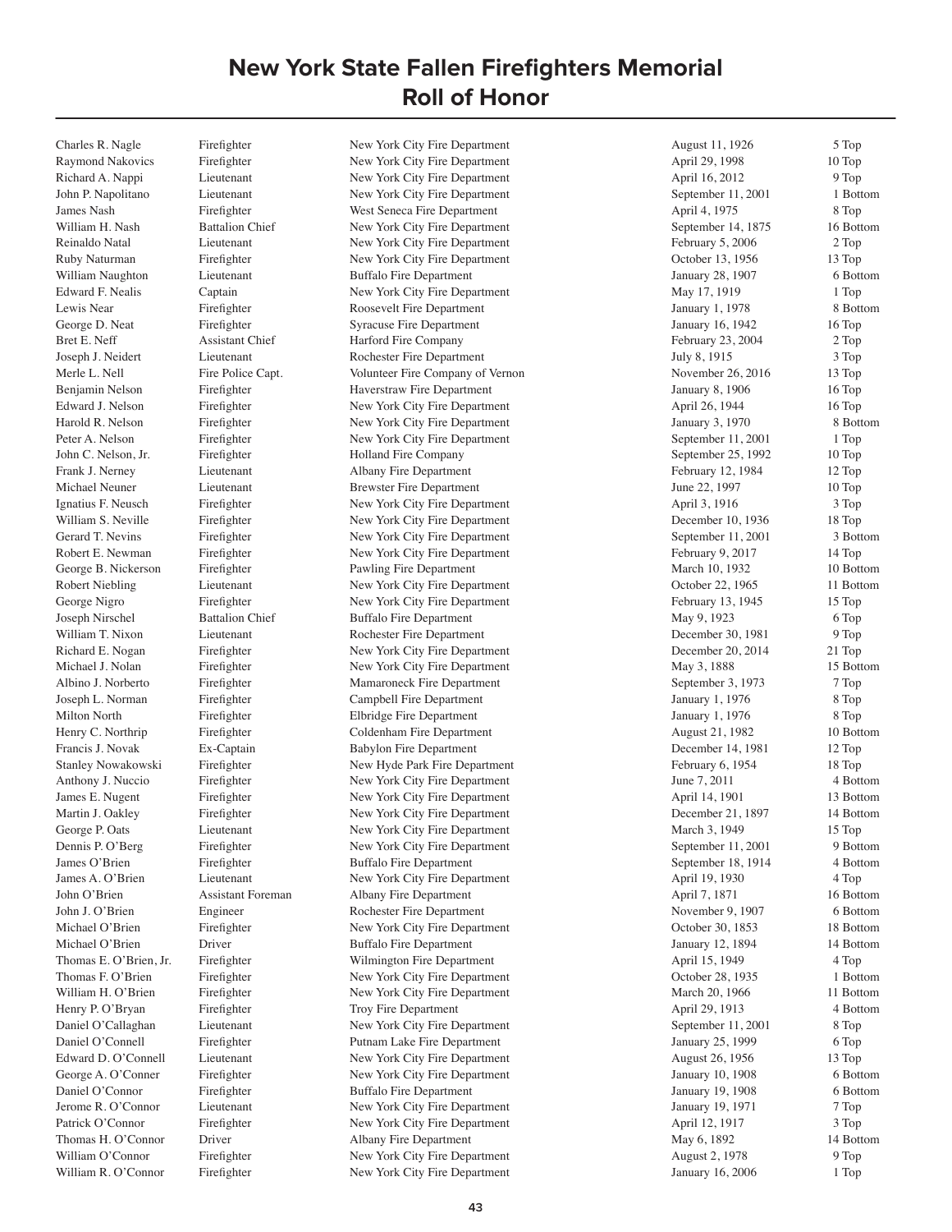# New York State Fallen Firefighters Memorial
# Roll of Honor

| Name | Rank | Department | Date | Panel |
|---|---|---|---|---|
| Charles R. Nagle | Firefighter | New York City Fire Department | August 11, 1926 | 5 Top |
| Raymond Nakovics | Firefighter | New York City Fire Department | April 29, 1998 | 10 Top |
| Richard A. Nappi | Lieutenant | New York City Fire Department | April 16, 2012 | 9 Top |
| John P. Napolitano | Lieutenant | New York City Fire Department | September 11, 2001 | 1 Bottom |
| James Nash | Firefighter | West Seneca Fire Department | April 4, 1975 | 8 Top |
| William H. Nash | Battalion Chief | New York City Fire Department | September 14, 1875 | 16 Bottom |
| Reinaldo Natal | Lieutenant | New York City Fire Department | February 5, 2006 | 2 Top |
| Ruby Naturman | Firefighter | New York City Fire Department | October 13, 1956 | 13 Top |
| William Naughton | Lieutenant | Buffalo Fire Department | January 28, 1907 | 6 Bottom |
| Edward F. Nealis | Captain | New York City Fire Department | May 17, 1919 | 1 Top |
| Lewis Near | Firefighter | Roosevelt Fire Department | January 1, 1978 | 8 Bottom |
| George D. Neat | Firefighter | Syracuse Fire Department | January 16, 1942 | 16 Top |
| Bret E. Neff | Assistant Chief | Harford Fire Company | February 23, 2004 | 2 Top |
| Joseph J. Neidert | Lieutenant | Rochester Fire Department | July 8, 1915 | 3 Top |
| Merle L. Nell | Fire Police Capt. | Volunteer Fire Company of Vernon | November 26, 2016 | 13 Top |
| Benjamin Nelson | Firefighter | Haverstraw Fire Department | January 8, 1906 | 16 Top |
| Edward J. Nelson | Firefighter | New York City Fire Department | April 26, 1944 | 16 Top |
| Harold R. Nelson | Firefighter | New York City Fire Department | January 3, 1970 | 8 Bottom |
| Peter A. Nelson | Firefighter | New York City Fire Department | September 11, 2001 | 1 Top |
| John C. Nelson, Jr. | Firefighter | Holland Fire Company | September 25, 1992 | 10 Top |
| Frank J. Nerney | Lieutenant | Albany Fire Department | February 12, 1984 | 12 Top |
| Michael Neuner | Lieutenant | Brewster Fire Department | June 22, 1997 | 10 Top |
| Ignatius F. Neusch | Firefighter | New York City Fire Department | April 3, 1916 | 3 Top |
| William S. Neville | Firefighter | New York City Fire Department | December 10, 1936 | 18 Top |
| Gerard T. Nevins | Firefighter | New York City Fire Department | September 11, 2001 | 3 Bottom |
| Robert E. Newman | Firefighter | New York City Fire Department | February 9, 2017 | 14 Top |
| George B. Nickerson | Firefighter | Pawling Fire Department | March 10, 1932 | 10 Bottom |
| Robert Niebling | Lieutenant | New York City Fire Department | October 22, 1965 | 11 Bottom |
| George Nigro | Firefighter | New York City Fire Department | February 13, 1945 | 15 Top |
| Joseph Nirschel | Battalion Chief | Buffalo Fire Department | May 9, 1923 | 6 Top |
| William T. Nixon | Lieutenant | Rochester Fire Department | December 30, 1981 | 9 Top |
| Richard E. Nogan | Firefighter | New York City Fire Department | December 20, 2014 | 21 Top |
| Michael J. Nolan | Firefighter | New York City Fire Department | May 3, 1888 | 15 Bottom |
| Albino J. Norberto | Firefighter | Mamaroneck Fire Department | September 3, 1973 | 7 Top |
| Joseph L. Norman | Firefighter | Campbell Fire Department | January 1, 1976 | 8 Top |
| Milton North | Firefighter | Elbridge Fire Department | January 1, 1976 | 8 Top |
| Henry C. Northrip | Firefighter | Coldenham Fire Department | August 21, 1982 | 10 Bottom |
| Francis J. Novak | Ex-Captain | Babylon Fire Department | December 14, 1981 | 12 Top |
| Stanley Nowakowski | Firefighter | New Hyde Park Fire Department | February 6, 1954 | 18 Top |
| Anthony J. Nuccio | Firefighter | New York City Fire Department | June 7, 2011 | 4 Bottom |
| James E. Nugent | Firefighter | New York City Fire Department | April 14, 1901 | 13 Bottom |
| Martin J. Oakley | Firefighter | New York City Fire Department | December 21, 1897 | 14 Bottom |
| George P. Oats | Lieutenant | New York City Fire Department | March 3, 1949 | 15 Top |
| Dennis P. O'Berg | Firefighter | New York City Fire Department | September 11, 2001 | 9 Bottom |
| James O'Brien | Firefighter | Buffalo Fire Department | September 18, 1914 | 4 Bottom |
| James A. O'Brien | Lieutenant | New York City Fire Department | April 19, 1930 | 4 Top |
| John O'Brien | Assistant Foreman | Albany Fire Department | April 7, 1871 | 16 Bottom |
| John J. O'Brien | Engineer | Rochester Fire Department | November 9, 1907 | 6 Bottom |
| Michael O'Brien | Firefighter | New York City Fire Department | October 30, 1853 | 18 Bottom |
| Michael O'Brien | Driver | Buffalo Fire Department | January 12, 1894 | 14 Bottom |
| Thomas E. O'Brien, Jr. | Firefighter | Wilmington Fire Department | April 15, 1949 | 4 Top |
| Thomas F. O'Brien | Firefighter | New York City Fire Department | October 28, 1935 | 1 Bottom |
| William H. O'Brien | Firefighter | New York City Fire Department | March 20, 1966 | 11 Bottom |
| Henry P. O'Bryan | Firefighter | Troy Fire Department | April 29, 1913 | 4 Bottom |
| Daniel O'Callaghan | Lieutenant | New York City Fire Department | September 11, 2001 | 8 Top |
| Daniel O'Connell | Firefighter | Putnam Lake Fire Department | January 25, 1999 | 6 Top |
| Edward D. O'Connell | Lieutenant | New York City Fire Department | August 26, 1956 | 13 Top |
| George A. O'Conner | Firefighter | New York City Fire Department | January 10, 1908 | 6 Bottom |
| Daniel O'Connor | Firefighter | Buffalo Fire Department | January 19, 1908 | 6 Bottom |
| Jerome R. O'Connor | Lieutenant | New York City Fire Department | January 19, 1971 | 7 Top |
| Patrick O'Connor | Firefighter | New York City Fire Department | April 12, 1917 | 3 Top |
| Thomas H. O'Connor | Driver | Albany Fire Department | May 6, 1892 | 14 Bottom |
| William O'Connor | Firefighter | New York City Fire Department | August 2, 1978 | 9 Top |
| William R. O'Connor | Firefighter | New York City Fire Department | January 16, 2006 | 1 Top |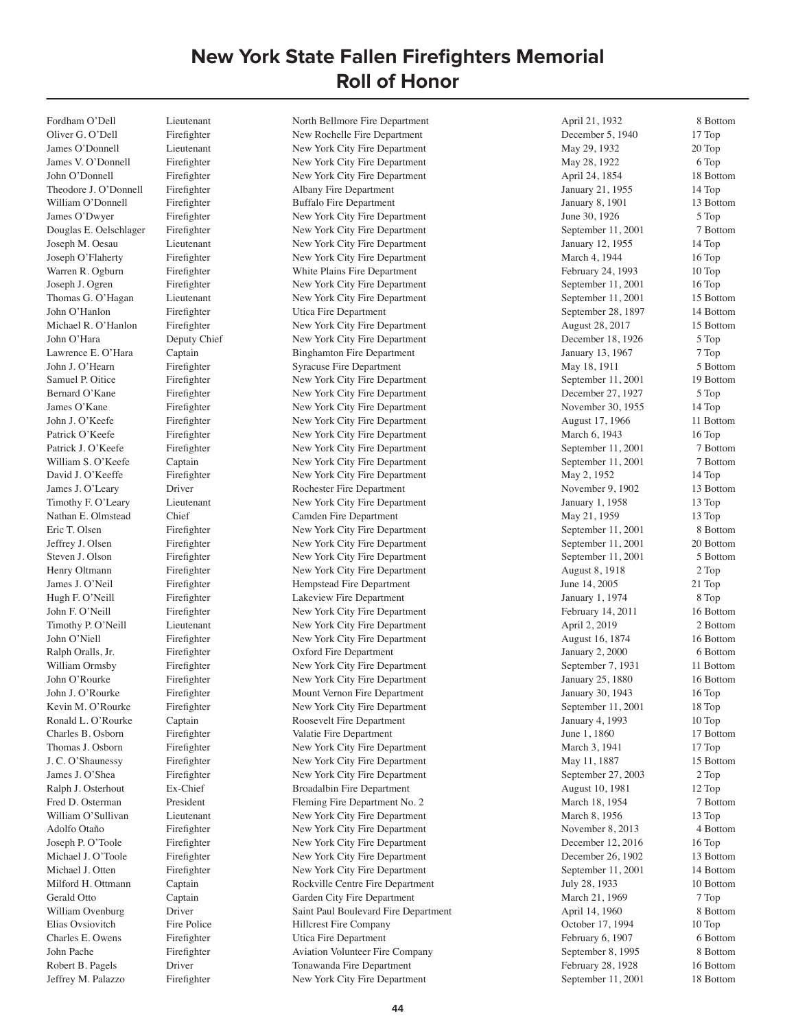# New York State Fallen Firefighters Memorial
# Roll of Honor

| Name | Rank | Department | Date | Location |
|---|---|---|---|---|
| Fordham O'Dell | Lieutenant | North Bellmore Fire Department | April 21, 1932 | 8 Bottom |
| Oliver G. O'Dell | Firefighter | New Rochelle Fire Department | December 5, 1940 | 17 Top |
| James O'Donnell | Lieutenant | New York City Fire Department | May 29, 1932 | 20 Top |
| James V. O'Donnell | Firefighter | New York City Fire Department | May 28, 1922 | 6 Top |
| John O'Donnell | Firefighter | New York City Fire Department | April 24, 1854 | 18 Bottom |
| Theodore J. O'Donnell | Firefighter | Albany Fire Department | January 21, 1955 | 14 Top |
| William O'Donnell | Firefighter | Buffalo Fire Department | January 8, 1901 | 13 Bottom |
| James O'Dwyer | Firefighter | New York City Fire Department | June 30, 1926 | 5 Top |
| Douglas E. Oelschlager | Firefighter | New York City Fire Department | September 11, 2001 | 7 Bottom |
| Joseph M. Oesau | Lieutenant | New York City Fire Department | January 12, 1955 | 14 Top |
| Joseph O'Flaherty | Firefighter | New York City Fire Department | March 4, 1944 | 16 Top |
| Warren R. Ogburn | Firefighter | White Plains Fire Department | February 24, 1993 | 10 Top |
| Joseph J. Ogren | Firefighter | New York City Fire Department | September 11, 2001 | 16 Top |
| Thomas G. O'Hagan | Lieutenant | New York City Fire Department | September 11, 2001 | 15 Bottom |
| John O'Hanlon | Firefighter | Utica Fire Department | September 28, 1897 | 14 Bottom |
| Michael R. O'Hanlon | Firefighter | New York City Fire Department | August 28, 2017 | 15 Bottom |
| John O'Hara | Deputy Chief | New York City Fire Department | December 18, 1926 | 5 Top |
| Lawrence E. O'Hara | Captain | Binghamton Fire Department | January 13, 1967 | 7 Top |
| John J. O'Hearn | Firefighter | Syracuse Fire Department | May 18, 1911 | 5 Bottom |
| Samuel P. Oitice | Firefighter | New York City Fire Department | September 11, 2001 | 19 Bottom |
| Bernard O'Kane | Firefighter | New York City Fire Department | December 27, 1927 | 5 Top |
| James O'Kane | Firefighter | New York City Fire Department | November 30, 1955 | 14 Top |
| John J. O'Keefe | Firefighter | New York City Fire Department | August 17, 1966 | 11 Bottom |
| Patrick O'Keefe | Firefighter | New York City Fire Department | March 6, 1943 | 16 Top |
| Patrick J. O'Keefe | Firefighter | New York City Fire Department | September 11, 2001 | 7 Bottom |
| William S. O'Keefe | Captain | New York City Fire Department | September 11, 2001 | 7 Bottom |
| David J. O'Keeffe | Firefighter | New York City Fire Department | May 2, 1952 | 14 Top |
| James J. O'Leary | Driver | Rochester Fire Department | November 9, 1902 | 13 Bottom |
| Timothy F. O'Leary | Lieutenant | New York City Fire Department | January 1, 1958 | 13 Top |
| Nathan E. Olmstead | Chief | Camden Fire Department | May 21, 1959 | 13 Top |
| Eric T. Olsen | Firefighter | New York City Fire Department | September 11, 2001 | 8 Bottom |
| Jeffrey J. Olsen | Firefighter | New York City Fire Department | September 11, 2001 | 20 Bottom |
| Steven J. Olson | Firefighter | New York City Fire Department | September 11, 2001 | 5 Bottom |
| Henry Oltmann | Firefighter | New York City Fire Department | August 8, 1918 | 2 Top |
| James J. O'Neil | Firefighter | Hempstead Fire Department | June 14, 2005 | 21 Top |
| Hugh F. O'Neill | Firefighter | Lakeview Fire Department | January 1, 1974 | 8 Top |
| John F. O'Neill | Firefighter | New York City Fire Department | February 14, 2011 | 16 Bottom |
| Timothy P. O'Neill | Lieutenant | New York City Fire Department | April 2, 2019 | 2 Bottom |
| John O'Niell | Firefighter | New York City Fire Department | August 16, 1874 | 16 Bottom |
| Ralph Oralls, Jr. | Firefighter | Oxford Fire Department | January 2, 2000 | 6 Bottom |
| William Ormsby | Firefighter | New York City Fire Department | September 7, 1931 | 11 Bottom |
| John O'Rourke | Firefighter | New York City Fire Department | January 25, 1880 | 16 Bottom |
| John J. O'Rourke | Firefighter | Mount Vernon Fire Department | January 30, 1943 | 16 Top |
| Kevin M. O'Rourke | Firefighter | New York City Fire Department | September 11, 2001 | 18 Top |
| Ronald L. O'Rourke | Captain | Roosevelt Fire Department | January 4, 1993 | 10 Top |
| Charles B. Osborn | Firefighter | Valatie Fire Department | June 1, 1860 | 17 Bottom |
| Thomas J. Osborn | Firefighter | New York City Fire Department | March 3, 1941 | 17 Top |
| J. C. O'Shaunessy | Firefighter | New York City Fire Department | May 11, 1887 | 15 Bottom |
| James J. O'Shea | Firefighter | New York City Fire Department | September 27, 2003 | 2 Top |
| Ralph J. Osterhout | Ex-Chief | Broadalbin Fire Department | August 10, 1981 | 12 Top |
| Fred D. Osterman | President | Fleming Fire Department No. 2 | March 18, 1954 | 7 Bottom |
| William O'Sullivan | Lieutenant | New York City Fire Department | March 8, 1956 | 13 Top |
| Adolfo Otaño | Firefighter | New York City Fire Department | November 8, 2013 | 4 Bottom |
| Joseph P. O'Toole | Firefighter | New York City Fire Department | December 12, 2016 | 16 Top |
| Michael J. O'Toole | Firefighter | New York City Fire Department | December 26, 1902 | 13 Bottom |
| Michael J. Otten | Firefighter | New York City Fire Department | September 11, 2001 | 14 Bottom |
| Milford H. Ottmann | Captain | Rockville Centre Fire Department | July 28, 1933 | 10 Bottom |
| Gerald Otto | Captain | Garden City Fire Department | March 21, 1969 | 7 Top |
| William Ovenburg | Driver | Saint Paul Boulevard Fire Department | April 14, 1960 | 8 Bottom |
| Elias Ovsiovitch | Fire Police | Hillcrest Fire Company | October 17, 1994 | 10 Top |
| Charles E. Owens | Firefighter | Utica Fire Department | February 6, 1907 | 6 Bottom |
| John Pache | Firefighter | Aviation Volunteer Fire Company | September 8, 1995 | 8 Bottom |
| Robert B. Pagels | Driver | Tonawanda Fire Department | February 28, 1928 | 16 Bottom |
| Jeffrey M. Palazzo | Firefighter | New York City Fire Department | September 11, 2001 | 18 Bottom |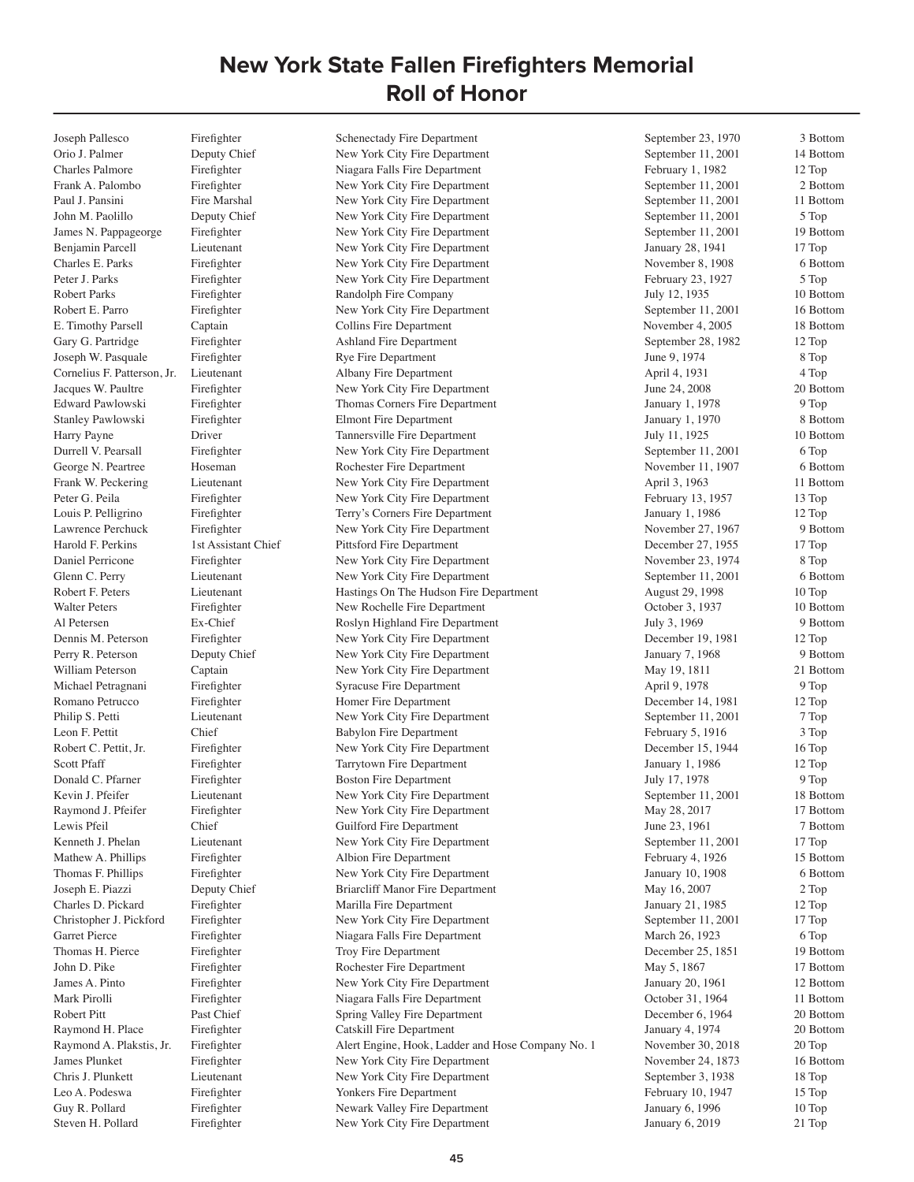# New York State Fallen Firefighters Memorial
# Roll of Honor

| Name | Rank | Department | Date | Location |
|---|---|---|---|---|
| Joseph Pallesco | Firefighter | Schenectady Fire Department | September 23, 1970 | 3 Bottom |
| Orio J. Palmer | Deputy Chief | New York City Fire Department | September 11, 2001 | 14 Bottom |
| Charles Palmore | Firefighter | Niagara Falls Fire Department | February 1, 1982 | 12 Top |
| Frank A. Palombo | Firefighter | New York City Fire Department | September 11, 2001 | 2 Bottom |
| Paul J. Pansini | Fire Marshal | New York City Fire Department | September 11, 2001 | 11 Bottom |
| John M. Paolillo | Deputy Chief | New York City Fire Department | September 11, 2001 | 5 Top |
| James N. Pappageorge | Firefighter | New York City Fire Department | September 11, 2001 | 19 Bottom |
| Benjamin Parcell | Lieutenant | New York City Fire Department | January 28, 1941 | 17 Top |
| Charles E. Parks | Firefighter | New York City Fire Department | November 8, 1908 | 6 Bottom |
| Peter J. Parks | Firefighter | New York City Fire Department | February 23, 1927 | 5 Top |
| Robert Parks | Firefighter | Randolph Fire Company | July 12, 1935 | 10 Bottom |
| Robert E. Parro | Firefighter | New York City Fire Department | September 11, 2001 | 16 Bottom |
| E. Timothy Parsell | Captain | Collins Fire Department | November 4, 2005 | 18 Bottom |
| Gary G. Partridge | Firefighter | Ashland Fire Department | September 28, 1982 | 12 Top |
| Joseph W. Pasquale | Firefighter | Rye Fire Department | June 9, 1974 | 8 Top |
| Cornelius F. Patterson, Jr. | Lieutenant | Albany Fire Department | April 4, 1931 | 4 Top |
| Jacques W. Paultre | Firefighter | New York City Fire Department | June 24, 2008 | 20 Bottom |
| Edward Pawlowski | Firefighter | Thomas Corners Fire Department | January 1, 1978 | 9 Top |
| Stanley Pawlowski | Firefighter | Elmont Fire Department | January 1, 1970 | 8 Bottom |
| Harry Payne | Driver | Tannersville Fire Department | July 11, 1925 | 10 Bottom |
| Durrell V. Pearsall | Firefighter | New York City Fire Department | September 11, 2001 | 6 Top |
| George N. Peartree | Hoseman | Rochester Fire Department | November 11, 1907 | 6 Bottom |
| Frank W. Peckering | Lieutenant | New York City Fire Department | April 3, 1963 | 11 Bottom |
| Peter G. Peila | Firefighter | New York City Fire Department | February 13, 1957 | 13 Top |
| Louis P. Pelligrino | Firefighter | Terry's Corners Fire Department | January 1, 1986 | 12 Top |
| Lawrence Perchuck | Firefighter | New York City Fire Department | November 27, 1967 | 9 Bottom |
| Harold F. Perkins | 1st Assistant Chief | Pittsford Fire Department | December 27, 1955 | 17 Top |
| Daniel Perricone | Firefighter | New York City Fire Department | November 23, 1974 | 8 Top |
| Glenn C. Perry | Lieutenant | New York City Fire Department | September 11, 2001 | 6 Bottom |
| Robert F. Peters | Lieutenant | Hastings On The Hudson Fire Department | August 29, 1998 | 10 Top |
| Walter Peters | Firefighter | New Rochelle Fire Department | October 3, 1937 | 10 Bottom |
| Al Petersen | Ex-Chief | Roslyn Highland Fire Department | July 3, 1969 | 9 Bottom |
| Dennis M. Peterson | Firefighter | New York City Fire Department | December 19, 1981 | 12 Top |
| Perry R. Peterson | Deputy Chief | New York City Fire Department | January 7, 1968 | 9 Bottom |
| William Peterson | Captain | New York City Fire Department | May 19, 1811 | 21 Bottom |
| Michael Petragnani | Firefighter | Syracuse Fire Department | April 9, 1978 | 9 Top |
| Romano Petrucco | Firefighter | Homer Fire Department | December 14, 1981 | 12 Top |
| Philip S. Petti | Lieutenant | New York City Fire Department | September 11, 2001 | 7 Top |
| Leon F. Pettit | Chief | Babylon Fire Department | February 5, 1916 | 3 Top |
| Robert C. Pettit, Jr. | Firefighter | New York City Fire Department | December 15, 1944 | 16 Top |
| Scott Pfaff | Firefighter | Tarrytown Fire Department | January 1, 1986 | 12 Top |
| Donald C. Pfarner | Firefighter | Boston Fire Department | July 17, 1978 | 9 Top |
| Kevin J. Pfeifer | Lieutenant | New York City Fire Department | September 11, 2001 | 18 Bottom |
| Raymond J. Pfeifer | Firefighter | New York City Fire Department | May 28, 2017 | 17 Bottom |
| Lewis Pfeil | Chief | Guilford Fire Department | June 23, 1961 | 7 Bottom |
| Kenneth J. Phelan | Lieutenant | New York City Fire Department | September 11, 2001 | 17 Top |
| Mathew A. Phillips | Firefighter | Albion Fire Department | February 4, 1926 | 15 Bottom |
| Thomas F. Phillips | Firefighter | New York City Fire Department | January 10, 1908 | 6 Bottom |
| Joseph E. Piazzi | Deputy Chief | Briarcliff Manor Fire Department | May 16, 2007 | 2 Top |
| Charles D. Pickard | Firefighter | Marilla Fire Department | January 21, 1985 | 12 Top |
| Christopher J. Pickford | Firefighter | New York City Fire Department | September 11, 2001 | 17 Top |
| Garret Pierce | Firefighter | Niagara Falls Fire Department | March 26, 1923 | 6 Top |
| Thomas H. Pierce | Firefighter | Troy Fire Department | December 25, 1851 | 19 Bottom |
| John D. Pike | Firefighter | Rochester Fire Department | May 5, 1867 | 17 Bottom |
| James A. Pinto | Firefighter | New York City Fire Department | January 20, 1961 | 12 Bottom |
| Mark Pirolli | Firefighter | Niagara Falls Fire Department | October 31, 1964 | 11 Bottom |
| Robert Pitt | Past Chief | Spring Valley Fire Department | December 6, 1964 | 20 Bottom |
| Raymond H. Place | Firefighter | Catskill Fire Department | January 4, 1974 | 20 Bottom |
| Raymond A. Plakstis, Jr. | Firefighter | Alert Engine, Hook, Ladder and Hose Company No. 1 | November 30, 2018 | 20 Top |
| James Plunket | Firefighter | New York City Fire Department | November 24, 1873 | 16 Bottom |
| Chris J. Plunkett | Lieutenant | New York City Fire Department | September 3, 1938 | 18 Top |
| Leo A. Podeswa | Firefighter | Yonkers Fire Department | February 10, 1947 | 15 Top |
| Guy R. Pollard | Firefighter | Newark Valley Fire Department | January 6, 1996 | 10 Top |
| Steven H. Pollard | Firefighter | New York City Fire Department | January 6, 2019 | 21 Top |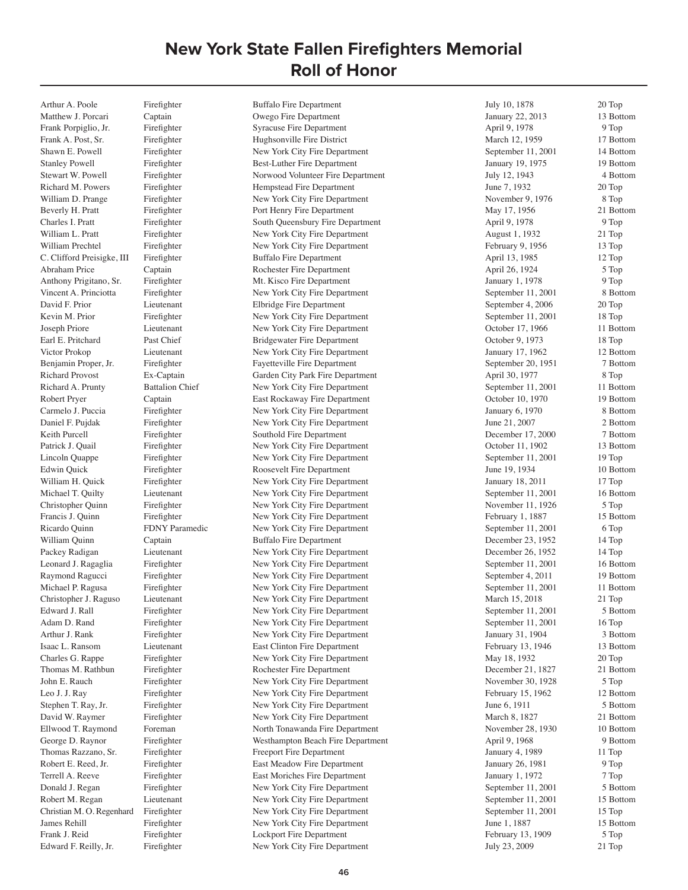# New York State Fallen Firefighters Memorial
## Roll of Honor

| | | | | |
|---|---|---|---|---|
| Arthur A. Poole | Firefighter | Buffalo Fire Department | July 10, 1878 | 20 Top |
| Matthew J. Porcari | Captain | Owego Fire Department | January 22, 2013 | 13 Bottom |
| Frank Porpiglio, Jr. | Firefighter | Syracuse Fire Department | April 9, 1978 | 9 Top |
| Frank A. Post, Sr. | Firefighter | Hughsonville Fire District | March 12, 1959 | 17 Bottom |
| Shawn E. Powell | Firefighter | New York City Fire Department | September 11, 2001 | 14 Bottom |
| Stanley Powell | Firefighter | Best-Luther Fire Department | January 19, 1975 | 19 Bottom |
| Stewart W. Powell | Firefighter | Norwood Volunteer Fire Department | July 12, 1943 | 4 Bottom |
| Richard M. Powers | Firefighter | Hempstead Fire Department | June 7, 1932 | 20 Top |
| William D. Prange | Firefighter | New York City Fire Department | November 9, 1976 | 8 Top |
| Beverly H. Pratt | Firefighter | Port Henry Fire Department | May 17, 1956 | 21 Bottom |
| Charles I. Pratt | Firefighter | South Queensbury Fire Department | April 9, 1978 | 9 Top |
| William L. Pratt | Firefighter | New York City Fire Department | August 1, 1932 | 21 Top |
| William Prechtel | Firefighter | New York City Fire Department | February 9, 1956 | 13 Top |
| C. Clifford Preisigke, III | Firefighter | Buffalo Fire Department | April 13, 1985 | 12 Top |
| Abraham Price | Captain | Rochester Fire Department | April 26, 1924 | 5 Top |
| Anthony Prigitano, Sr. | Firefighter | Mt. Kisco Fire Department | January 1, 1978 | 9 Top |
| Vincent A. Princiotta | Firefighter | New York City Fire Department | September 11, 2001 | 8 Bottom |
| David F. Prior | Lieutenant | Elbridge Fire Department | September 4, 2006 | 20 Top |
| Kevin M. Prior | Firefighter | New York City Fire Department | September 11, 2001 | 18 Top |
| Joseph Priore | Lieutenant | New York City Fire Department | October 17, 1966 | 11 Bottom |
| Earl E. Pritchard | Past Chief | Bridgewater Fire Department | October 9, 1973 | 18 Top |
| Victor Prokop | Lieutenant | New York City Fire Department | January 17, 1962 | 12 Bottom |
| Benjamin Proper, Jr. | Firefighter | Fayetteville Fire Department | September 20, 1951 | 7 Bottom |
| Richard Provost | Ex-Captain | Garden City Park Fire Department | April 30, 1977 | 8 Top |
| Richard A. Prunty | Battalion Chief | New York City Fire Department | September 11, 2001 | 11 Bottom |
| Robert Pryer | Captain | East Rockaway Fire Department | October 10, 1970 | 19 Bottom |
| Carmelo J. Puccia | Firefighter | New York City Fire Department | January 6, 1970 | 8 Bottom |
| Daniel F. Pujdak | Firefighter | New York City Fire Department | June 21, 2007 | 2 Bottom |
| Keith Purcell | Firefighter | Southold Fire Department | December 17, 2000 | 7 Bottom |
| Patrick J. Quail | Firefighter | New York City Fire Department | October 11, 1902 | 13 Bottom |
| Lincoln Quappe | Firefighter | New York City Fire Department | September 11, 2001 | 19 Top |
| Edwin Quick | Firefighter | Roosevelt Fire Department | June 19, 1934 | 10 Bottom |
| William H. Quick | Firefighter | New York City Fire Department | January 18, 2011 | 17 Top |
| Michael T. Quilty | Lieutenant | New York City Fire Department | September 11, 2001 | 16 Bottom |
| Christopher Quinn | Firefighter | New York City Fire Department | November 11, 1926 | 5 Top |
| Francis J. Quinn | Firefighter | New York City Fire Department | February 1, 1887 | 15 Bottom |
| Ricardo Quinn | FDNY Paramedic | New York City Fire Department | September 11, 2001 | 6 Top |
| William Quinn | Captain | Buffalo Fire Department | December 23, 1952 | 14 Top |
| Packey Radigan | Lieutenant | New York City Fire Department | December 26, 1952 | 14 Top |
| Leonard J. Ragaglia | Firefighter | New York City Fire Department | September 11, 2001 | 16 Bottom |
| Raymond Ragucci | Firefighter | New York City Fire Department | September 4, 2011 | 19 Bottom |
| Michael P. Ragusa | Firefighter | New York City Fire Department | September 11, 2001 | 11 Bottom |
| Christopher J. Raguso | Lieutenant | New York City Fire Department | March 15, 2018 | 21 Top |
| Edward J. Rall | Firefighter | New York City Fire Department | September 11, 2001 | 5 Bottom |
| Adam D. Rand | Firefighter | New York City Fire Department | September 11, 2001 | 16 Top |
| Arthur J. Rank | Firefighter | New York City Fire Department | January 31, 1904 | 3 Bottom |
| Isaac L. Ransom | Lieutenant | East Clinton Fire Department | February 13, 1946 | 13 Bottom |
| Charles G. Rappe | Firefighter | New York City Fire Department | May 18, 1932 | 20 Top |
| Thomas M. Rathbun | Firefighter | Rochester Fire Department | December 21, 1827 | 21 Bottom |
| John E. Rauch | Firefighter | New York City Fire Department | November 30, 1928 | 5 Top |
| Leo J. J. Ray | Firefighter | New York City Fire Department | February 15, 1962 | 12 Bottom |
| Stephen T. Ray, Jr. | Firefighter | New York City Fire Department | June 6, 1911 | 5 Bottom |
| David W. Raymer | Firefighter | New York City Fire Department | March 8, 1827 | 21 Bottom |
| Ellwood T. Raymond | Foreman | North Tonawanda Fire Department | November 28, 1930 | 10 Bottom |
| George D. Raynor | Firefighter | Westhampton Beach Fire Department | April 9, 1968 | 9 Bottom |
| Thomas Razzano, Sr. | Firefighter | Freeport Fire Department | January 4, 1989 | 11 Top |
| Robert E. Reed, Jr. | Firefighter | East Meadow Fire Department | January 26, 1981 | 9 Top |
| Terrell A. Reeve | Firefighter | East Moriches Fire Department | January 1, 1972 | 7 Top |
| Donald J. Regan | Firefighter | New York City Fire Department | September 11, 2001 | 5 Bottom |
| Robert M. Regan | Lieutenant | New York City Fire Department | September 11, 2001 | 15 Bottom |
| Christian M. O. Regenhard | Firefighter | New York City Fire Department | September 11, 2001 | 15 Top |
| James Rehill | Firefighter | New York City Fire Department | June 1, 1887 | 15 Bottom |
| Frank J. Reid | Firefighter | Lockport Fire Department | February 13, 1909 | 5 Top |
| Edward F. Reilly, Jr. | Firefighter | New York City Fire Department | July 23, 2009 | 21 Top |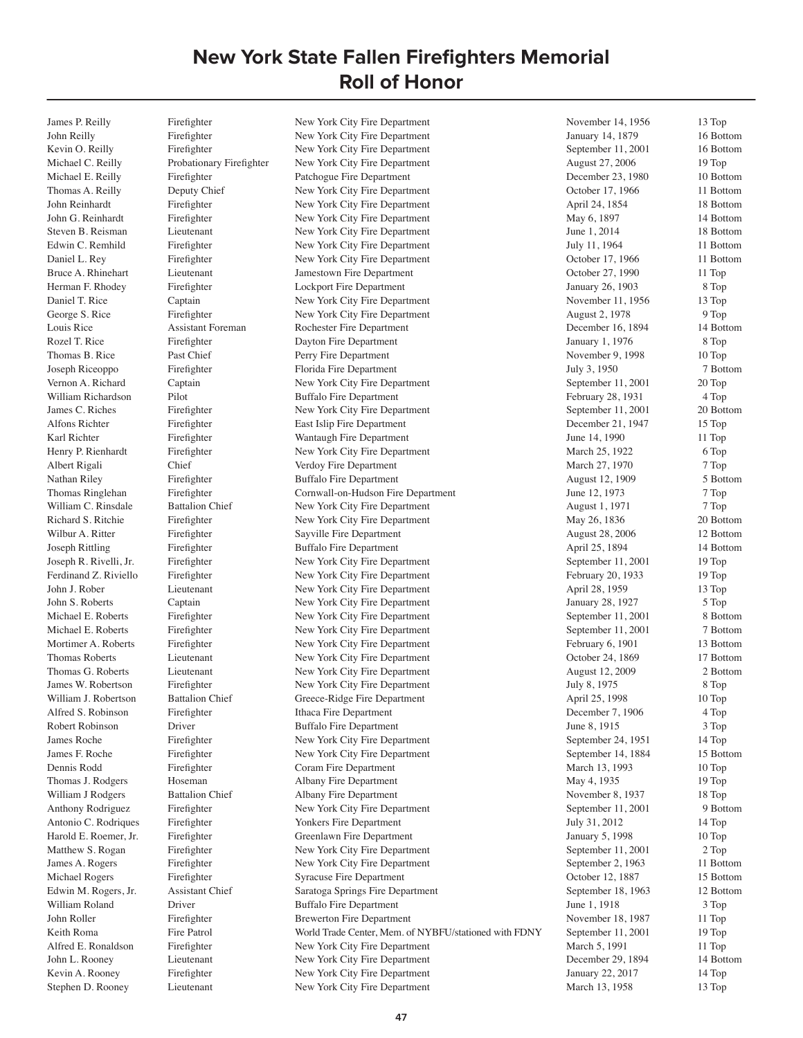# New York State Fallen Firefighters Memorial
# Roll of Honor

| Name | Rank | Department | Date | Location |
|---|---|---|---|---|
| James P. Reilly | Firefighter | New York City Fire Department | November 14, 1956 | 13 Top |
| John Reilly | Firefighter | New York City Fire Department | January 14, 1879 | 16 Bottom |
| Kevin O. Reilly | Firefighter | New York City Fire Department | September 11, 2001 | 16 Bottom |
| Michael C. Reilly | Probationary Firefighter | New York City Fire Department | August 27, 2006 | 19 Top |
| Michael E. Reilly | Firefighter | Patchogue Fire Department | December 23, 1980 | 10 Bottom |
| Thomas A. Reilly | Deputy Chief | New York City Fire Department | October 17, 1966 | 11 Bottom |
| John Reinhardt | Firefighter | New York City Fire Department | April 24, 1854 | 18 Bottom |
| John G. Reinhardt | Firefighter | New York City Fire Department | May 6, 1897 | 14 Bottom |
| Steven B. Reisman | Lieutenant | New York City Fire Department | June 1, 2014 | 18 Bottom |
| Edwin C. Remhild | Firefighter | New York City Fire Department | July 11, 1964 | 11 Bottom |
| Daniel L. Rey | Firefighter | New York City Fire Department | October 17, 1966 | 11 Bottom |
| Bruce A. Rhinehart | Lieutenant | Jamestown Fire Department | October 27, 1990 | 11 Top |
| Herman F. Rhodey | Firefighter | Lockport Fire Department | January 26, 1903 | 8 Top |
| Daniel T. Rice | Captain | New York City Fire Department | November 11, 1956 | 13 Top |
| George S. Rice | Firefighter | New York City Fire Department | August 2, 1978 | 9 Top |
| Louis Rice | Assistant Foreman | Rochester Fire Department | December 16, 1894 | 14 Bottom |
| Rozel T. Rice | Firefighter | Dayton Fire Department | January 1, 1976 | 8 Top |
| Thomas B. Rice | Past Chief | Perry Fire Department | November 9, 1998 | 10 Top |
| Joseph Riceoppo | Firefighter | Florida Fire Department | July 3, 1950 | 7 Bottom |
| Vernon A. Richard | Captain | New York City Fire Department | September 11, 2001 | 20 Top |
| William Richardson | Pilot | Buffalo Fire Department | February 28, 1931 | 4 Top |
| James C. Riches | Firefighter | New York City Fire Department | September 11, 2001 | 20 Bottom |
| Alfons Richter | Firefighter | East Islip Fire Department | December 21, 1947 | 15 Top |
| Karl Richter | Firefighter | Wantaugh Fire Department | June 14, 1990 | 11 Top |
| Henry P. Rienhardt | Firefighter | New York City Fire Department | March 25, 1922 | 6 Top |
| Albert Rigali | Chief | Verdoy Fire Department | March 27, 1970 | 7 Top |
| Nathan Riley | Firefighter | Buffalo Fire Department | August 12, 1909 | 5 Bottom |
| Thomas Ringlehan | Firefighter | Cornwall-on-Hudson Fire Department | June 12, 1973 | 7 Top |
| William C. Rinsdale | Battalion Chief | New York City Fire Department | August 1, 1971 | 7 Top |
| Richard S. Ritchie | Firefighter | New York City Fire Department | May 26, 1836 | 20 Bottom |
| Wilbur A. Ritter | Firefighter | Sayville Fire Department | August 28, 2006 | 12 Bottom |
| Joseph Rittling | Firefighter | Buffalo Fire Department | April 25, 1894 | 14 Bottom |
| Joseph R. Rivelli, Jr. | Firefighter | New York City Fire Department | September 11, 2001 | 19 Top |
| Ferdinand Z. Riviello | Firefighter | New York City Fire Department | February 20, 1933 | 19 Top |
| John J. Rober | Lieutenant | New York City Fire Department | April 28, 1959 | 13 Top |
| John S. Roberts | Captain | New York City Fire Department | January 28, 1927 | 5 Top |
| Michael E. Roberts | Firefighter | New York City Fire Department | September 11, 2001 | 8 Bottom |
| Michael E. Roberts | Firefighter | New York City Fire Department | September 11, 2001 | 7 Bottom |
| Mortimer A. Roberts | Firefighter | New York City Fire Department | February 6, 1901 | 13 Bottom |
| Thomas Roberts | Lieutenant | New York City Fire Department | October 24, 1869 | 17 Bottom |
| Thomas G. Roberts | Lieutenant | New York City Fire Department | August 12, 2009 | 2 Bottom |
| James W. Robertson | Firefighter | New York City Fire Department | July 8, 1975 | 8 Top |
| William J. Robertson | Battalion Chief | Greece-Ridge Fire Department | April 25, 1998 | 10 Top |
| Alfred S. Robinson | Firefighter | Ithaca Fire Department | December 7, 1906 | 4 Top |
| Robert Robinson | Driver | Buffalo Fire Department | June 8, 1915 | 3 Top |
| James Roche | Firefighter | New York City Fire Department | September 24, 1951 | 14 Top |
| James F. Roche | Firefighter | New York City Fire Department | September 14, 1884 | 15 Bottom |
| Dennis Rodd | Firefighter | Coram Fire Department | March 13, 1993 | 10 Top |
| Thomas J. Rodgers | Hoseman | Albany Fire Department | May 4, 1935 | 19 Top |
| William J Rodgers | Battalion Chief | Albany Fire Department | November 8, 1937 | 18 Top |
| Anthony Rodriguez | Firefighter | New York City Fire Department | September 11, 2001 | 9 Bottom |
| Antonio C. Rodriques | Firefighter | Yonkers Fire Department | July 31, 2012 | 14 Top |
| Harold E. Roemer, Jr. | Firefighter | Greenlawn Fire Department | January 5, 1998 | 10 Top |
| Matthew S. Rogan | Firefighter | New York City Fire Department | September 11, 2001 | 2 Top |
| James A. Rogers | Firefighter | New York City Fire Department | September 2, 1963 | 11 Bottom |
| Michael Rogers | Firefighter | Syracuse Fire Department | October 12, 1887 | 15 Bottom |
| Edwin M. Rogers, Jr. | Assistant Chief | Saratoga Springs Fire Department | September 18, 1963 | 12 Bottom |
| William Roland | Driver | Buffalo Fire Department | June 1, 1918 | 3 Top |
| John Roller | Firefighter | Brewerton Fire Department | November 18, 1987 | 11 Top |
| Keith Roma | Fire Patrol | World Trade Center, Mem. of NYBFU/stationed with FDNY | September 11, 2001 | 19 Top |
| Alfred E. Ronaldson | Firefighter | New York City Fire Department | March 5, 1991 | 11 Top |
| John L. Rooney | Lieutenant | New York City Fire Department | December 29, 1894 | 14 Bottom |
| Kevin A. Rooney | Firefighter | New York City Fire Department | January 22, 2017 | 14 Top |
| Stephen D. Rooney | Lieutenant | New York City Fire Department | March 13, 1958 | 13 Top |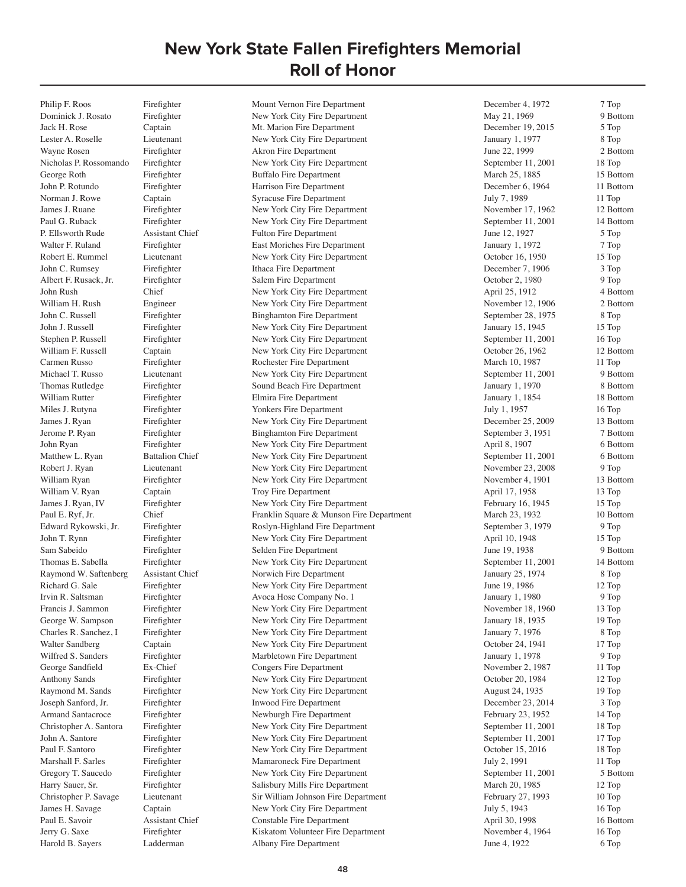# New York State Fallen Firefighters Memorial
## Roll of Honor

| | | | | |
|---|---|---|---|---|
| Philip F. Roos | Firefighter | Mount Vernon Fire Department | December 4, 1972 | 7 Top |
| Dominick J. Rosato | Firefighter | New York City Fire Department | May 21, 1969 | 9 Bottom |
| Jack H. Rose | Captain | Mt. Marion Fire Department | December 19, 2015 | 5 Top |
| Lester A. Roselle | Lieutenant | New York City Fire Department | January 1, 1977 | 8 Top |
| Wayne Rosen | Firefighter | Akron Fire Department | June 22, 1999 | 2 Bottom |
| Nicholas P. Rossomando | Firefighter | New York City Fire Department | September 11, 2001 | 18 Top |
| George Roth | Firefighter | Buffalo Fire Department | March 25, 1885 | 15 Bottom |
| John P. Rotundo | Firefighter | Harrison Fire Department | December 6, 1964 | 11 Bottom |
| Norman J. Rowe | Captain | Syracuse Fire Department | July 7, 1989 | 11 Top |
| James J. Ruane | Firefighter | New York City Fire Department | November 17, 1962 | 12 Bottom |
| Paul G. Ruback | Firefighter | New York City Fire Department | September 11, 2001 | 14 Bottom |
| P. Ellsworth Rude | Assistant Chief | Fulton Fire Department | June 12, 1927 | 5 Top |
| Walter F. Ruland | Firefighter | East Moriches Fire Department | January 1, 1972 | 7 Top |
| Robert E. Rummel | Lieutenant | New York City Fire Department | October 16, 1950 | 15 Top |
| John C. Rumsey | Firefighter | Ithaca Fire Department | December 7, 1906 | 3 Top |
| Albert F. Rusack, Jr. | Firefighter | Salem Fire Department | October 2, 1980 | 9 Top |
| John Rush | Chief | New York City Fire Department | April 25, 1912 | 4 Bottom |
| William H. Rush | Engineer | New York City Fire Department | November 12, 1906 | 2 Bottom |
| John C. Russell | Firefighter | Binghamton Fire Department | September 28, 1975 | 8 Top |
| John J. Russell | Firefighter | New York City Fire Department | January 15, 1945 | 15 Top |
| Stephen P. Russell | Firefighter | New York City Fire Department | September 11, 2001 | 16 Top |
| William F. Russell | Captain | New York City Fire Department | October 26, 1962 | 12 Bottom |
| Carmen Russo | Firefighter | Rochester Fire Department | March 10, 1987 | 11 Top |
| Michael T. Russo | Lieutenant | New York City Fire Department | September 11, 2001 | 9 Bottom |
| Thomas Rutledge | Firefighter | Sound Beach Fire Department | January 1, 1970 | 8 Bottom |
| William Rutter | Firefighter | Elmira Fire Department | January 1, 1854 | 18 Bottom |
| Miles J. Rutyna | Firefighter | Yonkers Fire Department | July 1, 1957 | 16 Top |
| James J. Ryan | Firefighter | New York City Fire Department | December 25, 2009 | 13 Bottom |
| Jerome P. Ryan | Firefighter | Binghamton Fire Department | September 3, 1951 | 7 Bottom |
| John Ryan | Firefighter | New York City Fire Department | April 8, 1907 | 6 Bottom |
| Matthew L. Ryan | Battalion Chief | New York City Fire Department | September 11, 2001 | 6 Bottom |
| Robert J. Ryan | Lieutenant | New York City Fire Department | November 23, 2008 | 9 Top |
| William Ryan | Firefighter | New York City Fire Department | November 4, 1901 | 13 Bottom |
| William V. Ryan | Captain | Troy Fire Department | April 17, 1958 | 13 Top |
| James J. Ryan, IV | Firefighter | New York City Fire Department | February 16, 1945 | 15 Top |
| Paul E. Ryf, Jr. | Chief | Franklin Square & Munson Fire Department | March 23, 1932 | 10 Bottom |
| Edward Rykowski, Jr. | Firefighter | Roslyn-Highland Fire Department | September 3, 1979 | 9 Top |
| John T. Rynn | Firefighter | New York City Fire Department | April 10, 1948 | 15 Top |
| Sam Sabeido | Firefighter | Selden Fire Department | June 19, 1938 | 9 Bottom |
| Thomas E. Sabella | Firefighter | New York City Fire Department | September 11, 2001 | 14 Bottom |
| Raymond W. Saftenberg | Assistant Chief | Norwich Fire Department | January 25, 1974 | 8 Top |
| Richard G. Sale | Firefighter | New York City Fire Department | June 19, 1986 | 12 Top |
| Irvin R. Saltsman | Firefighter | Avoca Hose Company No. 1 | January 1, 1980 | 9 Top |
| Francis J. Sammon | Firefighter | New York City Fire Department | November 18, 1960 | 13 Top |
| George W. Sampson | Firefighter | New York City Fire Department | January 18, 1935 | 19 Top |
| Charles R. Sanchez, I | Firefighter | New York City Fire Department | January 7, 1976 | 8 Top |
| Walter Sandberg | Captain | New York City Fire Department | October 24, 1941 | 17 Top |
| Wilfred S. Sanders | Firefighter | Marbletown Fire Department | January 1, 1978 | 9 Top |
| George Sandfield | Ex-Chief | Congers Fire Department | November 2, 1987 | 11 Top |
| Anthony Sands | Firefighter | New York City Fire Department | October 20, 1984 | 12 Top |
| Raymond M. Sands | Firefighter | New York City Fire Department | August 24, 1935 | 19 Top |
| Joseph Sanford, Jr. | Firefighter | Inwood Fire Department | December 23, 2014 | 3 Top |
| Armand Santacroce | Firefighter | Newburgh Fire Department | February 23, 1952 | 14 Top |
| Christopher A. Santora | Firefighter | New York City Fire Department | September 11, 2001 | 18 Top |
| John A. Santore | Firefighter | New York City Fire Department | September 11, 2001 | 17 Top |
| Paul F. Santoro | Firefighter | New York City Fire Department | October 15, 2016 | 18 Top |
| Marshall F. Sarles | Firefighter | Mamaroneck Fire Department | July 2, 1991 | 11 Top |
| Gregory T. Saucedo | Firefighter | New York City Fire Department | September 11, 2001 | 5 Bottom |
| Harry Sauer, Sr. | Firefighter | Salisbury Mills Fire Department | March 20, 1985 | 12 Top |
| Christopher P. Savage | Lieutenant | Sir William Johnson Fire Department | February 27, 1993 | 10 Top |
| James H. Savage | Captain | New York City Fire Department | July 5, 1943 | 16 Top |
| Paul E. Savoir | Assistant Chief | Constable Fire Department | April 30, 1998 | 16 Bottom |
| Jerry G. Saxe | Firefighter | Kiskatom Volunteer Fire Department | November 4, 1964 | 16 Top |
| Harold B. Sayers | Ladderman | Albany Fire Department | June 4, 1922 | 6 Top |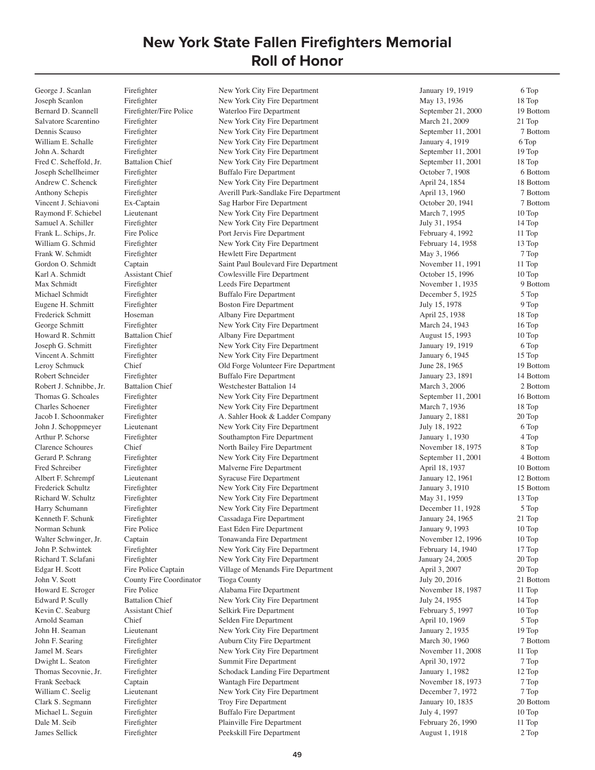# New York State Fallen Firefighters Memorial
# Roll of Honor

| Name | Rank | Department | Date | Location |
|---|---|---|---|---|
| George J. Scanlan | Firefighter | New York City Fire Department | January 19, 1919 | 6 Top |
| Joseph Scanlon | Firefighter | New York City Fire Department | May 13, 1936 | 18 Top |
| Bernard D. Scannell | Firefighter/Fire Police | Waterloo Fire Department | September 21, 2000 | 19 Bottom |
| Salvatore Scarentino | Firefighter | New York City Fire Department | March 21, 2009 | 21 Top |
| Dennis Scauso | Firefighter | New York City Fire Department | September 11, 2001 | 7 Bottom |
| William E. Schalle | Firefighter | New York City Fire Department | January 4, 1919 | 6 Top |
| John A. Schardt | Firefighter | New York City Fire Department | September 11, 2001 | 19 Top |
| Fred C. Scheffold, Jr. | Battalion Chief | New York City Fire Department | September 11, 2001 | 18 Top |
| Joseph Schellheimer | Firefighter | Buffalo Fire Department | October 7, 1908 | 6 Bottom |
| Andrew C. Schenck | Firefighter | New York City Fire Department | April 24, 1854 | 18 Bottom |
| Anthony Schepis | Firefighter | Averill Park-Sandlake Fire Department | April 13, 1960 | 7 Bottom |
| Vincent J. Schiavoni | Ex-Captain | Sag Harbor Fire Department | October 20, 1941 | 7 Bottom |
| Raymond F. Schiebel | Lieutenant | New York City Fire Department | March 7, 1995 | 10 Top |
| Samuel A. Schiller | Firefighter | New York City Fire Department | July 31, 1954 | 14 Top |
| Frank L. Schips, Jr. | Fire Police | Port Jervis Fire Department | February 4, 1992 | 11 Top |
| William G. Schmid | Firefighter | New York City Fire Department | February 14, 1958 | 13 Top |
| Frank W. Schmidt | Firefighter | Hewlett Fire Department | May 3, 1966 | 7 Top |
| Gordon O. Schmidt | Captain | Saint Paul Boulevard Fire Department | November 11, 1991 | 11 Top |
| Karl A. Schmidt | Assistant Chief | Cowlesville Fire Department | October 15, 1996 | 10 Top |
| Max Schmidt | Firefighter | Leeds Fire Department | November 1, 1935 | 9 Bottom |
| Michael Schmidt | Firefighter | Buffalo Fire Department | December 5, 1925 | 5 Top |
| Eugene H. Schmitt | Firefighter | Boston Fire Department | July 15, 1978 | 9 Top |
| Frederick Schmitt | Hoseman | Albany Fire Department | April 25, 1938 | 18 Top |
| George Schmitt | Firefighter | New York City Fire Department | March 24, 1943 | 16 Top |
| Howard R. Schmitt | Battalion Chief | Albany Fire Department | August 15, 1993 | 10 Top |
| Joseph G. Schmitt | Firefighter | New York City Fire Department | January 19, 1919 | 6 Top |
| Vincent A. Schmitt | Firefighter | New York City Fire Department | January 6, 1945 | 15 Top |
| Leroy Schmuck | Chief | Old Forge Volunteer Fire Department | June 28, 1965 | 19 Bottom |
| Robert Schneider | Firefighter | Buffalo Fire Department | January 23, 1891 | 14 Bottom |
| Robert J. Schnibbe, Jr. | Battalion Chief | Westchester Battalion 14 | March 3, 2006 | 2 Bottom |
| Thomas G. Schoales | Firefighter | New York City Fire Department | September 11, 2001 | 16 Bottom |
| Charles Schoener | Firefighter | New York City Fire Department | March 7, 1936 | 18 Top |
| Jacob I. Schoonmaker | Firefighter | A. Sahler Hook & Ladder Company | January 2, 1881 | 20 Top |
| John J. Schoppmeyer | Lieutenant | New York City Fire Department | July 18, 1922 | 6 Top |
| Arthur P. Schorse | Firefighter | Southampton Fire Department | January 1, 1930 | 4 Top |
| Clarence Schoures | Chief | North Bailey Fire Department | November 18, 1975 | 8 Top |
| Gerard P. Schrang | Firefighter | New York City Fire Department | September 11, 2001 | 4 Bottom |
| Fred Schreiber | Firefighter | Malverne Fire Department | April 18, 1937 | 10 Bottom |
| Albert F. Schrempf | Lieutenant | Syracuse Fire Department | January 12, 1961 | 12 Bottom |
| Frederick Schultz | Firefighter | New York City Fire Department | January 3, 1910 | 15 Bottom |
| Richard W. Schultz | Firefighter | New York City Fire Department | May 31, 1959 | 13 Top |
| Harry Schumann | Firefighter | New York City Fire Department | December 11, 1928 | 5 Top |
| Kenneth F. Schunk | Firefighter | Cassadaga Fire Department | January 24, 1965 | 21 Top |
| Norman Schunk | Fire Police | East Eden Fire Department | January 9, 1993 | 10 Top |
| Walter Schwinger, Jr. | Captain | Tonawanda Fire Department | November 12, 1996 | 10 Top |
| John P. Schwintek | Firefighter | New York City Fire Department | February 14, 1940 | 17 Top |
| Richard T. Sclafani | Firefighter | New York City Fire Department | January 24, 2005 | 20 Top |
| Edgar H. Scott | Fire Police Captain | Village of Menands Fire Department | April 3, 2007 | 20 Top |
| John V. Scott | County Fire Coordinator | Tioga County | July 20, 2016 | 21 Bottom |
| Howard E. Scroger | Fire Police | Alabama Fire Department | November 18, 1987 | 11 Top |
| Edward P. Scully | Battalion Chief | New York City Fire Department | July 24, 1955 | 14 Top |
| Kevin C. Seaburg | Assistant Chief | Selkirk Fire Department | February 5, 1997 | 10 Top |
| Arnold Seaman | Chief | Selden Fire Department | April 10, 1969 | 5 Top |
| John H. Seaman | Lieutenant | New York City Fire Department | January 2, 1935 | 19 Top |
| John F. Searing | Firefighter | Auburn City Fire Department | March 30, 1960 | 7 Bottom |
| Jamel M. Sears | Firefighter | New York City Fire Department | November 11, 2008 | 11 Top |
| Dwight L. Seaton | Firefighter | Summit Fire Department | April 30, 1972 | 7 Top |
| Thomas Secovnie, Jr. | Firefighter | Schodack Landing Fire Department | January 1, 1982 | 12 Top |
| Frank Seeback | Captain | Wantagh Fire Department | November 18, 1973 | 7 Top |
| William C. Seelig | Lieutenant | New York City Fire Department | December 7, 1972 | 7 Top |
| Clark S. Segmann | Firefighter | Troy Fire Department | January 10, 1835 | 20 Bottom |
| Michael L. Seguin | Firefighter | Buffalo Fire Department | July 4, 1997 | 10 Top |
| Dale M. Seib | Firefighter | Plainville Fire Department | February 26, 1990 | 11 Top |
| James Sellick | Firefighter | Peekskill Fire Department | August 1, 1918 | 2 Top |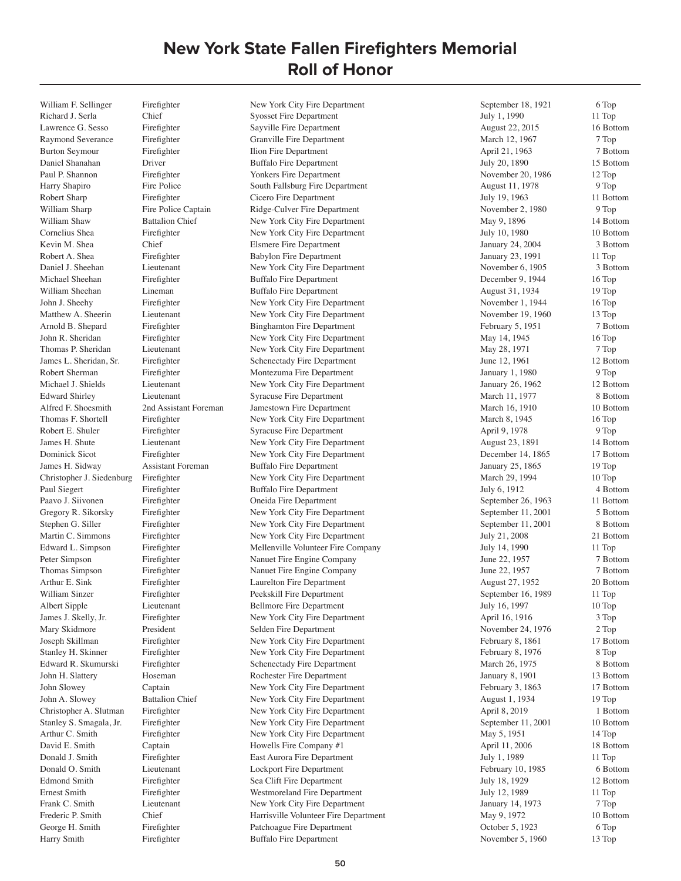# New York State Fallen Firefighters Memorial
# Roll of Honor

| | | | | |
|---|---|---|---|---|
| William F. Sellinger | Firefighter | New York City Fire Department | September 18, 1921 | 6 Top |
| Richard J. Serla | Chief | Syosset Fire Department | July 1, 1990 | 11 Top |
| Lawrence G. Sesso | Firefighter | Sayville Fire Department | August 22, 2015 | 16 Bottom |
| Raymond Severance | Firefighter | Granville Fire Department | March 12, 1967 | 7 Top |
| Burton Seymour | Firefighter | Ilion Fire Department | April 21, 1963 | 7 Bottom |
| Daniel Shanahan | Driver | Buffalo Fire Department | July 20, 1890 | 15 Bottom |
| Paul P. Shannon | Firefighter | Yonkers Fire Department | November 20, 1986 | 12 Top |
| Harry Shapiro | Fire Police | South Fallsburg Fire Department | August 11, 1978 | 9 Top |
| Robert Sharp | Firefighter | Cicero Fire Department | July 19, 1963 | 11 Bottom |
| William Sharp | Fire Police Captain | Ridge-Culver Fire Department | November 2, 1980 | 9 Top |
| William Shaw | Battalion Chief | New York City Fire Department | May 9, 1896 | 14 Bottom |
| Cornelius Shea | Firefighter | New York City Fire Department | July 10, 1980 | 10 Bottom |
| Kevin M. Shea | Chief | Elsmere Fire Department | January 24, 2004 | 3 Bottom |
| Robert A. Shea | Firefighter | Babylon Fire Department | January 23, 1991 | 11 Top |
| Daniel J. Sheehan | Lieutenant | New York City Fire Department | November 6, 1905 | 3 Bottom |
| Michael Sheehan | Firefighter | Buffalo Fire Department | December 9, 1944 | 16 Top |
| William Sheehan | Lineman | Buffalo Fire Department | August 31, 1934 | 19 Top |
| John J. Sheehy | Firefighter | New York City Fire Department | November 1, 1944 | 16 Top |
| Matthew A. Sheerin | Lieutenant | New York City Fire Department | November 19, 1960 | 13 Top |
| Arnold B. Shepard | Firefighter | Binghamton Fire Department | February 5, 1951 | 7 Bottom |
| John R. Sheridan | Firefighter | New York City Fire Department | May 14, 1945 | 16 Top |
| Thomas P. Sheridan | Lieutenant | New York City Fire Department | May 28, 1971 | 7 Top |
| James L. Sheridan, Sr. | Firefighter | Schenectady Fire Department | June 12, 1961 | 12 Bottom |
| Robert Sherman | Firefighter | Montezuma Fire Department | January 1, 1980 | 9 Top |
| Michael J. Shields | Lieutenant | New York City Fire Department | January 26, 1962 | 12 Bottom |
| Edward Shirley | Lieutenant | Syracuse Fire Department | March 11, 1977 | 8 Bottom |
| Alfred F. Shoesmith | 2nd Assistant Foreman | Jamestown Fire Department | March 16, 1910 | 10 Bottom |
| Thomas F. Shortell | Firefighter | New York City Fire Department | March 8, 1945 | 16 Top |
| Robert E. Shuler | Firefighter | Syracuse Fire Department | April 9, 1978 | 9 Top |
| James H. Shute | Lieutenant | New York City Fire Department | August 23, 1891 | 14 Bottom |
| Dominick Sicot | Firefighter | New York City Fire Department | December 14, 1865 | 17 Bottom |
| James H. Sidway | Assistant Foreman | Buffalo Fire Department | January 25, 1865 | 19 Top |
| Christopher J. Siedenburg | Firefighter | New York City Fire Department | March 29, 1994 | 10 Top |
| Paul Siegert | Firefighter | Buffalo Fire Department | July 6, 1912 | 4 Bottom |
| Paavo J. Siivonen | Firefighter | Oneida Fire Department | September 26, 1963 | 11 Bottom |
| Gregory R. Sikorsky | Firefighter | New York City Fire Department | September 11, 2001 | 5 Bottom |
| Stephen G. Siller | Firefighter | New York City Fire Department | September 11, 2001 | 8 Bottom |
| Martin C. Simmons | Firefighter | New York City Fire Department | July 21, 2008 | 21 Bottom |
| Edward L. Simpson | Firefighter | Mellenville Volunteer Fire Company | July 14, 1990 | 11 Top |
| Peter Simpson | Firefighter | Nanuet Fire Engine Company | June 22, 1957 | 7 Bottom |
| Thomas Simpson | Firefighter | Nanuet Fire Engine Company | June 22, 1957 | 7 Bottom |
| Arthur E. Sink | Firefighter | Laurelton Fire Department | August 27, 1952 | 20 Bottom |
| William Sinzer | Firefighter | Peekskill Fire Department | September 16, 1989 | 11 Top |
| Albert Sipple | Lieutenant | Bellmore Fire Department | July 16, 1997 | 10 Top |
| James J. Skelly, Jr. | Firefighter | New York City Fire Department | April 16, 1916 | 3 Top |
| Mary Skidmore | President | Selden Fire Department | November 24, 1976 | 2 Top |
| Joseph Skillman | Firefighter | New York City Fire Department | February 8, 1861 | 17 Bottom |
| Stanley H. Skinner | Firefighter | New York City Fire Department | February 8, 1976 | 8 Top |
| Edward R. Skumurski | Firefighter | Schenectady Fire Department | March 26, 1975 | 8 Bottom |
| John H. Slattery | Hoseman | Rochester Fire Department | January 8, 1901 | 13 Bottom |
| John Slowey | Captain | New York City Fire Department | February 3, 1863 | 17 Bottom |
| John A. Slowey | Battalion Chief | New York City Fire Department | August 1, 1934 | 19 Top |
| Christopher A. Slutman | Firefighter | New York City Fire Department | April 8, 2019 | 1 Bottom |
| Stanley S. Smagala, Jr. | Firefighter | New York City Fire Department | September 11, 2001 | 10 Bottom |
| Arthur C. Smith | Firefighter | New York City Fire Department | May 5, 1951 | 14 Top |
| David E. Smith | Captain | Howells Fire Company #1 | April 11, 2006 | 18 Bottom |
| Donald J. Smith | Firefighter | East Aurora Fire Department | July 1, 1989 | 11 Top |
| Donald O. Smith | Lieutenant | Lockport Fire Department | February 10, 1985 | 6 Bottom |
| Edmond Smith | Firefighter | Sea Clift Fire Department | July 18, 1929 | 12 Bottom |
| Ernest Smith | Firefighter | Westmoreland Fire Department | July 12, 1989 | 11 Top |
| Frank C. Smith | Lieutenant | New York City Fire Department | January 14, 1973 | 7 Top |
| Frederic P. Smith | Chief | Harrisville Volunteer Fire Department | May 9, 1972 | 10 Bottom |
| George H. Smith | Firefighter | Patchoague Fire Department | October 5, 1923 | 6 Top |
| Harry Smith | Firefighter | Buffalo Fire Department | November 5, 1960 | 13 Top |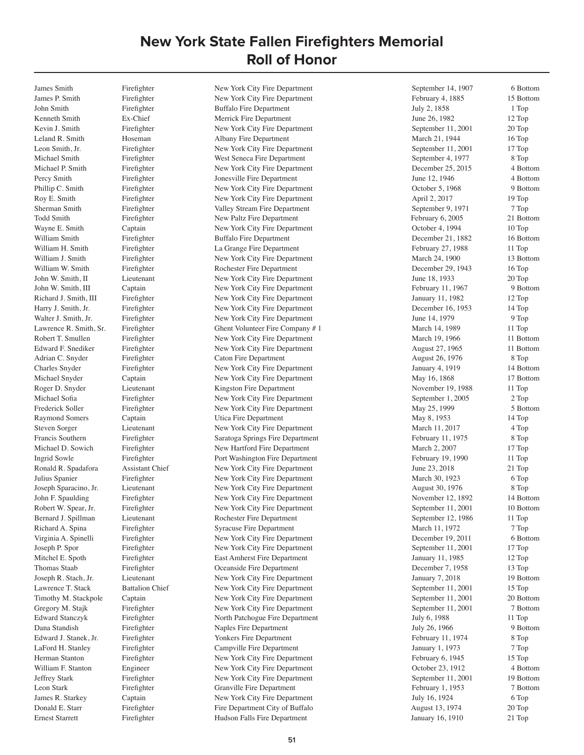# New York State Fallen Firefighters Memorial
## Roll of Honor

| Name | Rank | Department | Date | Location |
|---|---|---|---|---|
| James Smith | Firefighter | New York City Fire Department | September 14, 1907 | 6 Bottom |
| James P. Smith | Firefighter | New York City Fire Department | February 4, 1885 | 15 Bottom |
| John Smith | Firefighter | Buffalo Fire Department | July 2, 1858 | 1 Top |
| Kenneth Smith | Ex-Chief | Merrick Fire Department | June 26, 1982 | 12 Top |
| Kevin J. Smith | Firefighter | New York City Fire Department | September 11, 2001 | 20 Top |
| Leland R. Smith | Hoseman | Albany Fire Department | March 21, 1944 | 16 Top |
| Leon Smith, Jr. | Firefighter | New York City Fire Department | September 11, 2001 | 17 Top |
| Michael Smith | Firefighter | West Seneca Fire Department | September 4, 1977 | 8 Top |
| Michael P. Smith | Firefighter | New York City Fire Department | December 25, 2015 | 4 Bottom |
| Percy Smith | Firefighter | Jonesville Fire Department | June 12, 1946 | 4 Bottom |
| Phillip C. Smith | Firefighter | New York City Fire Department | October 5, 1968 | 9 Bottom |
| Roy E. Smith | Firefighter | New York City Fire Department | April 2, 2017 | 19 Top |
| Sherman Smith | Firefighter | Valley Stream Fire Department | September 9, 1971 | 7 Top |
| Todd Smith | Firefighter | New Paltz Fire Department | February 6, 2005 | 21 Bottom |
| Wayne E. Smith | Captain | New York City Fire Department | October 4, 1994 | 10 Top |
| William Smith | Firefighter | Buffalo Fire Department | December 21, 1882 | 16 Bottom |
| William H. Smith | Firefighter | La Grange Fire Department | February 27, 1988 | 11 Top |
| William J. Smith | Firefighter | New York City Fire Department | March 24, 1900 | 13 Bottom |
| William W. Smith | Firefighter | Rochester Fire Department | December 29, 1943 | 16 Top |
| John W. Smith, II | Lieutenant | New York City Fire Department | June 18, 1933 | 20 Top |
| John W. Smith, III | Captain | New York City Fire Department | February 11, 1967 | 9 Bottom |
| Richard J. Smith, III | Firefighter | New York City Fire Department | January 11, 1982 | 12 Top |
| Harry J. Smith, Jr. | Firefighter | New York City Fire Department | December 16, 1953 | 14 Top |
| Walter J. Smith, Jr. | Firefighter | New York City Fire Department | June 14, 1979 | 9 Top |
| Lawrence R. Smith, Sr. | Firefighter | Ghent Volunteer Fire Company # 1 | March 14, 1989 | 11 Top |
| Robert T. Smullen | Firefighter | New York City Fire Department | March 19, 1966 | 11 Bottom |
| Edward F. Snediker | Firefighter | New York City Fire Department | August 27, 1965 | 11 Bottom |
| Adrian C. Snyder | Firefighter | Caton Fire Department | August 26, 1976 | 8 Top |
| Charles Snyder | Firefighter | New York City Fire Department | January 4, 1919 | 14 Bottom |
| Michael Snyder | Captain | New York City Fire Department | May 16, 1868 | 17 Bottom |
| Roger D. Snyder | Lieutenant | Kingston Fire Department | November 19, 1988 | 11 Top |
| Michael Sofia | Firefighter | New York City Fire Department | September 1, 2005 | 2 Top |
| Frederick Soller | Firefighter | New York City Fire Department | May 25, 1999 | 5 Bottom |
| Raymond Somers | Captain | Utica Fire Department | May 8, 1953 | 14 Top |
| Steven Sorger | Lieutenant | New York City Fire Department | March 11, 2017 | 4 Top |
| Francis Southern | Firefighter | Saratoga Springs Fire Department | February 11, 1975 | 8 Top |
| Michael D. Sowich | Firefighter | New Hartford Fire Department | March 2, 2007 | 17 Top |
| Ingrid Sowle | Firefighter | Port Washington Fire Department | February 19, 1990 | 11 Top |
| Ronald R. Spadafora | Assistant Chief | New York City Fire Department | June 23, 2018 | 21 Top |
| Julius Spanier | Firefighter | New York City Fire Department | March 30, 1923 | 6 Top |
| Joseph Sparacino, Jr. | Lieutenant | New York City Fire Department | August 30, 1976 | 8 Top |
| John F. Spaulding | Firefighter | New York City Fire Department | November 12, 1892 | 14 Bottom |
| Robert W. Spear, Jr. | Firefighter | New York City Fire Department | September 11, 2001 | 10 Bottom |
| Bernard J. Spillman | Lieutenant | Rochester Fire Department | September 12, 1986 | 11 Top |
| Richard A. Spina | Firefighter | Syracuse Fire Department | March 11, 1972 | 7 Top |
| Virginia A. Spinelli | Firefighter | New York City Fire Department | December 19, 2011 | 6 Bottom |
| Joseph P. Spor | Firefighter | New York City Fire Department | September 11, 2001 | 17 Top |
| Mitchel E. Spoth | Firefighter | East Amherst Fire Department | January 11, 1985 | 12 Top |
| Thomas Staab | Firefighter | Oceanside Fire Department | December 7, 1958 | 13 Top |
| Joseph R. Stach, Jr. | Lieutenant | New York City Fire Department | January 7, 2018 | 19 Bottom |
| Lawrence T. Stack | Battalion Chief | New York City Fire Department | September 11, 2001 | 15 Top |
| Timothy M. Stackpole | Captain | New York City Fire Department | September 11, 2001 | 20 Bottom |
| Gregory M. Stajk | Firefighter | New York City Fire Department | September 11, 2001 | 7 Bottom |
| Edward Stanczyk | Firefighter | North Patchogue Fire Department | July 6, 1988 | 11 Top |
| Dana Standish | Firefighter | Naples Fire Department | July 26, 1966 | 9 Bottom |
| Edward J. Stanek, Jr. | Firefighter | Yonkers Fire Department | February 11, 1974 | 8 Top |
| LaFord H. Stanley | Firefighter | Campville Fire Department | January 1, 1973 | 7 Top |
| Herman Stanton | Firefighter | New York City Fire Department | February 6, 1945 | 15 Top |
| William F. Stanton | Engineer | New York City Fire Department | October 23, 1912 | 4 Bottom |
| Jeffrey Stark | Firefighter | New York City Fire Department | September 11, 2001 | 19 Bottom |
| Leon Stark | Firefighter | Granville Fire Department | February 1, 1953 | 7 Bottom |
| James R. Starkey | Captain | New York City Fire Department | July 16, 1924 | 6 Top |
| Donald E. Starr | Firefighter | Fire Department City of Buffalo | August 13, 1974 | 20 Top |
| Ernest Starrett | Firefighter | Hudson Falls Fire Department | January 16, 1910 | 21 Top |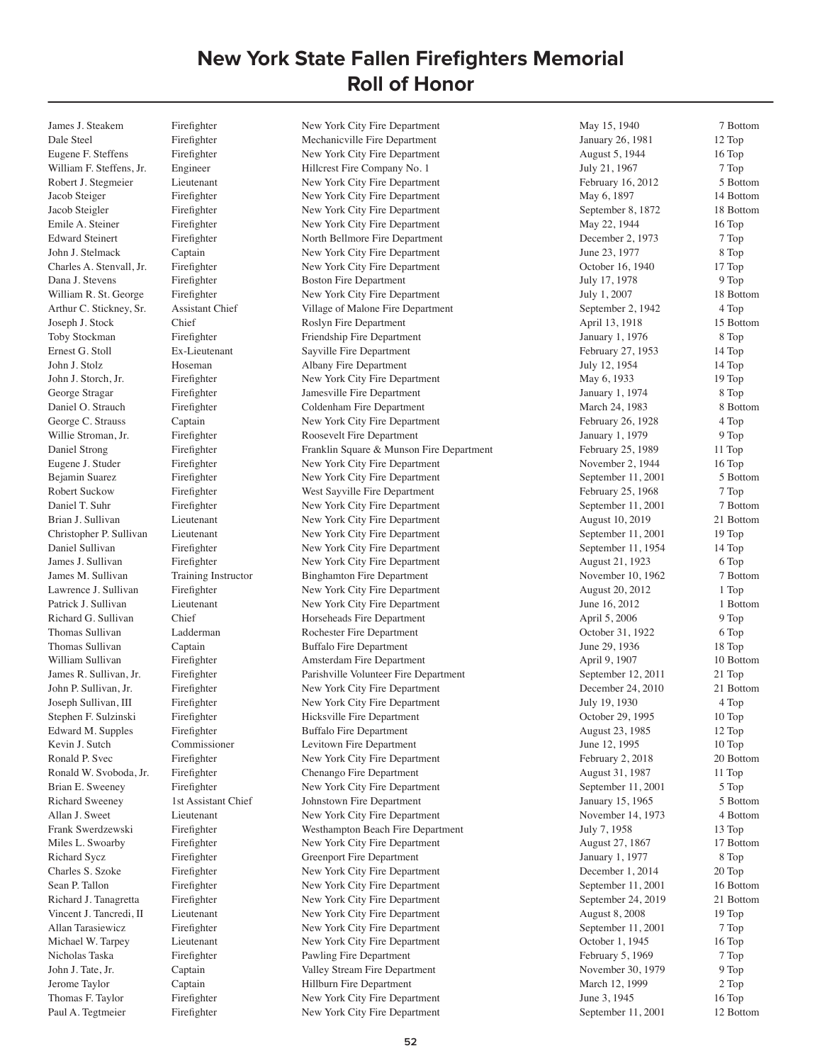# New York State Fallen Firefighters Memorial Roll of Honor

| | | | | |
|---|---|---|---|---|
| James J. Steakem | Firefighter | New York City Fire Department | May 15, 1940 | 7 Bottom |
| Dale Steel | Firefighter | Mechanicville Fire Department | January 26, 1981 | 12 Top |
| Eugene F. Steffens | Firefighter | New York City Fire Department | August 5, 1944 | 16 Top |
| William F. Steffens, Jr. | Engineer | Hillcrest Fire Company No. 1 | July 21, 1967 | 7 Top |
| Robert J. Stegmeier | Lieutenant | New York City Fire Department | February 16, 2012 | 5 Bottom |
| Jacob Steiger | Firefighter | New York City Fire Department | May 6, 1897 | 14 Bottom |
| Jacob Steigler | Firefighter | New York City Fire Department | September 8, 1872 | 18 Bottom |
| Emile A. Steiner | Firefighter | New York City Fire Department | May 22, 1944 | 16 Top |
| Edward Steinert | Firefighter | North Bellmore Fire Department | December 2, 1973 | 7 Top |
| John J. Stelmack | Captain | New York City Fire Department | June 23, 1977 | 8 Top |
| Charles A. Stenvall, Jr. | Firefighter | New York City Fire Department | October 16, 1940 | 17 Top |
| Dana J. Stevens | Firefighter | Boston Fire Department | July 17, 1978 | 9 Top |
| William R. St. George | Firefighter | New York City Fire Department | July 1, 2007 | 18 Bottom |
| Arthur C. Stickney, Sr. | Assistant Chief | Village of Malone Fire Department | September 2, 1942 | 4 Top |
| Joseph J. Stock | Chief | Roslyn Fire Department | April 13, 1918 | 15 Bottom |
| Toby Stockman | Firefighter | Friendship Fire Department | January 1, 1976 | 8 Top |
| Ernest G. Stoll | Ex-Lieutenant | Sayville Fire Department | February 27, 1953 | 14 Top |
| John J. Stolz | Hoseman | Albany Fire Department | July 12, 1954 | 14 Top |
| John J. Storch, Jr. | Firefighter | New York City Fire Department | May 6, 1933 | 19 Top |
| George Stragar | Firefighter | Jamesville Fire Department | January 1, 1974 | 8 Top |
| Daniel O. Strauch | Firefighter | Coldenham Fire Department | March 24, 1983 | 8 Bottom |
| George C. Strauss | Captain | New York City Fire Department | February 26, 1928 | 4 Top |
| Willie Stroman, Jr. | Firefighter | Roosevelt Fire Department | January 1, 1979 | 9 Top |
| Daniel Strong | Firefighter | Franklin Square & Munson Fire Department | February 25, 1989 | 11 Top |
| Eugene J. Studer | Firefighter | New York City Fire Department | November 2, 1944 | 16 Top |
| Bejamin Suarez | Firefighter | New York City Fire Department | September 11, 2001 | 5 Bottom |
| Robert Suckow | Firefighter | West Sayville Fire Department | February 25, 1968 | 7 Top |
| Daniel T. Suhr | Firefighter | New York City Fire Department | September 11, 2001 | 7 Bottom |
| Brian J. Sullivan | Lieutenant | New York City Fire Department | August 10, 2019 | 21 Bottom |
| Christopher P. Sullivan | Lieutenant | New York City Fire Department | September 11, 2001 | 19 Top |
| Daniel Sullivan | Firefighter | New York City Fire Department | September 11, 1954 | 14 Top |
| James J. Sullivan | Firefighter | New York City Fire Department | August 21, 1923 | 6 Top |
| James M. Sullivan | Training Instructor | Binghamton Fire Department | November 10, 1962 | 7 Bottom |
| Lawrence J. Sullivan | Firefighter | New York City Fire Department | August 20, 2012 | 1 Top |
| Patrick J. Sullivan | Lieutenant | New York City Fire Department | June 16, 2012 | 1 Bottom |
| Richard G. Sullivan | Chief | Horseheads Fire Department | April 5, 2006 | 9 Top |
| Thomas Sullivan | Ladderman | Rochester Fire Department | October 31, 1922 | 6 Top |
| Thomas Sullivan | Captain | Buffalo Fire Department | June 29, 1936 | 18 Top |
| William Sullivan | Firefighter | Amsterdam Fire Department | April 9, 1907 | 10 Bottom |
| James R. Sullivan, Jr. | Firefighter | Parishville Volunteer Fire Department | September 12, 2011 | 21 Top |
| John P. Sullivan, Jr. | Firefighter | New York City Fire Department | December 24, 2010 | 21 Bottom |
| Joseph Sullivan, III | Firefighter | New York City Fire Department | July 19, 1930 | 4 Top |
| Stephen F. Sulzinski | Firefighter | Hicksville Fire Department | October 29, 1995 | 10 Top |
| Edward M. Supples | Firefighter | Buffalo Fire Department | August 23, 1985 | 12 Top |
| Kevin J. Sutch | Commissioner | Levitown Fire Department | June 12, 1995 | 10 Top |
| Ronald P. Svec | Firefighter | New York City Fire Department | February 2, 2018 | 20 Bottom |
| Ronald W. Svoboda, Jr. | Firefighter | Chenango Fire Department | August 31, 1987 | 11 Top |
| Brian E. Sweeney | Firefighter | New York City Fire Department | September 11, 2001 | 5 Top |
| Richard Sweeney | 1st Assistant Chief | Johnstown Fire Department | January 15, 1965 | 5 Bottom |
| Allan J. Sweet | Lieutenant | New York City Fire Department | November 14, 1973 | 4 Bottom |
| Frank Swerdzewski | Firefighter | Westhampton Beach Fire Department | July 7, 1958 | 13 Top |
| Miles L. Swoarby | Firefighter | New York City Fire Department | August 27, 1867 | 17 Bottom |
| Richard Sycz | Firefighter | Greenport Fire Department | January 1, 1977 | 8 Top |
| Charles S. Szoke | Firefighter | New York City Fire Department | December 1, 2014 | 20 Top |
| Sean P. Tallon | Firefighter | New York City Fire Department | September 11, 2001 | 16 Bottom |
| Richard J. Tanagretta | Firefighter | New York City Fire Department | September 24, 2019 | 21 Bottom |
| Vincent J. Tancredi, II | Lieutenant | New York City Fire Department | August 8, 2008 | 19 Top |
| Allan Tarasiewicz | Firefighter | New York City Fire Department | September 11, 2001 | 7 Top |
| Michael W. Tarpey | Lieutenant | New York City Fire Department | October 1, 1945 | 16 Top |
| Nicholas Taska | Firefighter | Pawling Fire Department | February 5, 1969 | 7 Top |
| John J. Tate, Jr. | Captain | Valley Stream Fire Department | November 30, 1979 | 9 Top |
| Jerome Taylor | Captain | Hillburn Fire Department | March 12, 1999 | 2 Top |
| Thomas F. Taylor | Firefighter | New York City Fire Department | June 3, 1945 | 16 Top |
| Paul A. Tegtmeier | Firefighter | New York City Fire Department | September 11, 2001 | 12 Bottom |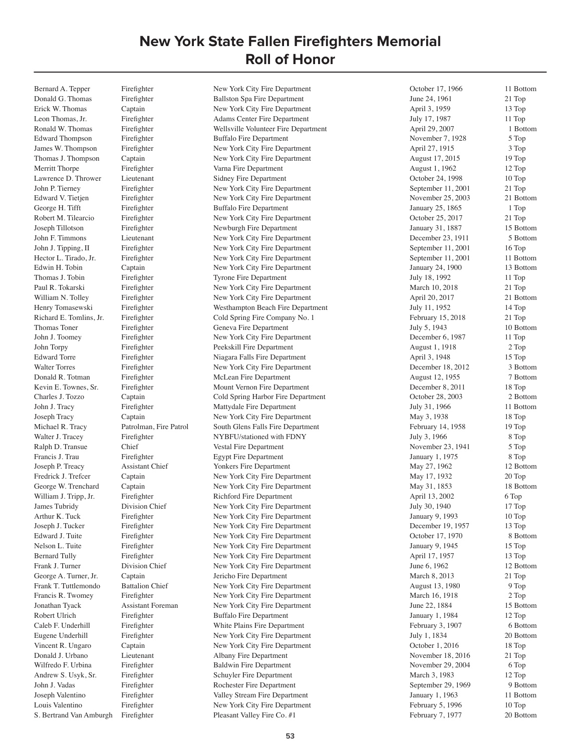# New York State Fallen Firefighters Memorial
## Roll of Honor

| | | | | |
|---|---|---|---|---|
| Bernard A. Tepper | Firefighter | New York City Fire Department | October 17, 1966 | 11 Bottom |
| Donald G. Thomas | Firefighter | Ballston Spa Fire Department | June 24, 1961 | 21 Top |
| Erick W. Thomas | Captain | New York City Fire Department | April 3, 1959 | 13 Top |
| Leon Thomas, Jr. | Firefighter | Adams Center Fire Department | July 17, 1987 | 11 Top |
| Ronald W. Thomas | Firefighter | Wellsville Volunteer Fire Department | April 29, 2007 | 1 Bottom |
| Edward Thompson | Firefighter | Buffalo Fire Department | November 7, 1928 | 5 Top |
| James W. Thompson | Firefighter | New York City Fire Department | April 27, 1915 | 3 Top |
| Thomas J. Thompson | Captain | New York City Fire Department | August 17, 2015 | 19 Top |
| Merritt Thorpe | Firefighter | Varna Fire Department | August 1, 1962 | 12 Top |
| Lawrence D. Thrower | Lieutenant | Sidney Fire Department | October 24, 1998 | 10 Top |
| John P. Tierney | Firefighter | New York City Fire Department | September 11, 2001 | 21 Top |
| Edward V. Tietjen | Firefighter | New York City Fire Department | November 25, 2003 | 21 Bottom |
| George H. Tifft | Firefighter | Buffalo Fire Department | January 25, 1865 | 1 Top |
| Robert M. Tilearcio | Firefighter | New York City Fire Department | October 25, 2017 | 21 Top |
| Joseph Tillotson | Firefighter | Newburgh Fire Department | January 31, 1887 | 15 Bottom |
| John F. Timmons | Lieutenant | New York City Fire Department | December 23, 1911 | 5 Bottom |
| John J. Tipping, II | Firefighter | New York City Fire Department | September 11, 2001 | 16 Top |
| Hector L. Tirado, Jr. | Firefighter | New York City Fire Department | September 11, 2001 | 11 Bottom |
| Edwin H. Tobin | Captain | New York City Fire Department | January 24, 1900 | 13 Bottom |
| Thomas J. Tobin | Firefighter | Tyrone Fire Department | July 18, 1992 | 11 Top |
| Paul R. Tokarski | Firefighter | New York City Fire Department | March 10, 2018 | 21 Top |
| William N. Tolley | Firefighter | New York City Fire Department | April 20, 2017 | 21 Bottom |
| Henry Tomasewski | Firefighter | Westhampton Beach Fire Department | July 11, 1952 | 14 Top |
| Richard E. Tomlins, Jr. | Firefighter | Cold Spring Fire Company No. 1 | February 15, 2018 | 21 Top |
| Thomas Toner | Firefighter | Geneva Fire Department | July 5, 1943 | 10 Bottom |
| John J. Toomey | Firefighter | New York City Fire Department | December 6, 1987 | 11 Top |
| John Torpy | Firefighter | Peekskill Fire Department | August 1, 1918 | 2 Top |
| Edward Torre | Firefighter | Niagara Falls Fire Department | April 3, 1948 | 15 Top |
| Walter Torres | Firefighter | New York City Fire Department | December 18, 2012 | 3 Bottom |
| Donald R. Totman | Firefighter | McLean Fire Department | August 12, 1955 | 7 Bottom |
| Kevin E. Townes, Sr. | Firefighter | Mount Vernon Fire Department | December 8, 2011 | 18 Top |
| Charles J. Tozzo | Captain | Cold Spring Harbor Fire Department | October 28, 2003 | 2 Bottom |
| John J. Tracy | Firefighter | Mattydale Fire Department | July 31, 1966 | 11 Bottom |
| Joseph Tracy | Captain | New York City Fire Department | May 3, 1938 | 18 Top |
| Michael R. Tracy | Patrolman, Fire Patrol | South Glens Falls Fire Department | February 14, 1958 | 19 Top |
| Walter J. Tracey | Firefighter | NYBFU/stationed with FDNY | July 3, 1966 | 8 Top |
| Ralph D. Transue | Chief | Vestal Fire Department | November 23, 1941 | 5 Top |
| Francis J. Trau | Firefighter | Egypt Fire Department | January 1, 1975 | 8 Top |
| Joseph P. Treacy | Assistant Chief | Yonkers Fire Department | May 27, 1962 | 12 Bottom |
| Fredrick J. Trefcer | Captain | New York City Fire Department | May 17, 1932 | 20 Top |
| George W. Trenchard | Captain | New York City Fire Department | May 31, 1853 | 18 Bottom |
| William J. Tripp, Jr. | Firefighter | Richford Fire Department | April 13, 2002 | 6 Top |
| James Tubridy | Division Chief | New York City Fire Department | July 30, 1940 | 17 Top |
| Arthur K. Tuck | Firefighter | New York City Fire Department | January 9, 1993 | 10 Top |
| Joseph J. Tucker | Firefighter | New York City Fire Department | December 19, 1957 | 13 Top |
| Edward J. Tuite | Firefighter | New York City Fire Department | October 17, 1970 | 8 Bottom |
| Nelson L. Tuite | Firefighter | New York City Fire Department | January 9, 1945 | 15 Top |
| Bernard Tully | Firefighter | New York City Fire Department | April 17, 1957 | 13 Top |
| Frank J. Turner | Division Chief | New York City Fire Department | June 6, 1962 | 12 Bottom |
| George A. Turner, Jr. | Captain | Jericho Fire Department | March 8, 2013 | 21 Top |
| Frank T. Tuttlemondo | Battalion Chief | New York City Fire Department | August 13, 1980 | 9 Top |
| Francis R. Twomey | Firefighter | New York City Fire Department | March 16, 1918 | 2 Top |
| Jonathan Tyack | Assistant Foreman | New York City Fire Department | June 22, 1884 | 15 Bottom |
| Robert Ulrich | Firefighter | Buffalo Fire Department | January 1, 1984 | 12 Top |
| Caleb F. Underhill | Firefighter | White Plains Fire Department | February 3, 1907 | 6 Bottom |
| Eugene Underhill | Firefighter | New York City Fire Department | July 1, 1834 | 20 Bottom |
| Vincent R. Ungaro | Captain | New York City Fire Department | October 1, 2016 | 18 Top |
| Donald J. Urbano | Lieutenant | Albany Fire Department | November 18, 2016 | 21 Top |
| Wilfredo F. Urbina | Firefighter | Baldwin Fire Department | November 29, 2004 | 6 Top |
| Andrew S. Usyk, Sr. | Firefighter | Schuyler Fire Department | March 3, 1983 | 12 Top |
| John J. Vadas | Firefighter | Rochester Fire Department | September 29, 1969 | 9 Bottom |
| Joseph Valentino | Firefighter | Valley Stream Fire Department | January 1, 1963 | 11 Bottom |
| Louis Valentino | Firefighter | New York City Fire Department | February 5, 1996 | 10 Top |
| S. Bertrand Van Amburgh | Firefighter | Pleasant Valley Fire Co. #1 | February 7, 1977 | 20 Bottom |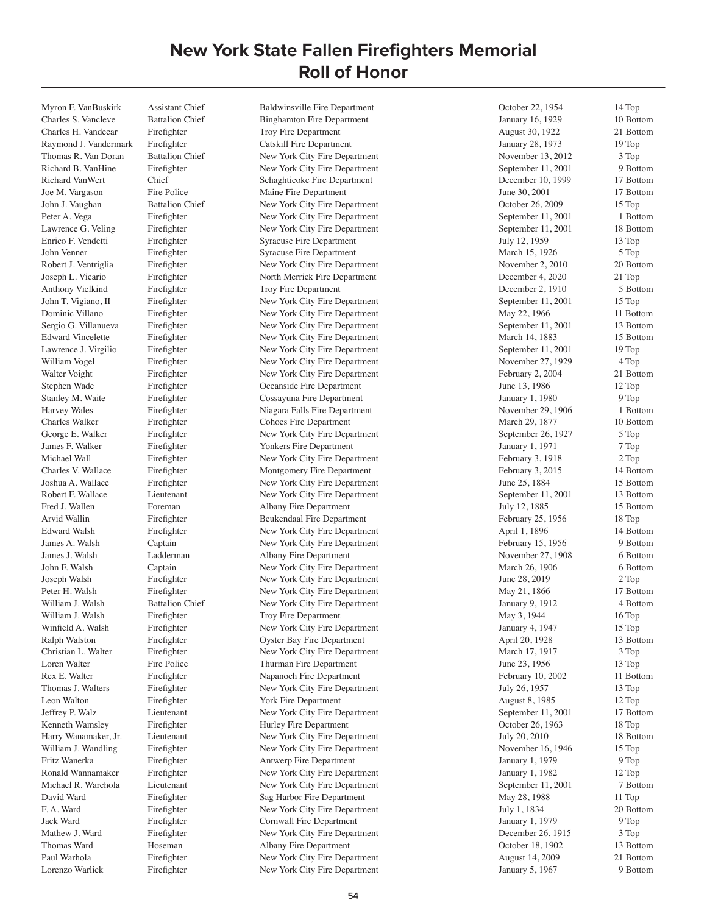# New York State Fallen Firefighters Memorial Roll of Honor

| Name | Rank | Department | Date | Panel |
|---|---|---|---|---|
| Myron F. VanBuskirk | Assistant Chief | Baldwinsville Fire Department | October 22, 1954 | 14 Top |
| Charles S. Vancleve | Battalion Chief | Binghamton Fire Department | January 16, 1929 | 10 Bottom |
| Charles H. Vandecar | Firefighter | Troy Fire Department | August 30, 1922 | 21 Bottom |
| Raymond J. Vandermark | Firefighter | Catskill Fire Department | January 28, 1973 | 19 Top |
| Thomas R. Van Doran | Battalion Chief | New York City Fire Department | November 13, 2012 | 3 Top |
| Richard B. VanHine | Firefighter | New York City Fire Department | September 11, 2001 | 9 Bottom |
| Richard VanWert | Chief | Schaghticoke Fire Department | December 10, 1999 | 17 Bottom |
| Joe M. Vargason | Fire Police | Maine Fire Department | June 30, 2001 | 17 Bottom |
| John J. Vaughan | Battalion Chief | New York City Fire Department | October 26, 2009 | 15 Top |
| Peter A. Vega | Firefighter | New York City Fire Department | September 11, 2001 | 1 Bottom |
| Lawrence G. Veling | Firefighter | New York City Fire Department | September 11, 2001 | 18 Bottom |
| Enrico F. Vendetti | Firefighter | Syracuse Fire Department | July 12, 1959 | 13 Top |
| John Venner | Firefighter | Syracuse Fire Department | March 15, 1926 | 5 Top |
| Robert J. Ventriglia | Firefighter | New York City Fire Department | November 2, 2010 | 20 Bottom |
| Joseph L. Vicario | Firefighter | North Merrick Fire Department | December 4, 2020 | 21 Top |
| Anthony Vielkind | Firefighter | Troy Fire Department | December 2, 1910 | 5 Bottom |
| John T. Vigiano, II | Firefighter | New York City Fire Department | September 11, 2001 | 15 Top |
| Dominic Villano | Firefighter | New York City Fire Department | May 22, 1966 | 11 Bottom |
| Sergio G. Villanueva | Firefighter | New York City Fire Department | September 11, 2001 | 13 Bottom |
| Edward Vincelette | Firefighter | New York City Fire Department | March 14, 1883 | 15 Bottom |
| Lawrence J. Virgilio | Firefighter | New York City Fire Department | September 11, 2001 | 19 Top |
| William Vogel | Firefighter | New York City Fire Department | November 27, 1929 | 4 Top |
| Walter Voight | Firefighter | New York City Fire Department | February 2, 2004 | 21 Bottom |
| Stephen Wade | Firefighter | Oceanside Fire Department | June 13, 1986 | 12 Top |
| Stanley M. Waite | Firefighter | Cossayuna Fire Department | January 1, 1980 | 9 Top |
| Harvey Wales | Firefighter | Niagara Falls Fire Department | November 29, 1906 | 1 Bottom |
| Charles Walker | Firefighter | Cohoes Fire Department | March 29, 1877 | 10 Bottom |
| George E. Walker | Firefighter | New York City Fire Department | September 26, 1927 | 5 Top |
| James F. Walker | Firefighter | Yonkers Fire Department | January 1, 1971 | 7 Top |
| Michael Wall | Firefighter | New York City Fire Department | February 3, 1918 | 2 Top |
| Charles V. Wallace | Firefighter | Montgomery Fire Department | February 3, 2015 | 14 Bottom |
| Joshua A. Wallace | Firefighter | New York City Fire Department | June 25, 1884 | 15 Bottom |
| Robert F. Wallace | Lieutenant | New York City Fire Department | September 11, 2001 | 13 Bottom |
| Fred J. Wallen | Foreman | Albany Fire Department | July 12, 1885 | 15 Bottom |
| Arvid Wallin | Firefighter | Beukendaal Fire Department | February 25, 1956 | 18 Top |
| Edward Walsh | Firefighter | New York City Fire Department | April 1, 1896 | 14 Bottom |
| James A. Walsh | Captain | New York City Fire Department | February 15, 1956 | 9 Bottom |
| James J. Walsh | Ladderman | Albany Fire Department | November 27, 1908 | 6 Bottom |
| John F. Walsh | Captain | New York City Fire Department | March 26, 1906 | 6 Bottom |
| Joseph Walsh | Firefighter | New York City Fire Department | June 28, 2019 | 2 Top |
| Peter H. Walsh | Firefighter | New York City Fire Department | May 21, 1866 | 17 Bottom |
| William J. Walsh | Battalion Chief | New York City Fire Department | January 9, 1912 | 4 Bottom |
| William J. Walsh | Firefighter | Troy Fire Department | May 3, 1944 | 16 Top |
| Winfield A. Walsh | Firefighter | New York City Fire Department | January 4, 1947 | 15 Top |
| Ralph Walston | Firefighter | Oyster Bay Fire Department | April 20, 1928 | 13 Bottom |
| Christian L. Walter | Firefighter | New York City Fire Department | March 17, 1917 | 3 Top |
| Loren Walter | Fire Police | Thurman Fire Department | June 23, 1956 | 13 Top |
| Rex E. Walter | Firefighter | Napanoch Fire Department | February 10, 2002 | 11 Bottom |
| Thomas J. Walters | Firefighter | New York City Fire Department | July 26, 1957 | 13 Top |
| Leon Walton | Firefighter | York Fire Department | August 8, 1985 | 12 Top |
| Jeffrey P. Walz | Lieutenant | New York City Fire Department | September 11, 2001 | 17 Bottom |
| Kenneth Wamsley | Firefighter | Hurley Fire Department | October 26, 1963 | 18 Top |
| Harry Wanamaker, Jr. | Lieutenant | New York City Fire Department | July 20, 2010 | 18 Bottom |
| William J. Wandling | Firefighter | New York City Fire Department | November 16, 1946 | 15 Top |
| Fritz Wanerka | Firefighter | Antwerp Fire Department | January 1, 1979 | 9 Top |
| Ronald Wannamaker | Firefighter | New York City Fire Department | January 1, 1982 | 12 Top |
| Michael R. Warchola | Lieutenant | New York City Fire Department | September 11, 2001 | 7 Bottom |
| David Ward | Firefighter | Sag Harbor Fire Department | May 28, 1988 | 11 Top |
| F. A. Ward | Firefighter | New York City Fire Department | July 1, 1834 | 20 Bottom |
| Jack Ward | Firefighter | Cornwall Fire Department | January 1, 1979 | 9 Top |
| Mathew J. Ward | Firefighter | New York City Fire Department | December 26, 1915 | 3 Top |
| Thomas Ward | Hoseman | Albany Fire Department | October 18, 1902 | 13 Bottom |
| Paul Warhola | Firefighter | New York City Fire Department | August 14, 2009 | 21 Bottom |
| Lorenzo Warlick | Firefighter | New York City Fire Department | January 5, 1967 | 9 Bottom |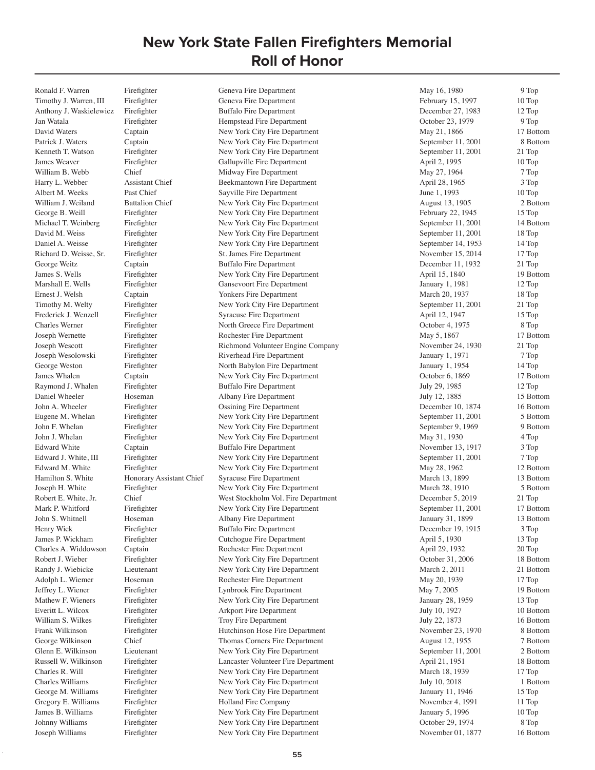# New York State Fallen Firefighters Memorial
## Roll of Honor

| Name | Rank | Department | Date | Location |
|---|---|---|---|---|
| Ronald F. Warren | Firefighter | Geneva Fire Department | May 16, 1980 | 9 Top |
| Timothy J. Warren, III | Firefighter | Geneva Fire Department | February 15, 1997 | 10 Top |
| Anthony J. Waskielewicz | Firefighter | Buffalo Fire Department | December 27, 1983 | 12 Top |
| Jan Watala | Firefighter | Hempstead Fire Department | October 23, 1979 | 9 Top |
| David Waters | Captain | New York City Fire Department | May 21, 1866 | 17 Bottom |
| Patrick J. Waters | Captain | New York City Fire Department | September 11, 2001 | 8 Bottom |
| Kenneth T. Watson | Firefighter | New York City Fire Department | September 11, 2001 | 21 Top |
| James Weaver | Firefighter | Gallupville Fire Department | April 2, 1995 | 10 Top |
| William B. Webb | Chief | Midway Fire Department | May 27, 1964 | 7 Top |
| Harry L. Webber | Assistant Chief | Beekmantown Fire Department | April 28, 1965 | 3 Top |
| Albert M. Weeks | Past Chief | Sayville Fire Department | June 1, 1993 | 10 Top |
| William J. Weiland | Battalion Chief | New York City Fire Department | August 13, 1905 | 2 Bottom |
| George B. Weill | Firefighter | New York City Fire Department | February 22, 1945 | 15 Top |
| Michael T. Weinberg | Firefighter | New York City Fire Department | September 11, 2001 | 14 Bottom |
| David M. Weiss | Firefighter | New York City Fire Department | September 11, 2001 | 18 Top |
| Daniel A. Weisse | Firefighter | New York City Fire Department | September 14, 1953 | 14 Top |
| Richard D. Weisse, Sr. | Firefighter | St. James Fire Department | November 15, 2014 | 17 Top |
| George Weitz | Captain | Buffalo Fire Department | December 11, 1932 | 21 Top |
| James S. Wells | Firefighter | New York City Fire Department | April 15, 1840 | 19 Bottom |
| Marshall E. Wells | Firefighter | Gansevoort Fire Department | January 1, 1981 | 12 Top |
| Ernest J. Welsh | Captain | Yonkers Fire Department | March 20, 1937 | 18 Top |
| Timothy M. Welty | Firefighter | New York City Fire Department | September 11, 2001 | 21 Top |
| Frederick J. Wenzell | Firefighter | Syracuse Fire Department | April 12, 1947 | 15 Top |
| Charles Werner | Firefighter | North Greece Fire Department | October 4, 1975 | 8 Top |
| Joseph Wernette | Firefighter | Rochester Fire Department | May 5, 1867 | 17 Bottom |
| Joseph Wescott | Firefighter | Richmond Volunteer Engine Company | November 24, 1930 | 21 Top |
| Joseph Wesolowski | Firefighter | Riverhead Fire Department | January 1, 1971 | 7 Top |
| George Weston | Firefighter | North Babylon Fire Department | January 1, 1954 | 14 Top |
| James Whalen | Captain | New York City Fire Department | October 6, 1869 | 17 Bottom |
| Raymond J. Whalen | Firefighter | Buffalo Fire Department | July 29, 1985 | 12 Top |
| Daniel Wheeler | Hoseman | Albany Fire Department | July 12, 1885 | 15 Bottom |
| John A. Wheeler | Firefighter | Ossining Fire Department | December 10, 1874 | 16 Bottom |
| Eugene M. Whelan | Firefighter | New York City Fire Department | September 11, 2001 | 5 Bottom |
| John F. Whelan | Firefighter | New York City Fire Department | September 9, 1969 | 9 Bottom |
| John J. Whelan | Firefighter | New York City Fire Department | May 31, 1930 | 4 Top |
| Edward White | Captain | Buffalo Fire Department | November 13, 1917 | 3 Top |
| Edward J. White, III | Firefighter | New York City Fire Department | September 11, 2001 | 7 Top |
| Edward M. White | Firefighter | New York City Fire Department | May 28, 1962 | 12 Bottom |
| Hamilton S. White | Honorary Assistant Chief | Syracuse Fire Department | March 13, 1899 | 13 Bottom |
| Joseph H. White | Firefighter | New York City Fire Department | March 28, 1910 | 5 Bottom |
| Robert E. White, Jr. | Chief | West Stockholm Vol. Fire Department | December 5, 2019 | 21 Top |
| Mark P. Whitford | Firefighter | New York City Fire Department | September 11, 2001 | 17 Bottom |
| John S. Whitnell | Hoseman | Albany Fire Department | January 31, 1899 | 13 Bottom |
| Henry Wick | Firefighter | Buffalo Fire Department | December 19, 1915 | 3 Top |
| James P. Wickham | Firefighter | Cutchogue Fire Department | April 5, 1930 | 13 Top |
| Charles A. Widdowson | Captain | Rochester Fire Department | April 29, 1932 | 20 Top |
| Robert J. Wieber | Firefighter | New York City Fire Department | October 31, 2006 | 18 Bottom |
| Randy J. Wiebicke | Lieutenant | New York City Fire Department | March 2, 2011 | 21 Bottom |
| Adolph L. Wiemer | Hoseman | Rochester Fire Department | May 20, 1939 | 17 Top |
| Jeffrey L. Wiener | Firefighter | Lynbrook Fire Department | May 7, 2005 | 19 Bottom |
| Mathew F. Wieners | Firefighter | New York City Fire Department | January 28, 1959 | 13 Top |
| Everitt L. Wilcox | Firefighter | Arkport Fire Department | July 10, 1927 | 10 Bottom |
| William S. Wilkes | Firefighter | Troy Fire Department | July 22, 1873 | 16 Bottom |
| Frank Wilkinson | Firefighter | Hutchinson Hose Fire Department | November 23, 1970 | 8 Bottom |
| George Wilkinson | Chief | Thomas Corners Fire Department | August 12, 1955 | 7 Bottom |
| Glenn E. Wilkinson | Lieutenant | New York City Fire Department | September 11, 2001 | 2 Bottom |
| Russell W. Wilkinson | Firefighter | Lancaster Volunteer Fire Department | April 21, 1951 | 18 Bottom |
| Charles R. Will | Firefighter | New York City Fire Department | March 18, 1939 | 17 Top |
| Charles Williams | Firefighter | New York City Fire Department | July 10, 2018 | 1 Bottom |
| George M. Williams | Firefighter | New York City Fire Department | January 11, 1946 | 15 Top |
| Gregory E. Williams | Firefighter | Holland Fire Company | November 4, 1991 | 11 Top |
| James B. Williams | Firefighter | New York City Fire Department | January 5, 1996 | 10 Top |
| Johnny Williams | Firefighter | New York City Fire Department | October 29, 1974 | 8 Top |
| Joseph Williams | Firefighter | New York City Fire Department | November 01, 1877 | 16 Bottom |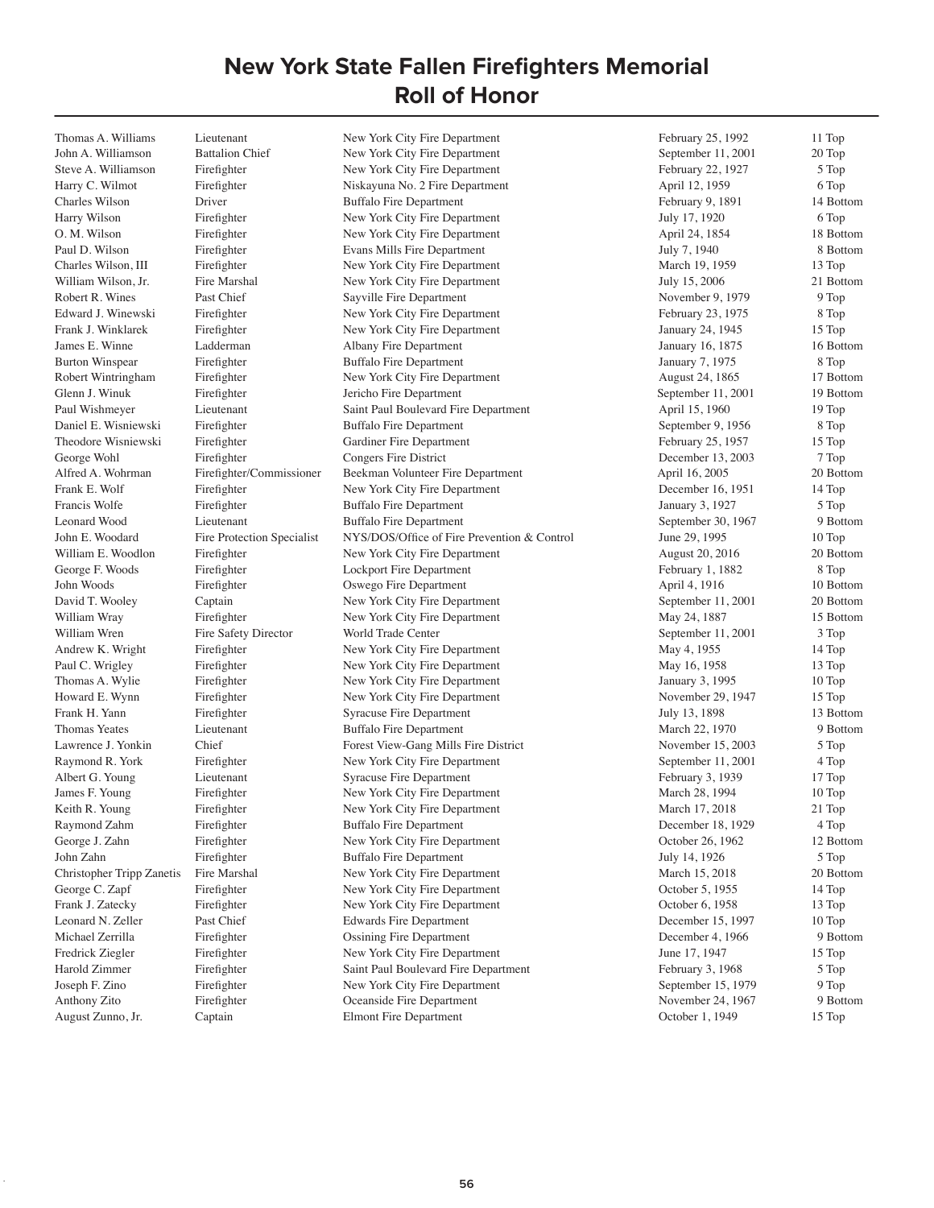# New York State Fallen Firefighters Memorial
## Roll of Honor

| | | | | |
|---|---|---|---|---|
| Thomas A. Williams | Lieutenant | New York City Fire Department | February 25, 1992 | 11 Top |
| John A. Williamson | Battalion Chief | New York City Fire Department | September 11, 2001 | 20 Top |
| Steve A. Williamson | Firefighter | New York City Fire Department | February 22, 1927 | 5 Top |
| Harry C. Wilmot | Firefighter | Niskayuna No. 2 Fire Department | April 12, 1959 | 6 Top |
| Charles Wilson | Driver | Buffalo Fire Department | February 9, 1891 | 14 Bottom |
| Harry Wilson | Firefighter | New York City Fire Department | July 17, 1920 | 6 Top |
| O. M. Wilson | Firefighter | New York City Fire Department | April 24, 1854 | 18 Bottom |
| Paul D. Wilson | Firefighter | Evans Mills Fire Department | July 7, 1940 | 8 Bottom |
| Charles Wilson, III | Firefighter | New York City Fire Department | March 19, 1959 | 13 Top |
| William Wilson, Jr. | Fire Marshal | New York City Fire Department | July 15, 2006 | 21 Bottom |
| Robert R. Wines | Past Chief | Sayville Fire Department | November 9, 1979 | 9 Top |
| Edward J. Winewski | Firefighter | New York City Fire Department | February 23, 1975 | 8 Top |
| Frank J. Winklarek | Firefighter | New York City Fire Department | January 24, 1945 | 15 Top |
| James E. Winne | Ladderman | Albany Fire Department | January 16, 1875 | 16 Bottom |
| Burton Winspear | Firefighter | Buffalo Fire Department | January 7, 1975 | 8 Top |
| Robert Wintringham | Firefighter | New York City Fire Department | August 24, 1865 | 17 Bottom |
| Glenn J. Winuk | Firefighter | Jericho Fire Department | September 11, 2001 | 19 Bottom |
| Paul Wishmeyer | Lieutenant | Saint Paul Boulevard Fire Department | April 15, 1960 | 19 Top |
| Daniel E. Wisniewski | Firefighter | Buffalo Fire Department | September 9, 1956 | 8 Top |
| Theodore Wisniewski | Firefighter | Gardiner Fire Department | February 25, 1957 | 15 Top |
| George Wohl | Firefighter | Congers Fire District | December 13, 2003 | 7 Top |
| Alfred A. Wohrman | Firefighter/Commissioner | Beekman Volunteer Fire Department | April 16, 2005 | 20 Bottom |
| Frank E. Wolf | Firefighter | New York City Fire Department | December 16, 1951 | 14 Top |
| Francis Wolfe | Firefighter | Buffalo Fire Department | January 3, 1927 | 5 Top |
| Leonard Wood | Lieutenant | Buffalo Fire Department | September 30, 1967 | 9 Bottom |
| John E. Woodard | Fire Protection Specialist | NYS/DOS/Office of Fire Prevention & Control | June 29, 1995 | 10 Top |
| William E. Woodlon | Firefighter | New York City Fire Department | August 20, 2016 | 20 Bottom |
| George F. Woods | Firefighter | Lockport Fire Department | February 1, 1882 | 8 Top |
| John Woods | Firefighter | Oswego Fire Department | April 4, 1916 | 10 Bottom |
| David T. Wooley | Captain | New York City Fire Department | September 11, 2001 | 20 Bottom |
| William Wray | Firefighter | New York City Fire Department | May 24, 1887 | 15 Bottom |
| William Wren | Fire Safety Director | World Trade Center | September 11, 2001 | 3 Top |
| Andrew K. Wright | Firefighter | New York City Fire Department | May 4, 1955 | 14 Top |
| Paul C. Wrigley | Firefighter | New York City Fire Department | May 16, 1958 | 13 Top |
| Thomas A. Wylie | Firefighter | New York City Fire Department | January 3, 1995 | 10 Top |
| Howard E. Wynn | Firefighter | New York City Fire Department | November 29, 1947 | 15 Top |
| Frank H. Yann | Firefighter | Syracuse Fire Department | July 13, 1898 | 13 Bottom |
| Thomas Yeates | Lieutenant | Buffalo Fire Department | March 22, 1970 | 9 Bottom |
| Lawrence J. Yonkin | Chief | Forest View-Gang Mills Fire District | November 15, 2003 | 5 Top |
| Raymond R. York | Firefighter | New York City Fire Department | September 11, 2001 | 4 Top |
| Albert G. Young | Lieutenant | Syracuse Fire Department | February 3, 1939 | 17 Top |
| James F. Young | Firefighter | New York City Fire Department | March 28, 1994 | 10 Top |
| Keith R. Young | Firefighter | New York City Fire Department | March 17, 2018 | 21 Top |
| Raymond Zahm | Firefighter | Buffalo Fire Department | December 18, 1929 | 4 Top |
| George J. Zahn | Firefighter | New York City Fire Department | October 26, 1962 | 12 Bottom |
| John Zahn | Firefighter | Buffalo Fire Department | July 14, 1926 | 5 Top |
| Christopher Tripp Zanetis | Fire Marshal | New York City Fire Department | March 15, 2018 | 20 Bottom |
| George C. Zapf | Firefighter | New York City Fire Department | October 5, 1955 | 14 Top |
| Frank J. Zatecky | Firefighter | New York City Fire Department | October 6, 1958 | 13 Top |
| Leonard N. Zeller | Past Chief | Edwards Fire Department | December 15, 1997 | 10 Top |
| Michael Zerrilla | Firefighter | Ossining Fire Department | December 4, 1966 | 9 Bottom |
| Fredrick Ziegler | Firefighter | New York City Fire Department | June 17, 1947 | 15 Top |
| Harold Zimmer | Firefighter | Saint Paul Boulevard Fire Department | February 3, 1968 | 5 Top |
| Joseph F. Zino | Firefighter | New York City Fire Department | September 15, 1979 | 9 Top |
| Anthony Zito | Firefighter | Oceanside Fire Department | November 24, 1967 | 9 Bottom |
| August Zunno, Jr. | Captain | Elmont Fire Department | October 1, 1949 | 15 Top |